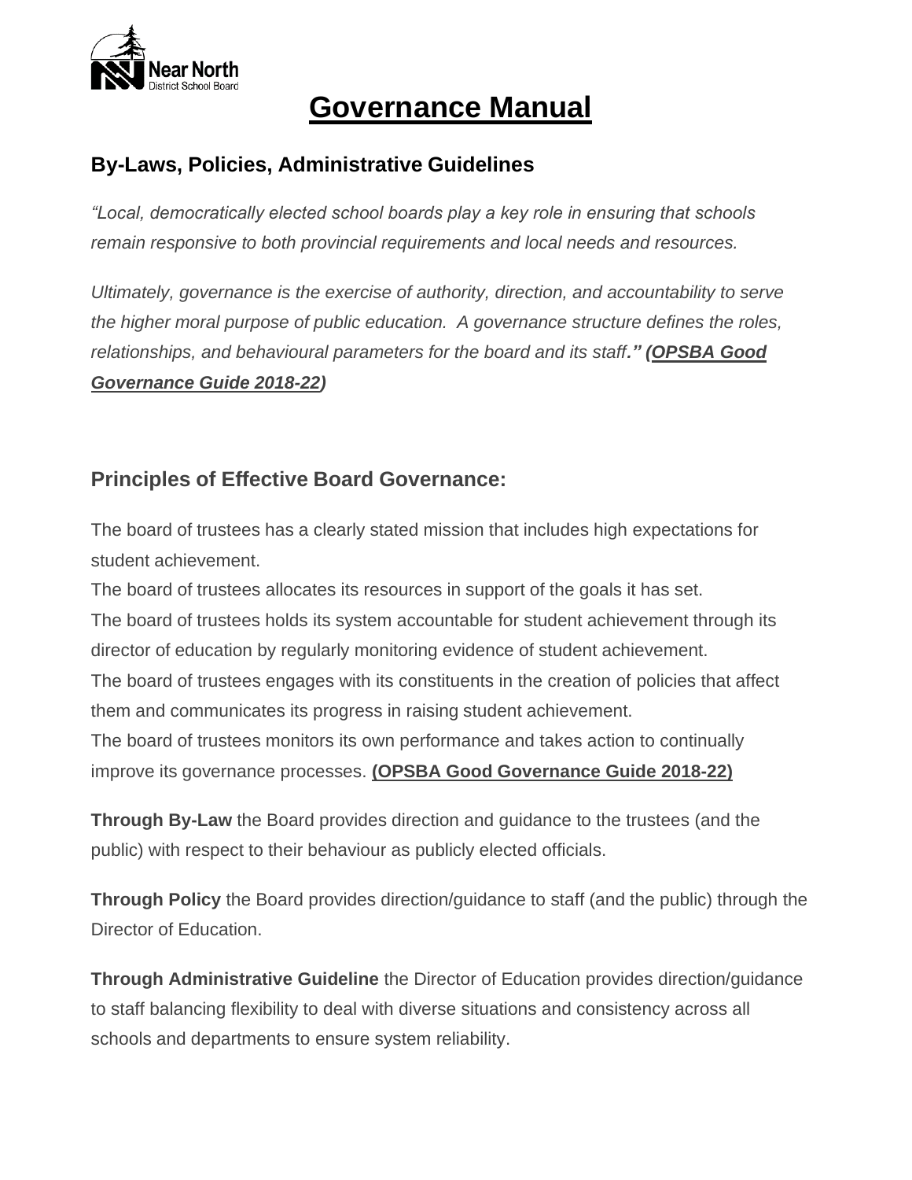# Governance Manual

## By-Laws, Policies, Administrative Guidelines

*"Local, democratically elected school boards play a key role in ensuring that schools remain responsive to both provincial requirements and local needs and resources.*

*Ultimately, governance is the exercise of authority, direction, and accountability to serve the higher moral purpose of public education. A governance structure defines the roles, relationships, and behavioural parameters for the board and its staff."* ***(OPSBA Good Governance Guide 2018-22)***

## Principles of Effective Board Governance:

The board of trustees has a clearly stated mission that includes high expectations for student achievement.
The board of trustees allocates its resources in support of the goals it has set.
The board of trustees holds its system accountable for student achievement through its director of education by regularly monitoring evidence of student achievement.
The board of trustees engages with its constituents in the creation of policies that affect them and communicates its progress in raising student achievement.
The board of trustees monitors its own performance and takes action to continually improve its governance processes. **(OPSBA Good Governance Guide 2018-22)**

**Through By-Law** the Board provides direction and guidance to the trustees (and the public) with respect to their behaviour as publicly elected officials.

**Through Policy** the Board provides direction/guidance to staff (and the public) through the Director of Education.

**Through Administrative Guideline** the Director of Education provides direction/guidance to staff balancing flexibility to deal with diverse situations and consistency across all schools and departments to ensure system reliability.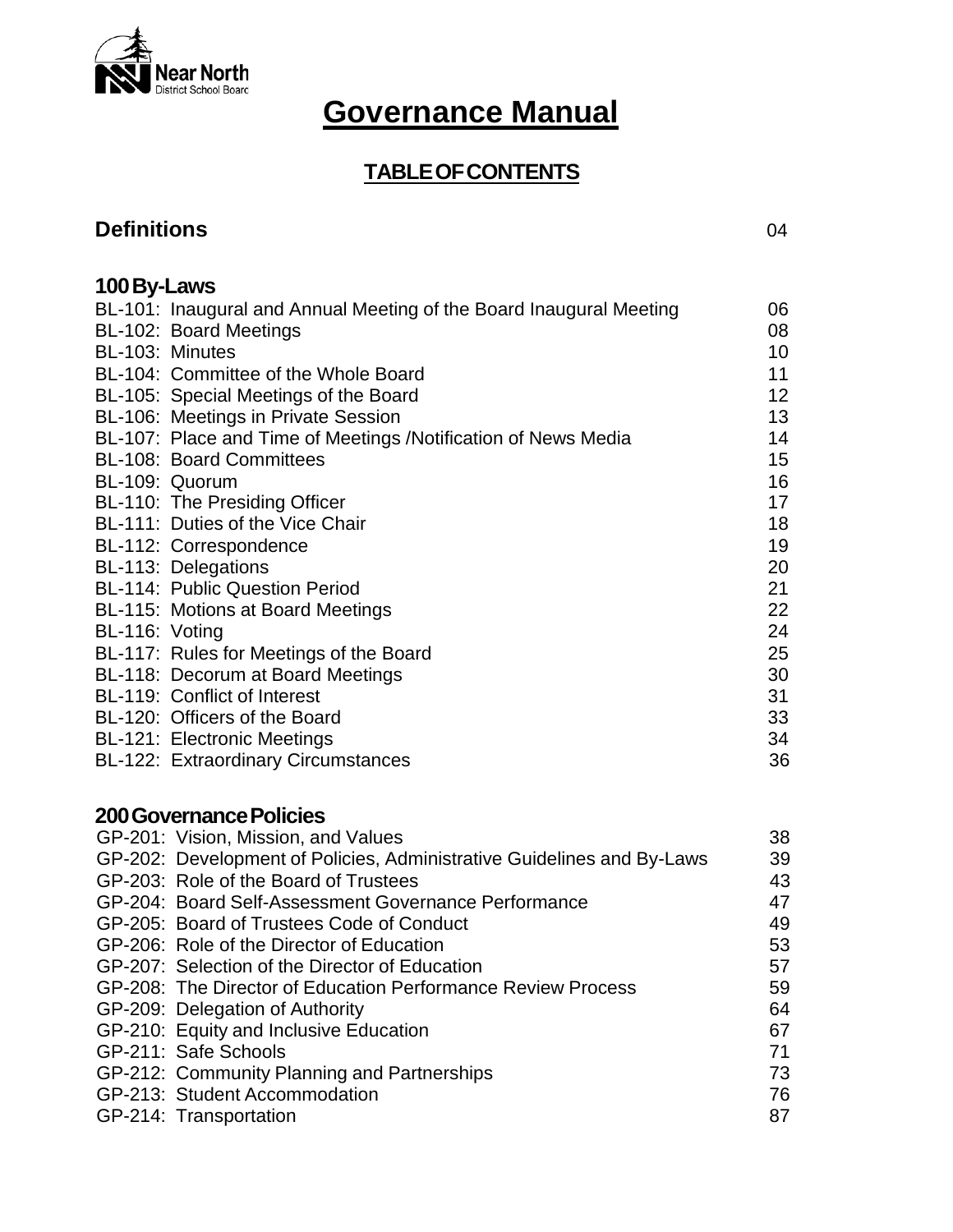# Governance Manual

## TABLE OF CONTENTS

| | |
|---|---|
| **Definitions** | 04 |
| **100 By-Laws** | |
| BL-101: Inaugural and Annual Meeting of the Board Inaugural Meeting | 06 |
| BL-102: Board Meetings | 08 |
| BL-103: Minutes | 10 |
| BL-104: Committee of the Whole Board | 11 |
| BL-105: Special Meetings of the Board | 12 |
| BL-106: Meetings in Private Session | 13 |
| BL-107: Place and Time of Meetings /Notification of News Media | 14 |
| BL-108: Board Committees | 15 |
| BL-109: Quorum | 16 |
| BL-110: The Presiding Officer | 17 |
| BL-111: Duties of the Vice Chair | 18 |
| BL-112: Correspondence | 19 |
| BL-113: Delegations | 20 |
| BL-114: Public Question Period | 21 |
| BL-115: Motions at Board Meetings | 22 |
| BL-116: Voting | 24 |
| BL-117: Rules for Meetings of the Board | 25 |
| BL-118: Decorum at Board Meetings | 30 |
| BL-119: Conflict of Interest | 31 |
| BL-120: Officers of the Board | 33 |
| BL-121: Electronic Meetings | 34 |
| BL-122: Extraordinary Circumstances | 36 |
| **200 Governance Policies** | |
| GP-201: Vision, Mission, and Values | 38 |
| GP-202: Development of Policies, Administrative Guidelines and By-Laws | 39 |
| GP-203: Role of the Board of Trustees | 43 |
| GP-204: Board Self-Assessment Governance Performance | 47 |
| GP-205: Board of Trustees Code of Conduct | 49 |
| GP-206: Role of the Director of Education | 53 |
| GP-207: Selection of the Director of Education | 57 |
| GP-208: The Director of Education Performance Review Process | 59 |
| GP-209: Delegation of Authority | 64 |
| GP-210: Equity and Inclusive Education | 67 |
| GP-211: Safe Schools | 71 |
| GP-212: Community Planning and Partnerships | 73 |
| GP-213: Student Accommodation | 76 |
| GP-214: Transportation | 87 |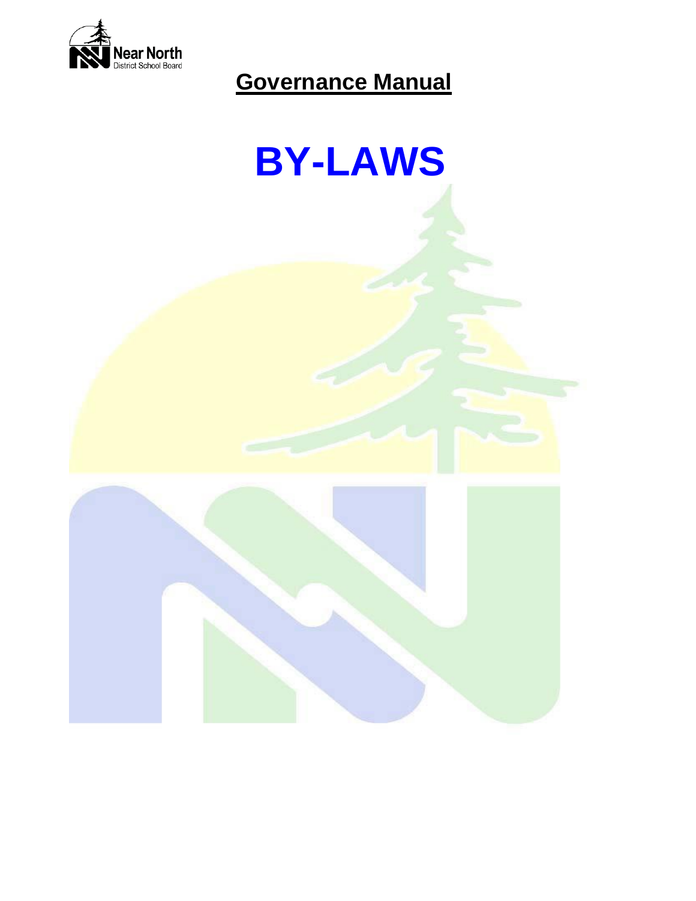# Governance Manual

# BY-LAWS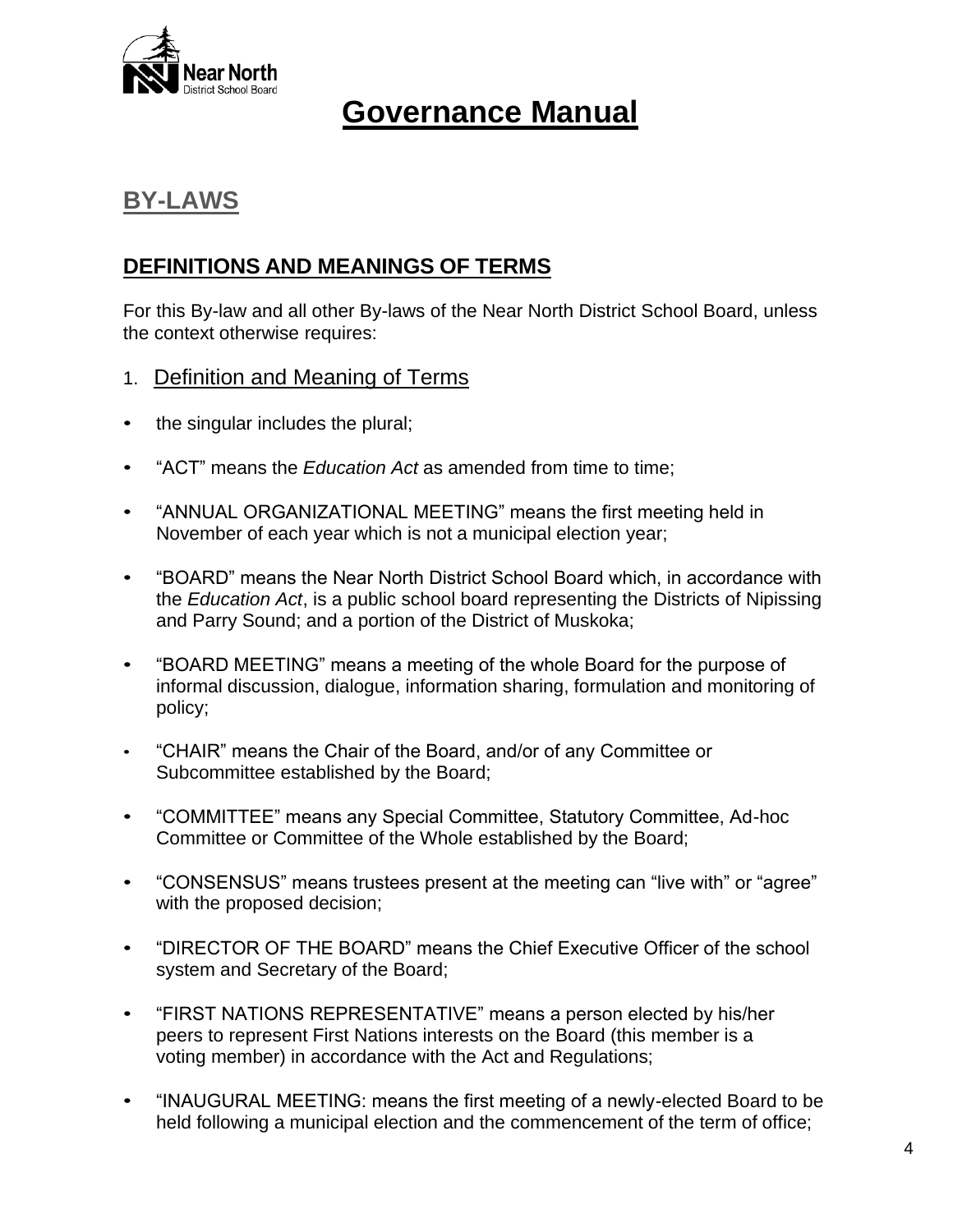# Governance Manual

## BY-LAWS

### DEFINITIONS AND MEANINGS OF TERMS

For this By-law and all other By-laws of the Near North District School Board, unless the context otherwise requires:

1. Definition and Meaning of Terms

- the singular includes the plural;
- "ACT" means the *Education Act* as amended from time to time;
- "ANNUAL ORGANIZATIONAL MEETING" means the first meeting held in November of each year which is not a municipal election year;
- "BOARD" means the Near North District School Board which, in accordance with the *Education Act*, is a public school board representing the Districts of Nipissing and Parry Sound; and a portion of the District of Muskoka;
- "BOARD MEETING" means a meeting of the whole Board for the purpose of informal discussion, dialogue, information sharing, formulation and monitoring of policy;
- "CHAIR" means the Chair of the Board, and/or of any Committee or Subcommittee established by the Board;
- "COMMITTEE" means any Special Committee, Statutory Committee, Ad-hoc Committee or Committee of the Whole established by the Board;
- "CONSENSUS" means trustees present at the meeting can "live with" or "agree" with the proposed decision;
- "DIRECTOR OF THE BOARD" means the Chief Executive Officer of the school system and Secretary of the Board;
- "FIRST NATIONS REPRESENTATIVE" means a person elected by his/her peers to represent First Nations interests on the Board (this member is a voting member) in accordance with the Act and Regulations;
- "INAUGURAL MEETING: means the first meeting of a newly-elected Board to be held following a municipal election and the commencement of the term of office;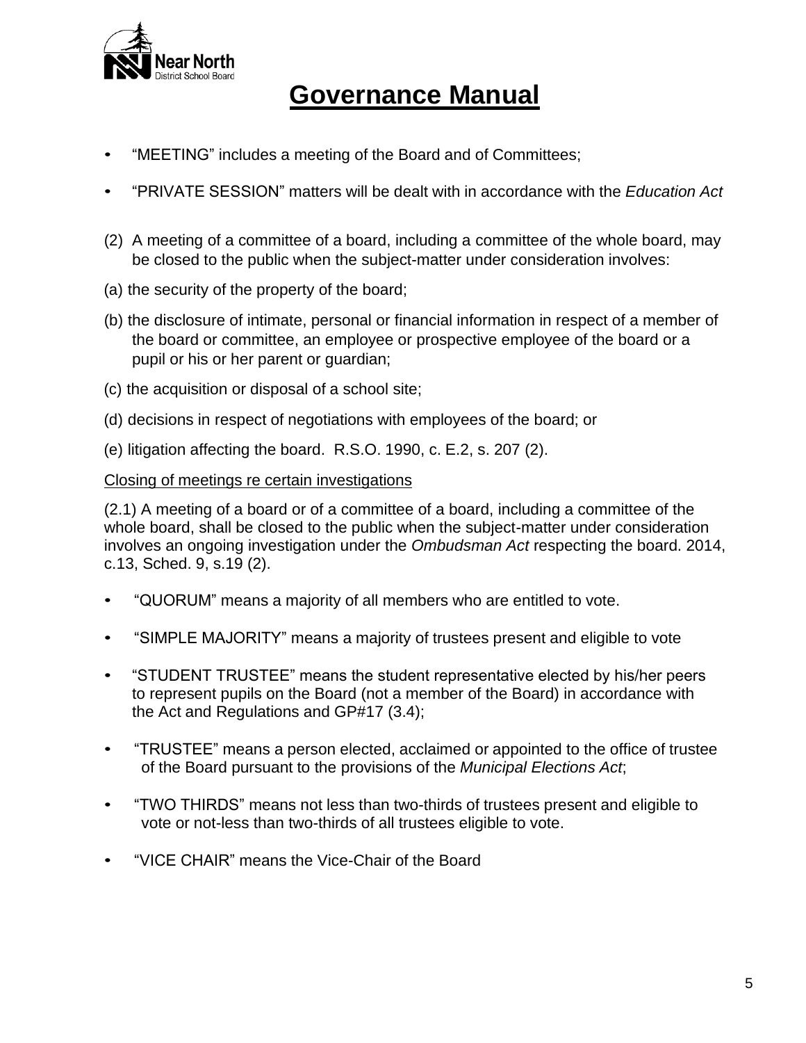# Governance Manual

- "MEETING" includes a meeting of the Board and of Committees;
- "PRIVATE SESSION" matters will be dealt with in accordance with the *Education Act*

(2) A meeting of a committee of a board, including a committee of the whole board, may be closed to the public when the subject-matter under consideration involves:

(a) the security of the property of the board;

(b) the disclosure of intimate, personal or financial information in respect of a member of the board or committee, an employee or prospective employee of the board or a pupil or his or her parent or guardian;

(c) the acquisition or disposal of a school site;

(d) decisions in respect of negotiations with employees of the board; or

(e) litigation affecting the board. R.S.O. 1990, c. E.2, s. 207 (2).

Closing of meetings re certain investigations

(2.1) A meeting of a board or of a committee of a board, including a committee of the whole board, shall be closed to the public when the subject-matter under consideration involves an ongoing investigation under the *Ombudsman Act* respecting the board. 2014, c.13, Sched. 9, s.19 (2).

- "QUORUM" means a majority of all members who are entitled to vote.
- "SIMPLE MAJORITY" means a majority of trustees present and eligible to vote
- "STUDENT TRUSTEE" means the student representative elected by his/her peers to represent pupils on the Board (not a member of the Board) in accordance with the Act and Regulations and GP#17 (3.4);
- "TRUSTEE" means a person elected, acclaimed or appointed to the office of trustee of the Board pursuant to the provisions of the *Municipal Elections Act*;
- "TWO THIRDS" means not less than two-thirds of trustees present and eligible to vote or not-less than two-thirds of all trustees eligible to vote.
- "VICE CHAIR" means the Vice-Chair of the Board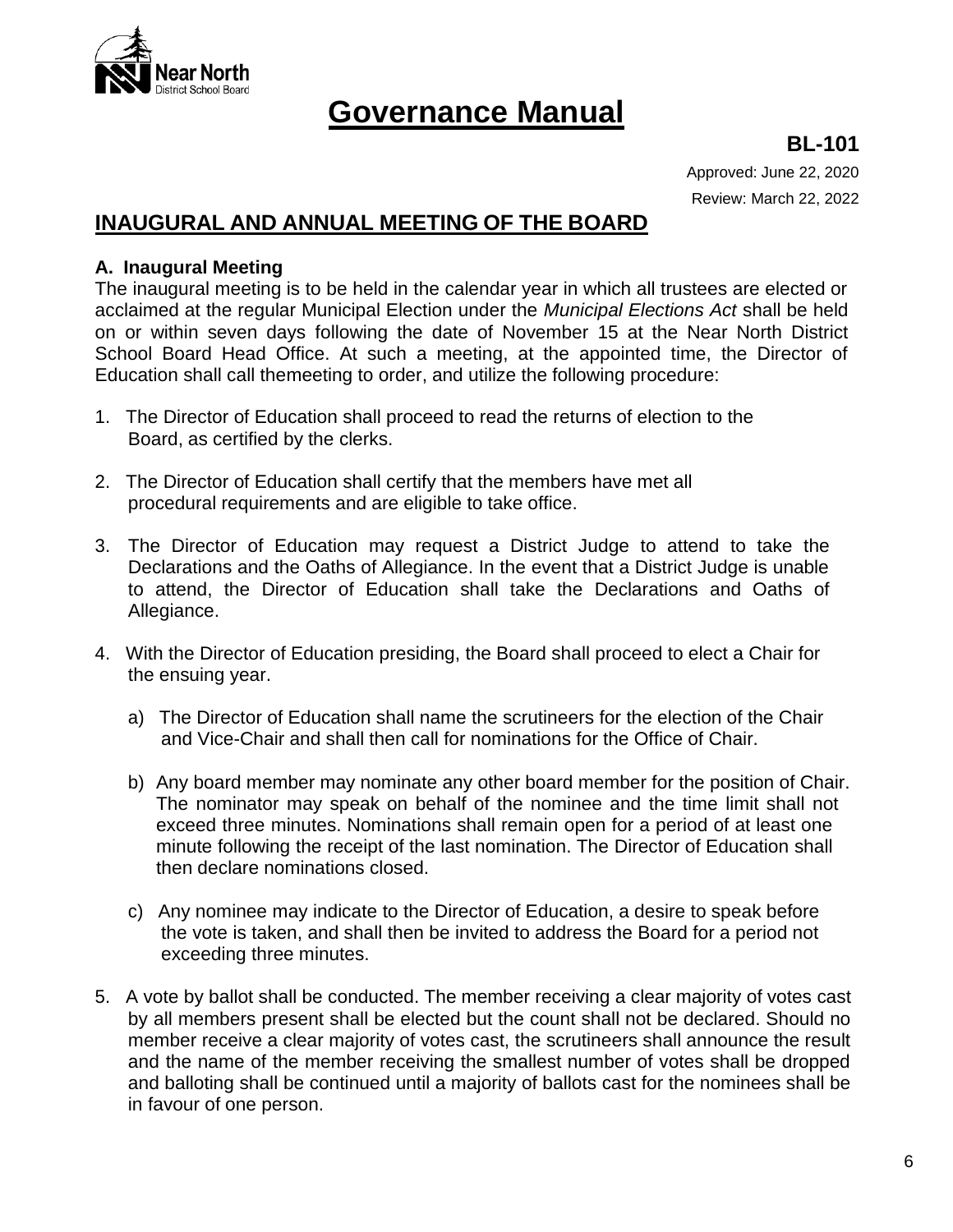# Governance Manual

**BL-101**

Approved: June 22, 2020

Review: March 22, 2022

## INAUGURAL AND ANNUAL MEETING OF THE BOARD

### A. Inaugural Meeting

The inaugural meeting is to be held in the calendar year in which all trustees are elected or acclaimed at the regular Municipal Election under the *Municipal Elections Act* shall be held on or within seven days following the date of November 15 at the Near North District School Board Head Office. At such a meeting, at the appointed time, the Director of Education shall call themeeting to order, and utilize the following procedure:

1. The Director of Education shall proceed to read the returns of election to the Board, as certified by the clerks.

2. The Director of Education shall certify that the members have met all procedural requirements and are eligible to take office.

3. The Director of Education may request a District Judge to attend to take the Declarations and the Oaths of Allegiance. In the event that a District Judge is unable to attend, the Director of Education shall take the Declarations and Oaths of Allegiance.

4. With the Director of Education presiding, the Board shall proceed to elect a Chair for the ensuing year.

   a) The Director of Education shall name the scrutineers for the election of the Chair and Vice-Chair and shall then call for nominations for the Office of Chair.

   b) Any board member may nominate any other board member for the position of Chair. The nominator may speak on behalf of the nominee and the time limit shall not exceed three minutes. Nominations shall remain open for a period of at least one minute following the receipt of the last nomination. The Director of Education shall then declare nominations closed.

   c) Any nominee may indicate to the Director of Education, a desire to speak before the vote is taken, and shall then be invited to address the Board for a period not exceeding three minutes.

5. A vote by ballot shall be conducted. The member receiving a clear majority of votes cast by all members present shall be elected but the count shall not be declared. Should no member receive a clear majority of votes cast, the scrutineers shall announce the result and the name of the member receiving the smallest number of votes shall be dropped and balloting shall be continued until a majority of ballots cast for the nominees shall be in favour of one person.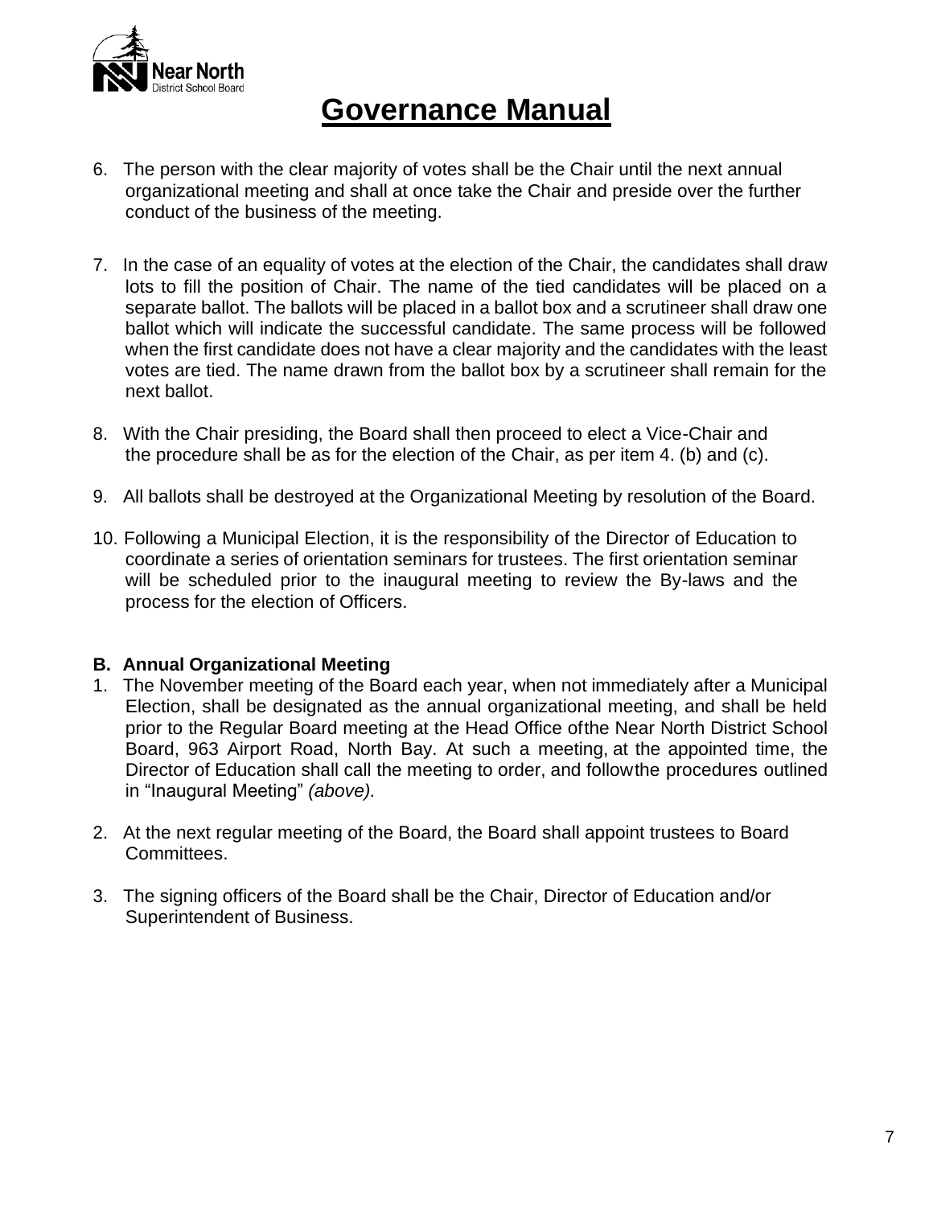# Governance Manual

6. The person with the clear majority of votes shall be the Chair until the next annual organizational meeting and shall at once take the Chair and preside over the further conduct of the business of the meeting.

7. In the case of an equality of votes at the election of the Chair, the candidates shall draw lots to fill the position of Chair. The name of the tied candidates will be placed on a separate ballot. The ballots will be placed in a ballot box and a scrutineer shall draw one ballot which will indicate the successful candidate. The same process will be followed when the first candidate does not have a clear majority and the candidates with the least votes are tied. The name drawn from the ballot box by a scrutineer shall remain for the next ballot.

8. With the Chair presiding, the Board shall then proceed to elect a Vice-Chair and the procedure shall be as for the election of the Chair, as per item 4. (b) and (c).

9. All ballots shall be destroyed at the Organizational Meeting by resolution of the Board.

10. Following a Municipal Election, it is the responsibility of the Director of Education to coordinate a series of orientation seminars for trustees. The first orientation seminar will be scheduled prior to the inaugural meeting to review the By-laws and the process for the election of Officers.

**B. Annual Organizational Meeting**

1. The November meeting of the Board each year, when not immediately after a Municipal Election, shall be designated as the annual organizational meeting, and shall be held prior to the Regular Board meeting at the Head Office ofthe Near North District School Board, 963 Airport Road, North Bay. At such a meeting, at the appointed time, the Director of Education shall call the meeting to order, and followthe procedures outlined in "Inaugural Meeting" *(above).*

2. At the next regular meeting of the Board, the Board shall appoint trustees to Board Committees.

3. The signing officers of the Board shall be the Chair, Director of Education and/or Superintendent of Business.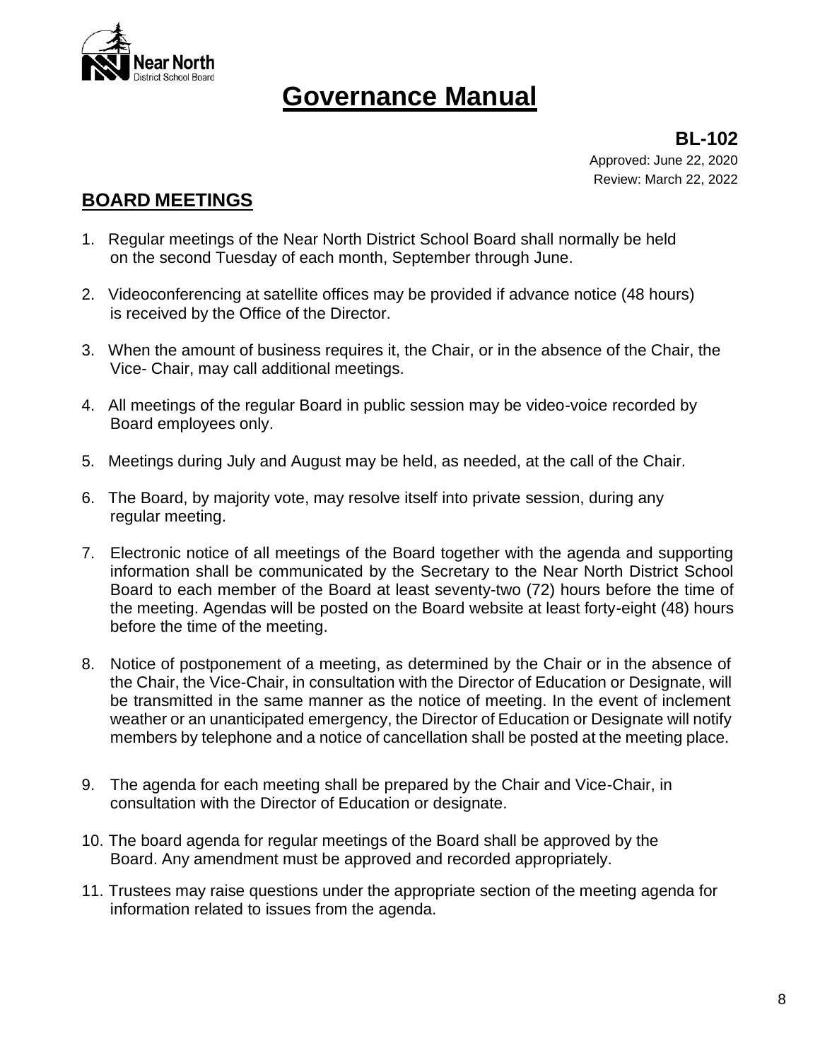# Governance Manual

**BL-102**

Approved: June 22, 2020

Review: March 22, 2022

## BOARD MEETINGS

1. Regular meetings of the Near North District School Board shall normally be held on the second Tuesday of each month, September through June.

2. Videoconferencing at satellite offices may be provided if advance notice (48 hours) is received by the Office of the Director.

3. When the amount of business requires it, the Chair, or in the absence of the Chair, the Vice- Chair, may call additional meetings.

4. All meetings of the regular Board in public session may be video-voice recorded by Board employees only.

5. Meetings during July and August may be held, as needed, at the call of the Chair.

6. The Board, by majority vote, may resolve itself into private session, during any regular meeting.

7. Electronic notice of all meetings of the Board together with the agenda and supporting information shall be communicated by the Secretary to the Near North District School Board to each member of the Board at least seventy-two (72) hours before the time of the meeting. Agendas will be posted on the Board website at least forty-eight (48) hours before the time of the meeting.

8. Notice of postponement of a meeting, as determined by the Chair or in the absence of the Chair, the Vice-Chair, in consultation with the Director of Education or Designate, will be transmitted in the same manner as the notice of meeting. In the event of inclement weather or an unanticipated emergency, the Director of Education or Designate will notify members by telephone and a notice of cancellation shall be posted at the meeting place.

9. The agenda for each meeting shall be prepared by the Chair and Vice-Chair, in consultation with the Director of Education or designate.

10. The board agenda for regular meetings of the Board shall be approved by the Board. Any amendment must be approved and recorded appropriately.

11. Trustees may raise questions under the appropriate section of the meeting agenda for information related to issues from the agenda.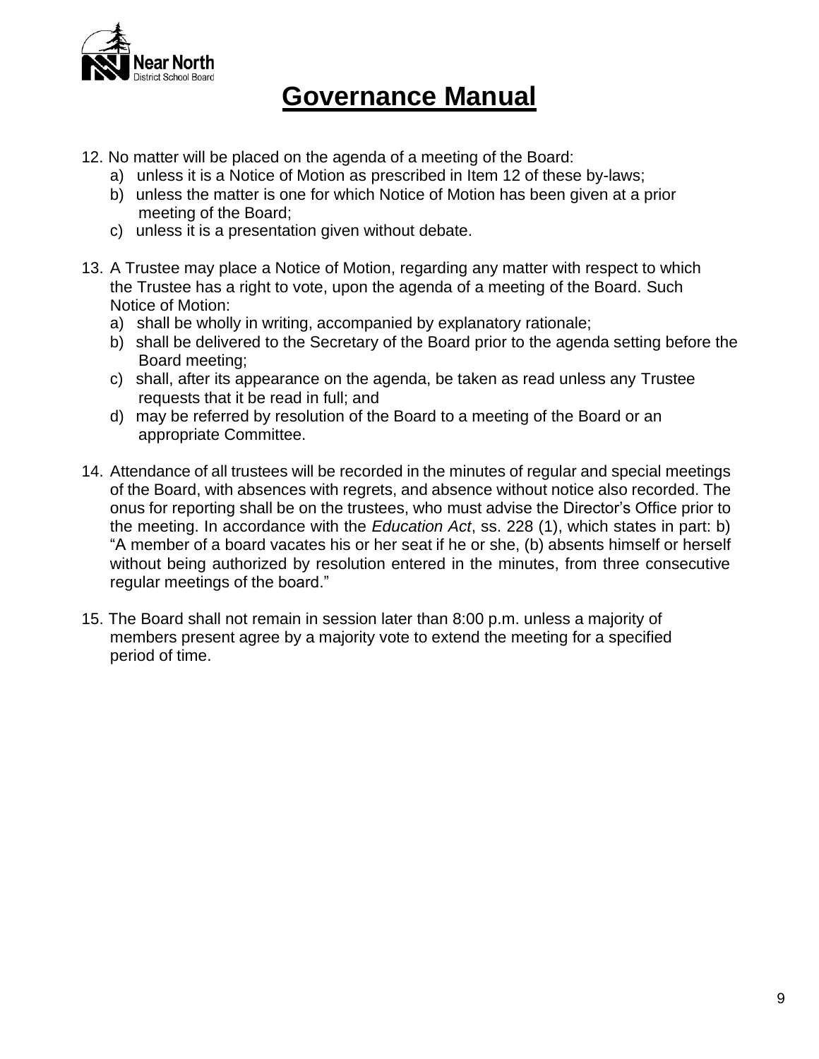12. No matter will be placed on the agenda of a meeting of the Board:
    a) unless it is a Notice of Motion as prescribed in Item 12 of these by-laws;
    b) unless the matter is one for which Notice of Motion has been given at a prior meeting of the Board;
    c) unless it is a presentation given without debate.

13. A Trustee may place a Notice of Motion, regarding any matter with respect to which the Trustee has a right to vote, upon the agenda of a meeting of the Board. Such Notice of Motion:
    a) shall be wholly in writing, accompanied by explanatory rationale;
    b) shall be delivered to the Secretary of the Board prior to the agenda setting before the Board meeting;
    c) shall, after its appearance on the agenda, be taken as read unless any Trustee requests that it be read in full; and
    d) may be referred by resolution of the Board to a meeting of the Board or an appropriate Committee.

14. Attendance of all trustees will be recorded in the minutes of regular and special meetings of the Board, with absences with regrets, and absence without notice also recorded. The onus for reporting shall be on the trustees, who must advise the Director's Office prior to the meeting. In accordance with the *Education Act*, ss. 228 (1), which states in part: b) "A member of a board vacates his or her seat if he or she, (b) absents himself or herself without being authorized by resolution entered in the minutes, from three consecutive regular meetings of the board."

15. The Board shall not remain in session later than 8:00 p.m. unless a majority of members present agree by a majority vote to extend the meeting for a specified period of time.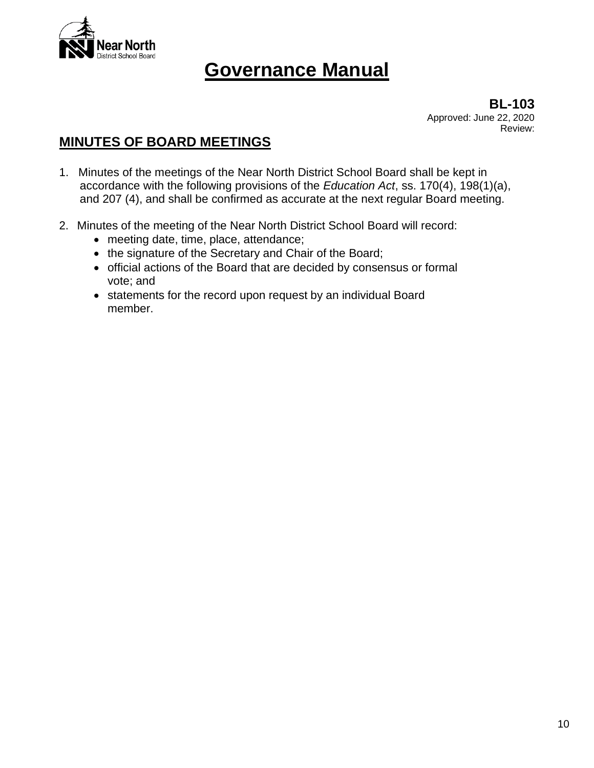# Governance Manual

**BL-103**
Approved: June 22, 2020
Review:

## MINUTES OF BOARD MEETINGS

1. Minutes of the meetings of the Near North District School Board shall be kept in accordance with the following provisions of the *Education Act*, ss. 170(4), 198(1)(a), and 207 (4), and shall be confirmed as accurate at the next regular Board meeting.

2. Minutes of the meeting of the Near North District School Board will record:
   - meeting date, time, place, attendance;
   - the signature of the Secretary and Chair of the Board;
   - official actions of the Board that are decided by consensus or formal vote; and
   - statements for the record upon request by an individual Board member.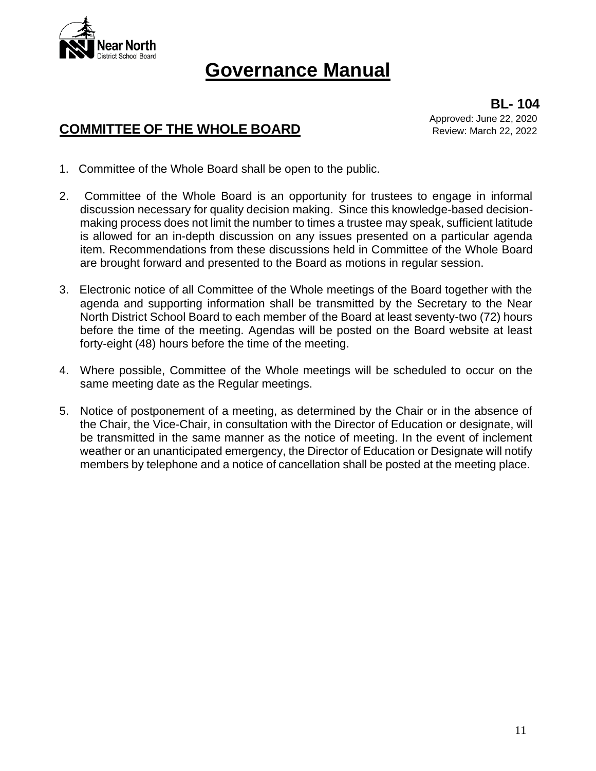# Governance Manual

**BL- 104**

Approved: June 22, 2020
Review: March 22, 2022

## COMMITTEE OF THE WHOLE BOARD

1. Committee of the Whole Board shall be open to the public.

2. Committee of the Whole Board is an opportunity for trustees to engage in informal discussion necessary for quality decision making. Since this knowledge-based decision-making process does not limit the number to times a trustee may speak, sufficient latitude is allowed for an in-depth discussion on any issues presented on a particular agenda item. Recommendations from these discussions held in Committee of the Whole Board are brought forward and presented to the Board as motions in regular session.

3. Electronic notice of all Committee of the Whole meetings of the Board together with the agenda and supporting information shall be transmitted by the Secretary to the Near North District School Board to each member of the Board at least seventy-two (72) hours before the time of the meeting. Agendas will be posted on the Board website at least forty-eight (48) hours before the time of the meeting.

4. Where possible, Committee of the Whole meetings will be scheduled to occur on the same meeting date as the Regular meetings.

5. Notice of postponement of a meeting, as determined by the Chair or in the absence of the Chair, the Vice-Chair, in consultation with the Director of Education or designate, will be transmitted in the same manner as the notice of meeting. In the event of inclement weather or an unanticipated emergency, the Director of Education or Designate will notify members by telephone and a notice of cancellation shall be posted at the meeting place.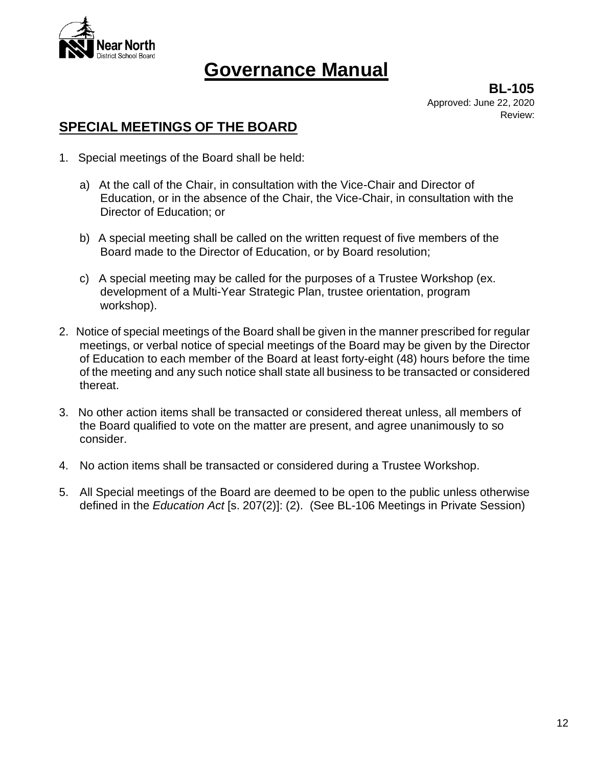# Governance Manual

**BL-105**
Approved: June 22, 2020
Review:

## SPECIAL MEETINGS OF THE BOARD

1. Special meetings of the Board shall be held:

   a) At the call of the Chair, in consultation with the Vice-Chair and Director of Education, or in the absence of the Chair, the Vice-Chair, in consultation with the Director of Education; or

   b) A special meeting shall be called on the written request of five members of the Board made to the Director of Education, or by Board resolution;

   c) A special meeting may be called for the purposes of a Trustee Workshop (ex. development of a Multi-Year Strategic Plan, trustee orientation, program workshop).

2. Notice of special meetings of the Board shall be given in the manner prescribed for regular meetings, or verbal notice of special meetings of the Board may be given by the Director of Education to each member of the Board at least forty-eight (48) hours before the time of the meeting and any such notice shall state all business to be transacted or considered thereat.

3. No other action items shall be transacted or considered thereat unless, all members of the Board qualified to vote on the matter are present, and agree unanimously to so consider.

4. No action items shall be transacted or considered during a Trustee Workshop.

5. All Special meetings of the Board are deemed to be open to the public unless otherwise defined in the *Education Act* [s. 207(2)]: (2). (See BL-106 Meetings in Private Session)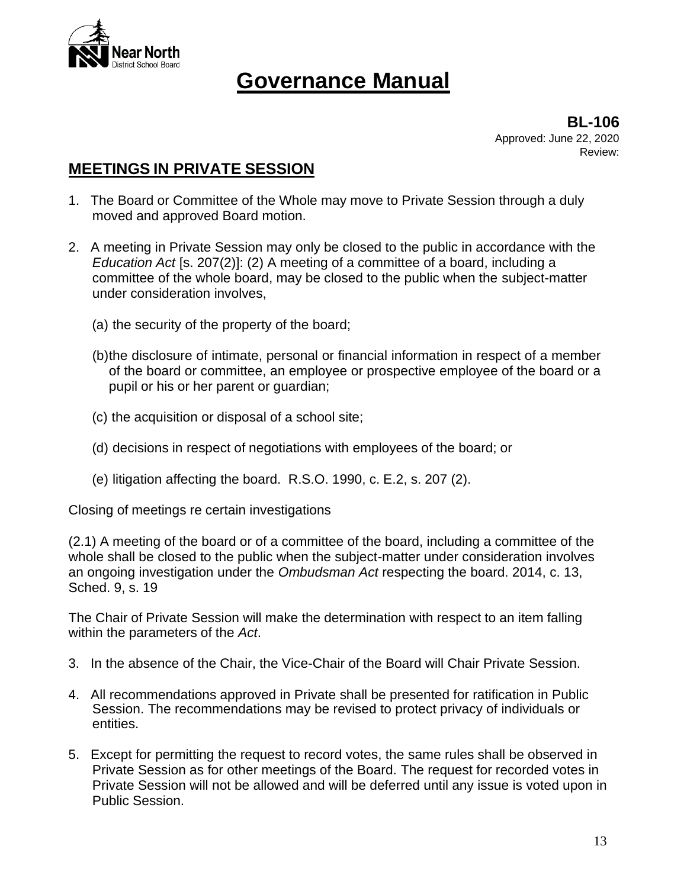# Governance Manual

**BL-106**
Approved: June 22, 2020
Review:

## MEETINGS IN PRIVATE SESSION

1. The Board or Committee of the Whole may move to Private Session through a duly moved and approved Board motion.

2. A meeting in Private Session may only be closed to the public in accordance with the *Education Act* [s. 207(2)]: (2) A meeting of a committee of a board, including a committee of the whole board, may be closed to the public when the subject-matter under consideration involves,

   (a) the security of the property of the board;

   (b) the disclosure of intimate, personal or financial information in respect of a member of the board or committee, an employee or prospective employee of the board or a pupil or his or her parent or guardian;

   (c) the acquisition or disposal of a school site;

   (d) decisions in respect of negotiations with employees of the board; or

   (e) litigation affecting the board. R.S.O. 1990, c. E.2, s. 207 (2).

Closing of meetings re certain investigations

(2.1) A meeting of the board or of a committee of the board, including a committee of the whole shall be closed to the public when the subject-matter under consideration involves an ongoing investigation under the *Ombudsman Act* respecting the board. 2014, c. 13, Sched. 9, s. 19

The Chair of Private Session will make the determination with respect to an item falling within the parameters of the *Act*.

3. In the absence of the Chair, the Vice-Chair of the Board will Chair Private Session.

4. All recommendations approved in Private shall be presented for ratification in Public Session. The recommendations may be revised to protect privacy of individuals or entities.

5. Except for permitting the request to record votes, the same rules shall be observed in Private Session as for other meetings of the Board. The request for recorded votes in Private Session will not be allowed and will be deferred until any issue is voted upon in Public Session.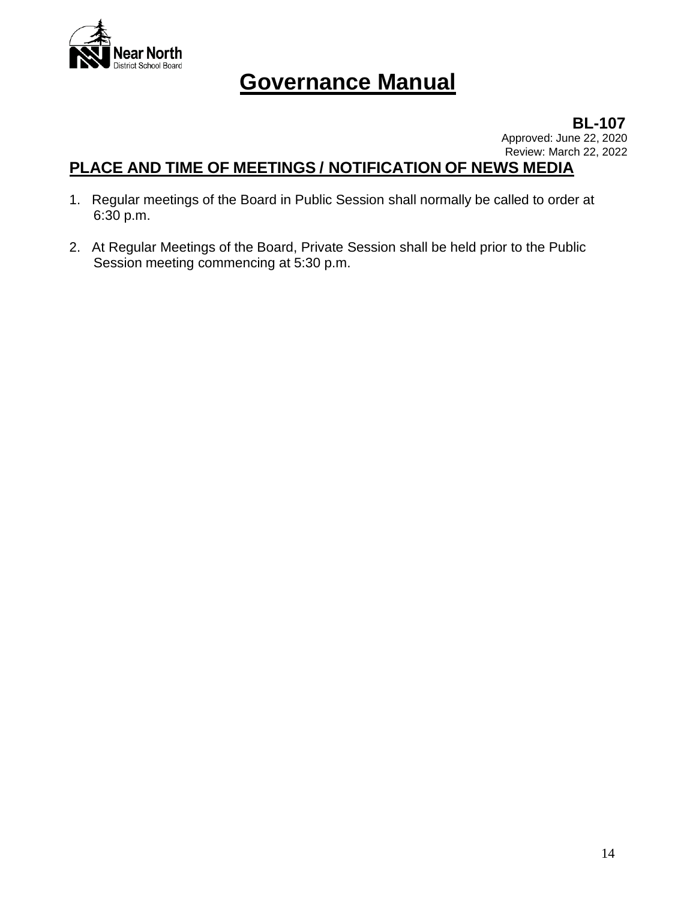# Governance Manual

**BL-107**

Approved: June 22, 2020
Review: March 22, 2022

## PLACE AND TIME OF MEETINGS / NOTIFICATION OF NEWS MEDIA

1. Regular meetings of the Board in Public Session shall normally be called to order at 6:30 p.m.

2. At Regular Meetings of the Board, Private Session shall be held prior to the Public Session meeting commencing at 5:30 p.m.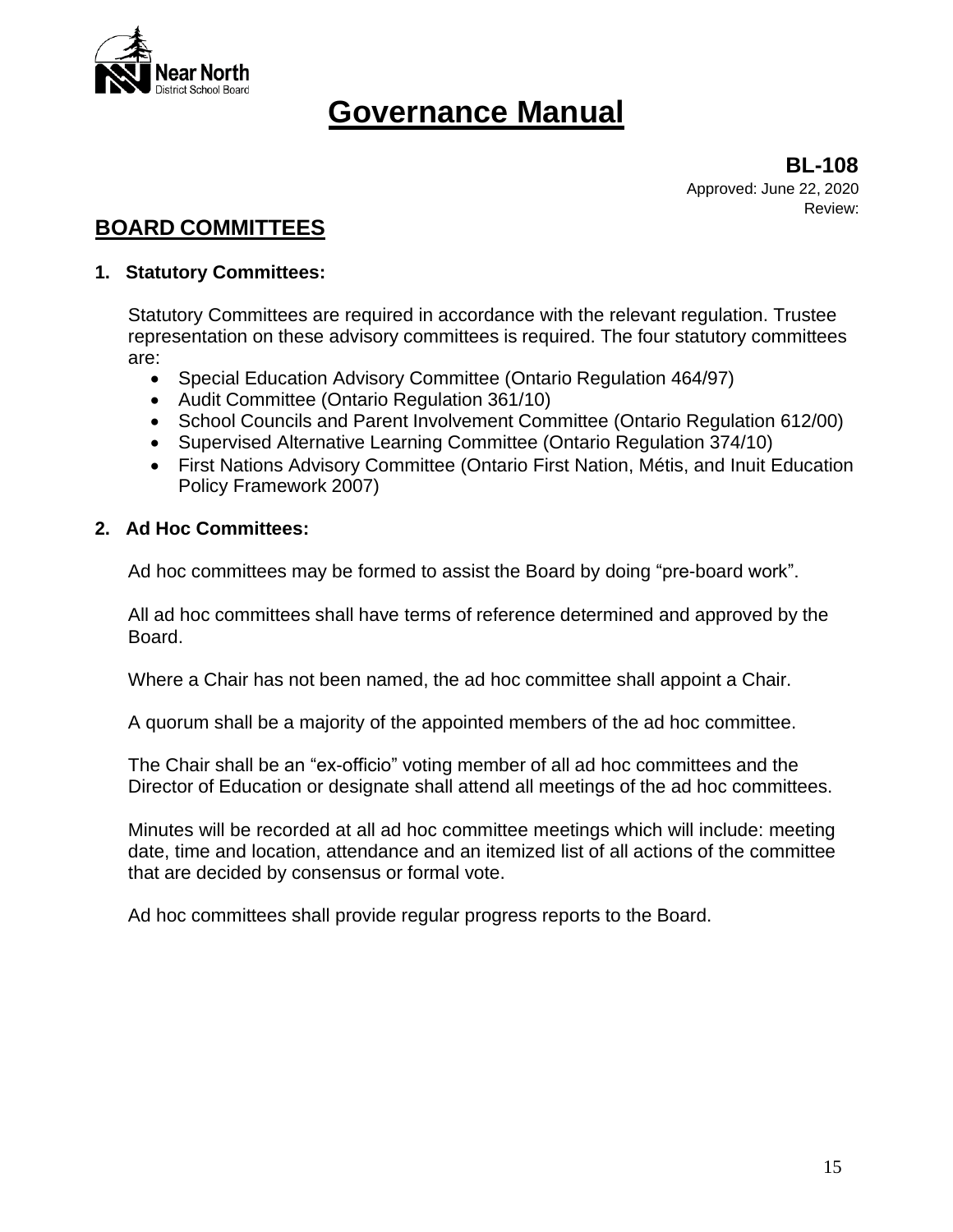# Governance Manual

**BL-108**
Approved: June 22, 2020
Review:

## BOARD COMMITTEES

### 1. Statutory Committees:

Statutory Committees are required in accordance with the relevant regulation. Trustee representation on these advisory committees is required. The four statutory committees are:

- Special Education Advisory Committee (Ontario Regulation 464/97)
- Audit Committee (Ontario Regulation 361/10)
- School Councils and Parent Involvement Committee (Ontario Regulation 612/00)
- Supervised Alternative Learning Committee (Ontario Regulation 374/10)
- First Nations Advisory Committee (Ontario First Nation, Métis, and Inuit Education Policy Framework 2007)

### 2. Ad Hoc Committees:

Ad hoc committees may be formed to assist the Board by doing "pre-board work".

All ad hoc committees shall have terms of reference determined and approved by the Board.

Where a Chair has not been named, the ad hoc committee shall appoint a Chair.

A quorum shall be a majority of the appointed members of the ad hoc committee.

The Chair shall be an "ex-officio" voting member of all ad hoc committees and the Director of Education or designate shall attend all meetings of the ad hoc committees.

Minutes will be recorded at all ad hoc committee meetings which will include: meeting date, time and location, attendance and an itemized list of all actions of the committee that are decided by consensus or formal vote.

Ad hoc committees shall provide regular progress reports to the Board.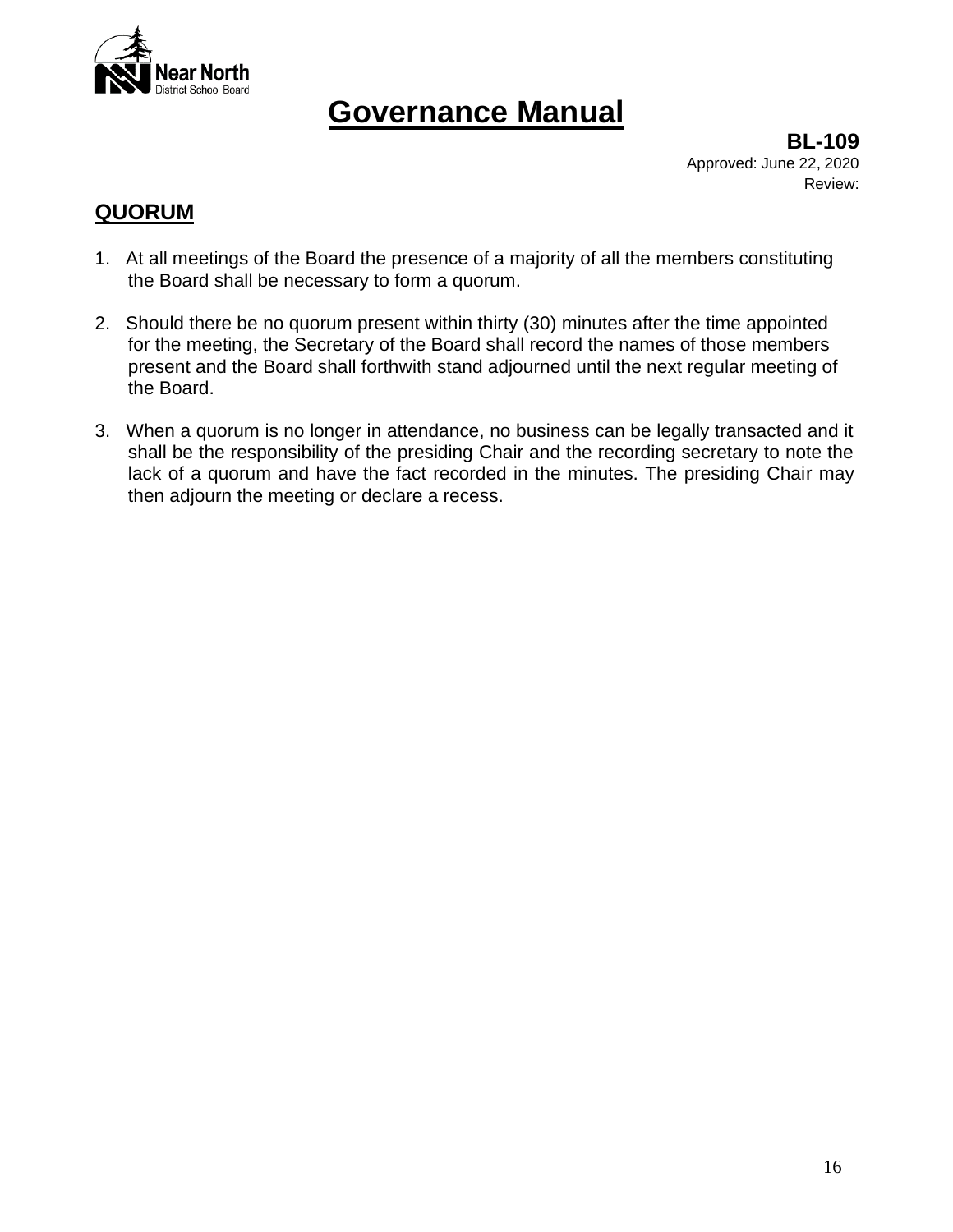# Governance Manual

**BL-109**
Approved: June 22, 2020
Review:

## QUORUM

1. At all meetings of the Board the presence of a majority of all the members constituting the Board shall be necessary to form a quorum.

2. Should there be no quorum present within thirty (30) minutes after the time appointed for the meeting, the Secretary of the Board shall record the names of those members present and the Board shall forthwith stand adjourned until the next regular meeting of the Board.

3. When a quorum is no longer in attendance, no business can be legally transacted and it shall be the responsibility of the presiding Chair and the recording secretary to note the lack of a quorum and have the fact recorded in the minutes. The presiding Chair may then adjourn the meeting or declare a recess.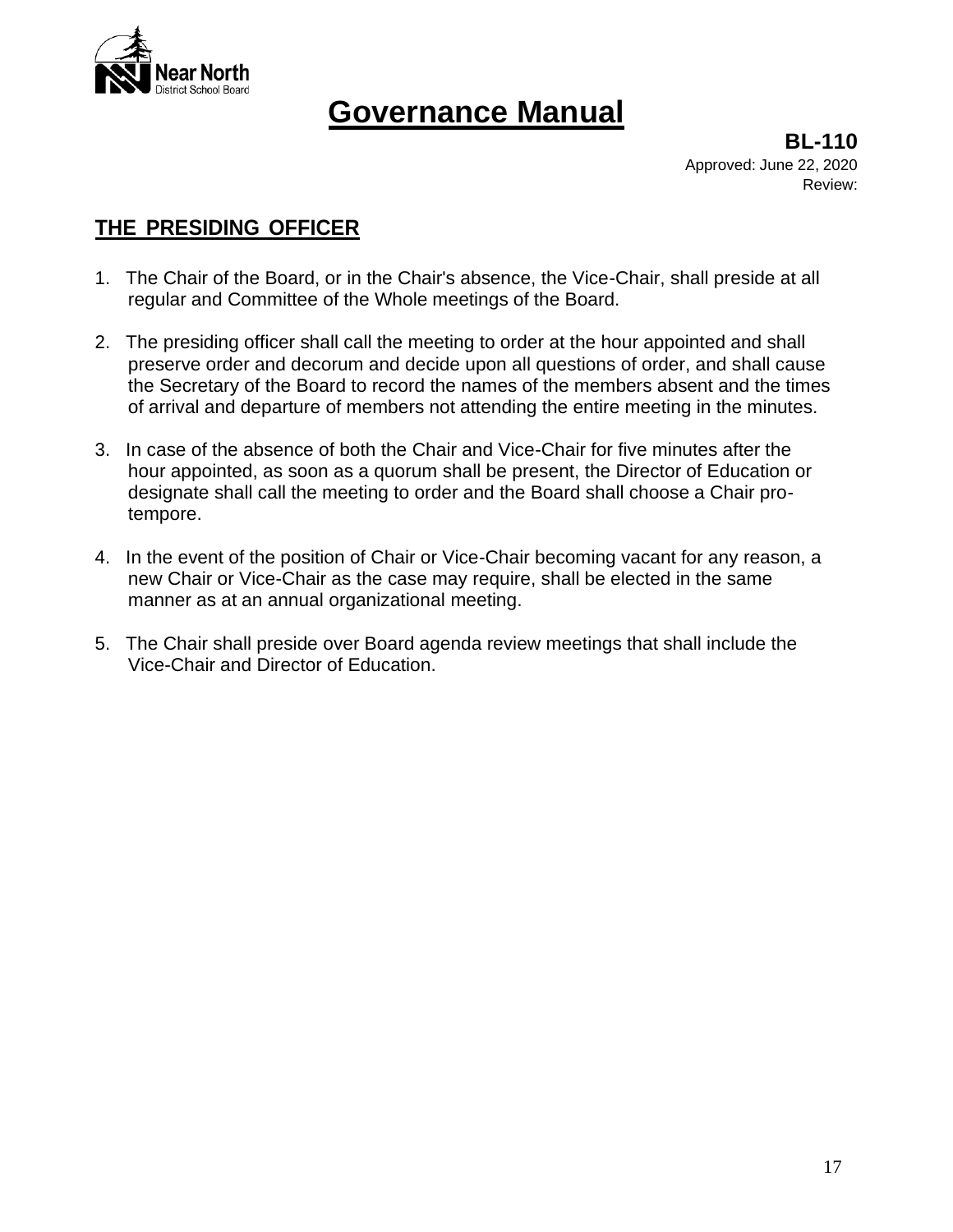# Governance Manual

**BL-110**
Approved: June 22, 2020
Review:

## THE PRESIDING OFFICER

1. The Chair of the Board, or in the Chair's absence, the Vice-Chair, shall preside at all regular and Committee of the Whole meetings of the Board.

2. The presiding officer shall call the meeting to order at the hour appointed and shall preserve order and decorum and decide upon all questions of order, and shall cause the Secretary of the Board to record the names of the members absent and the times of arrival and departure of members not attending the entire meeting in the minutes.

3. In case of the absence of both the Chair and Vice-Chair for five minutes after the hour appointed, as soon as a quorum shall be present, the Director of Education or designate shall call the meeting to order and the Board shall choose a Chair pro-tempore.

4. In the event of the position of Chair or Vice-Chair becoming vacant for any reason, a new Chair or Vice-Chair as the case may require, shall be elected in the same manner as at an annual organizational meeting.

5. The Chair shall preside over Board agenda review meetings that shall include the Vice-Chair and Director of Education.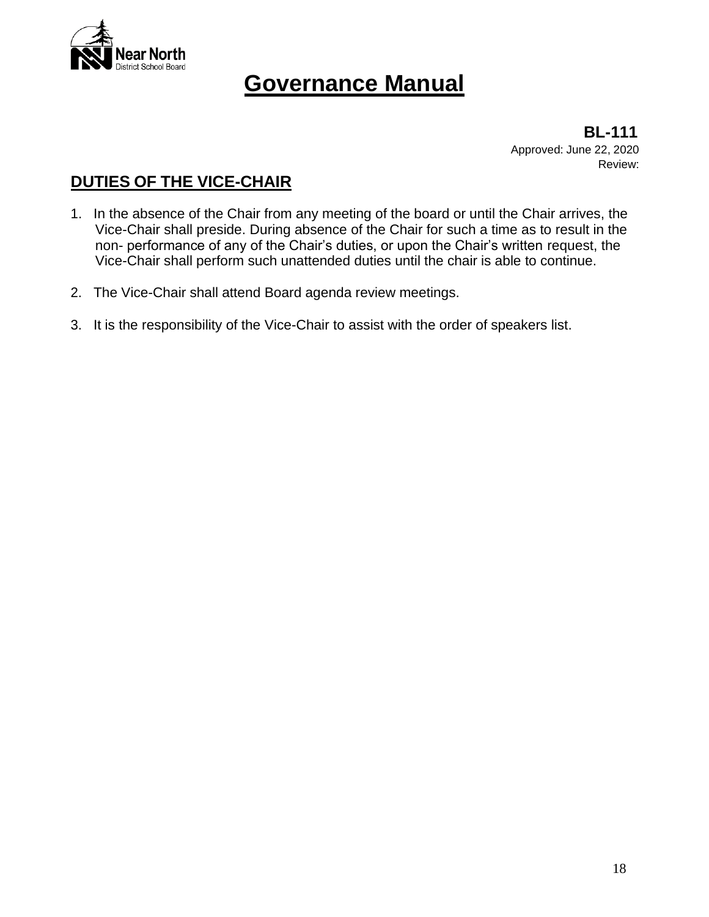# Governance Manual

**BL-111**
Approved: June 22, 2020
Review:

## DUTIES OF THE VICE-CHAIR

1. In the absence of the Chair from any meeting of the board or until the Chair arrives, the Vice-Chair shall preside. During absence of the Chair for such a time as to result in the non- performance of any of the Chair's duties, or upon the Chair's written request, the Vice-Chair shall perform such unattended duties until the chair is able to continue.

2. The Vice-Chair shall attend Board agenda review meetings.

3. It is the responsibility of the Vice-Chair to assist with the order of speakers list.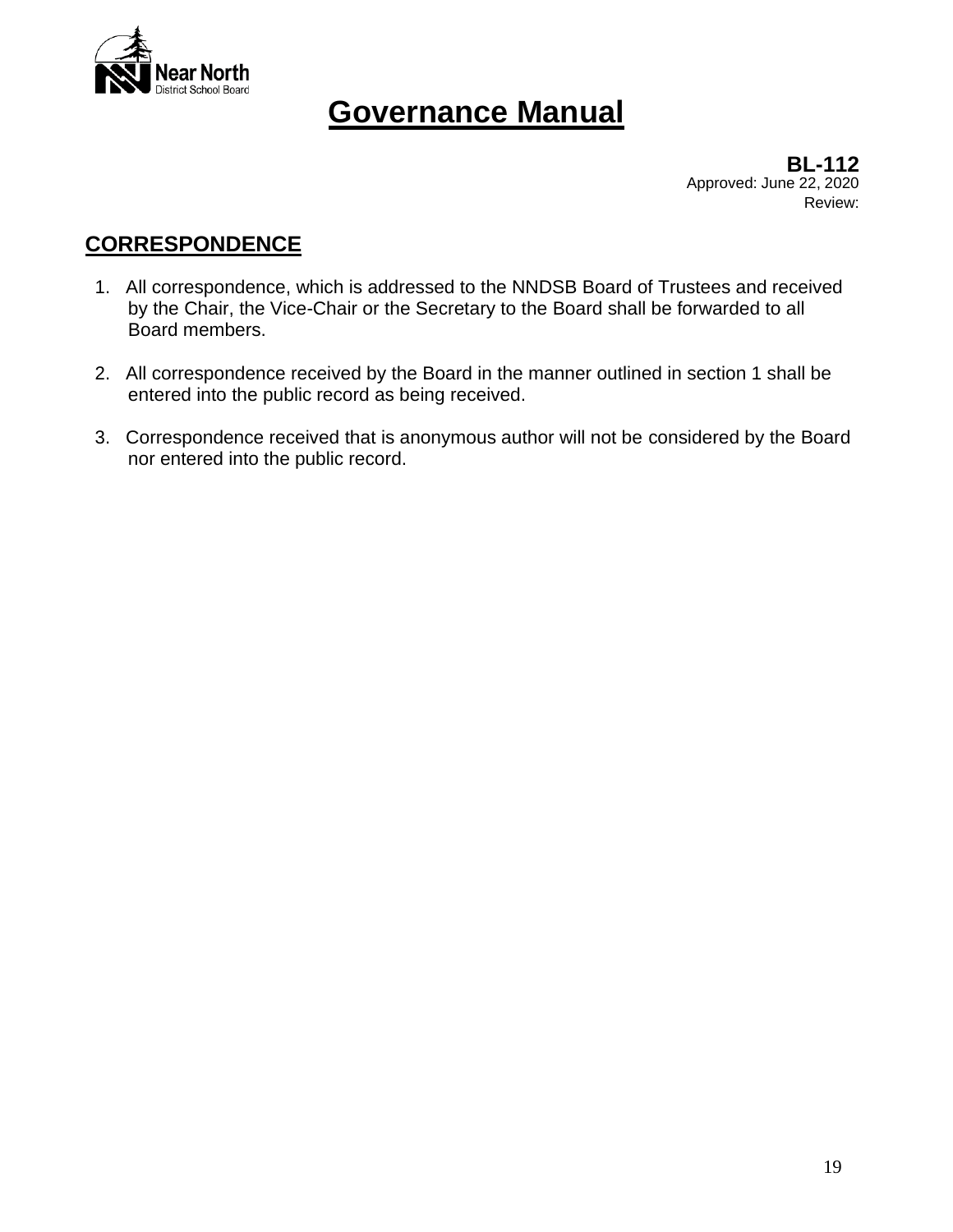# Governance Manual

**BL-112**
Approved: June 22, 2020
Review:

## CORRESPONDENCE

1. All correspondence, which is addressed to the NNDSB Board of Trustees and received by the Chair, the Vice-Chair or the Secretary to the Board shall be forwarded to all Board members.

2. All correspondence received by the Board in the manner outlined in section 1 shall be entered into the public record as being received.

3. Correspondence received that is anonymous author will not be considered by the Board nor entered into the public record.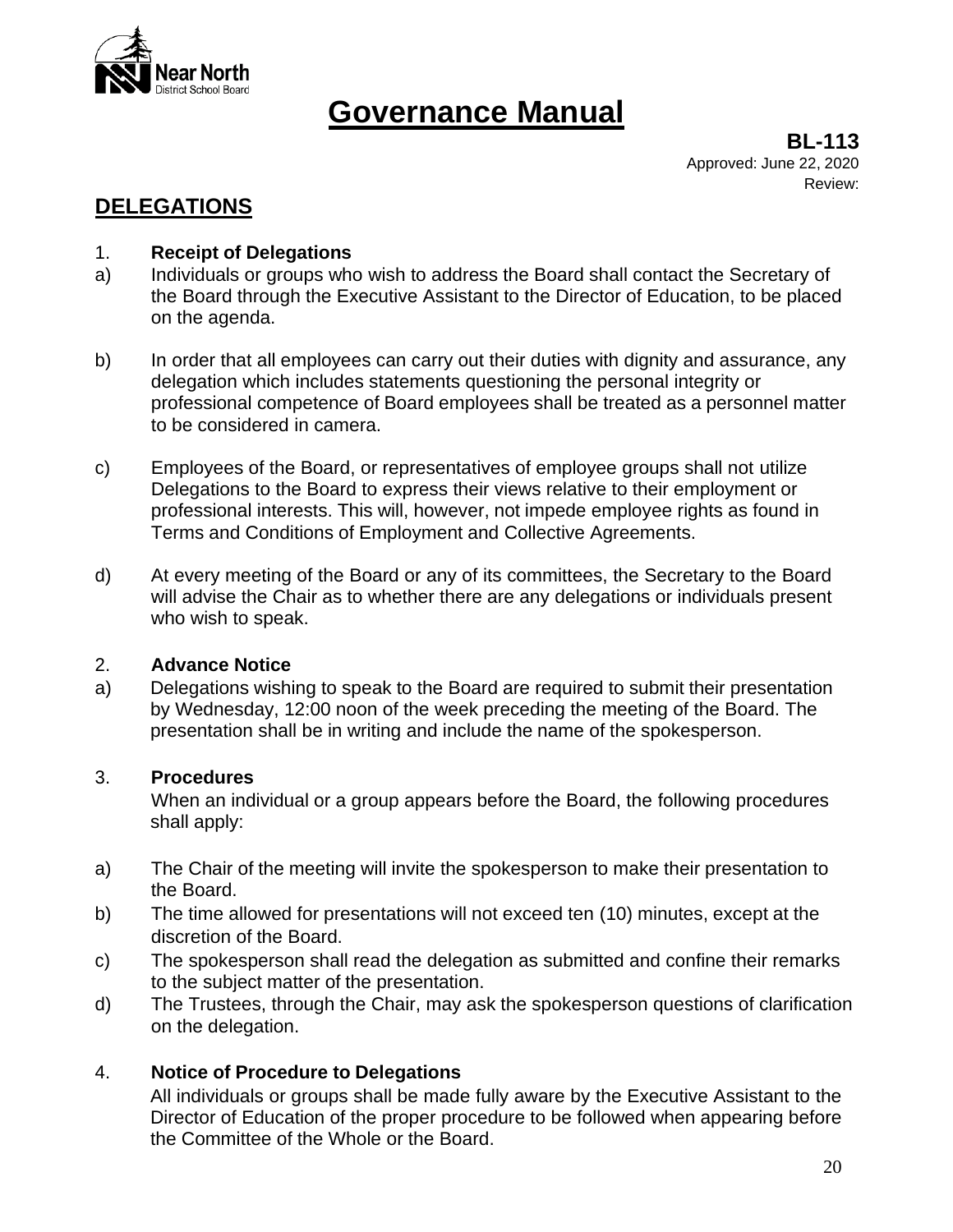# Governance Manual

**BL-113**
Approved: June 22, 2020
Review:

## DELEGATIONS

1. **Receipt of Delegations**

a) Individuals or groups who wish to address the Board shall contact the Secretary of the Board through the Executive Assistant to the Director of Education, to be placed on the agenda.

b) In order that all employees can carry out their duties with dignity and assurance, any delegation which includes statements questioning the personal integrity or professional competence of Board employees shall be treated as a personnel matter to be considered in camera.

c) Employees of the Board, or representatives of employee groups shall not utilize Delegations to the Board to express their views relative to their employment or professional interests. This will, however, not impede employee rights as found in Terms and Conditions of Employment and Collective Agreements.

d) At every meeting of the Board or any of its committees, the Secretary to the Board will advise the Chair as to whether there are any delegations or individuals present who wish to speak.

2. **Advance Notice**

a) Delegations wishing to speak to the Board are required to submit their presentation by Wednesday, 12:00 noon of the week preceding the meeting of the Board. The presentation shall be in writing and include the name of the spokesperson.

3. **Procedures**

When an individual or a group appears before the Board, the following procedures shall apply:

a) The Chair of the meeting will invite the spokesperson to make their presentation to the Board.

b) The time allowed for presentations will not exceed ten (10) minutes, except at the discretion of the Board.

c) The spokesperson shall read the delegation as submitted and confine their remarks to the subject matter of the presentation.

d) The Trustees, through the Chair, may ask the spokesperson questions of clarification on the delegation.

4. **Notice of Procedure to Delegations**

All individuals or groups shall be made fully aware by the Executive Assistant to the Director of Education of the proper procedure to be followed when appearing before the Committee of the Whole or the Board.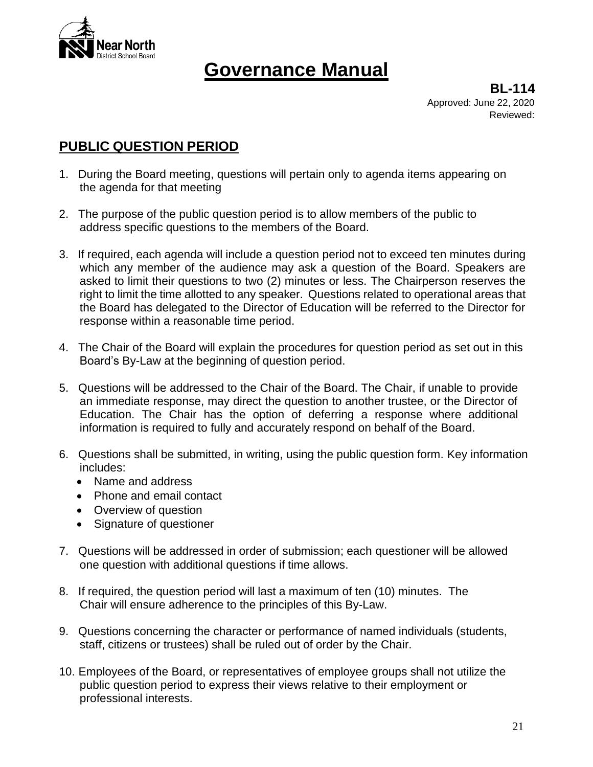# Governance Manual

**BL-114**
Approved: June 22, 2020
Reviewed:

## PUBLIC QUESTION PERIOD

1. During the Board meeting, questions will pertain only to agenda items appearing on the agenda for that meeting

2. The purpose of the public question period is to allow members of the public to address specific questions to the members of the Board.

3. If required, each agenda will include a question period not to exceed ten minutes during which any member of the audience may ask a question of the Board. Speakers are asked to limit their questions to two (2) minutes or less. The Chairperson reserves the right to limit the time allotted to any speaker. Questions related to operational areas that the Board has delegated to the Director of Education will be referred to the Director for response within a reasonable time period.

4. The Chair of the Board will explain the procedures for question period as set out in this Board's By-Law at the beginning of question period.

5. Questions will be addressed to the Chair of the Board. The Chair, if unable to provide an immediate response, may direct the question to another trustee, or the Director of Education. The Chair has the option of deferring a response where additional information is required to fully and accurately respond on behalf of the Board.

6. Questions shall be submitted, in writing, using the public question form. Key information includes:
   - Name and address
   - Phone and email contact
   - Overview of question
   - Signature of questioner

7. Questions will be addressed in order of submission; each questioner will be allowed one question with additional questions if time allows.

8. If required, the question period will last a maximum of ten (10) minutes. The Chair will ensure adherence to the principles of this By-Law.

9. Questions concerning the character or performance of named individuals (students, staff, citizens or trustees) shall be ruled out of order by the Chair.

10. Employees of the Board, or representatives of employee groups shall not utilize the public question period to express their views relative to their employment or professional interests.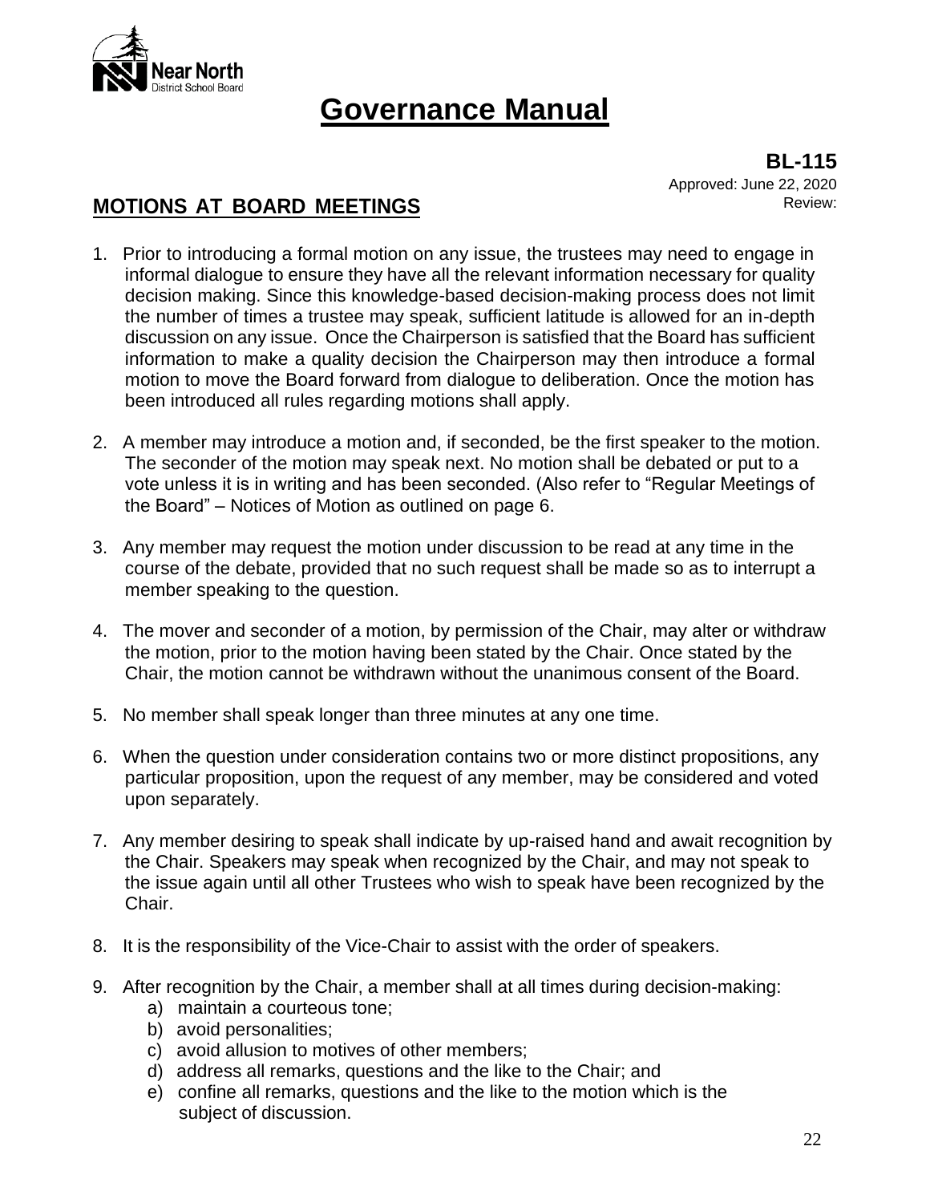# Governance Manual

**BL-115**
Approved: June 22, 2020
Review:

## MOTIONS AT BOARD MEETINGS

1. Prior to introducing a formal motion on any issue, the trustees may need to engage in informal dialogue to ensure they have all the relevant information necessary for quality decision making. Since this knowledge-based decision-making process does not limit the number of times a trustee may speak, sufficient latitude is allowed for an in-depth discussion on any issue. Once the Chairperson is satisfied that the Board has sufficient information to make a quality decision the Chairperson may then introduce a formal motion to move the Board forward from dialogue to deliberation. Once the motion has been introduced all rules regarding motions shall apply.

2. A member may introduce a motion and, if seconded, be the first speaker to the motion. The seconder of the motion may speak next. No motion shall be debated or put to a vote unless it is in writing and has been seconded. (Also refer to "Regular Meetings of the Board" – Notices of Motion as outlined on page 6.

3. Any member may request the motion under discussion to be read at any time in the course of the debate, provided that no such request shall be made so as to interrupt a member speaking to the question.

4. The mover and seconder of a motion, by permission of the Chair, may alter or withdraw the motion, prior to the motion having been stated by the Chair. Once stated by the Chair, the motion cannot be withdrawn without the unanimous consent of the Board.

5. No member shall speak longer than three minutes at any one time.

6. When the question under consideration contains two or more distinct propositions, any particular proposition, upon the request of any member, may be considered and voted upon separately.

7. Any member desiring to speak shall indicate by up-raised hand and await recognition by the Chair. Speakers may speak when recognized by the Chair, and may not speak to the issue again until all other Trustees who wish to speak have been recognized by the Chair.

8. It is the responsibility of the Vice-Chair to assist with the order of speakers.

9. After recognition by the Chair, a member shall at all times during decision-making:
   a) maintain a courteous tone;
   b) avoid personalities;
   c) avoid allusion to motives of other members;
   d) address all remarks, questions and the like to the Chair; and
   e) confine all remarks, questions and the like to the motion which is the subject of discussion.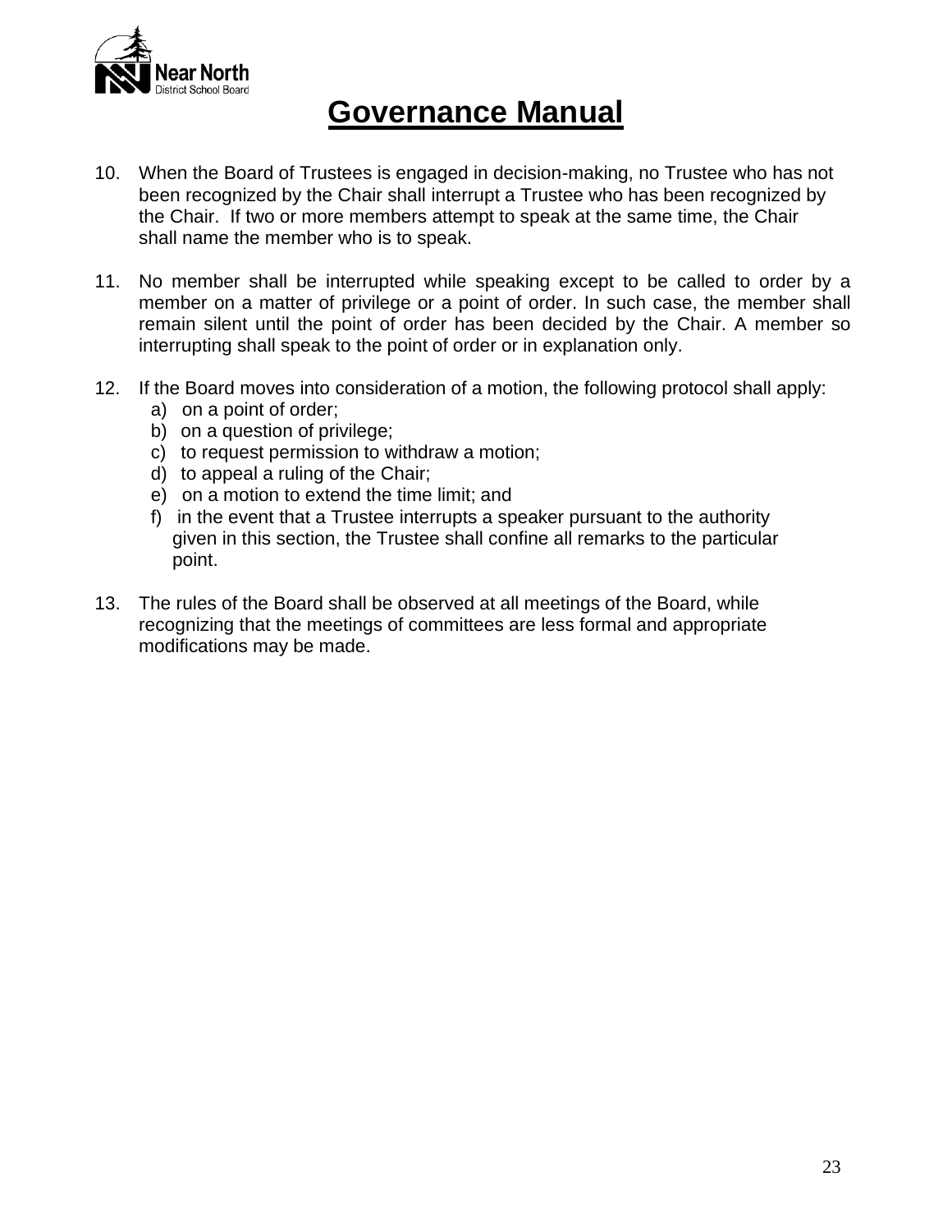# Governance Manual

10. When the Board of Trustees is engaged in decision-making, no Trustee who has not been recognized by the Chair shall interrupt a Trustee who has been recognized by the Chair. If two or more members attempt to speak at the same time, the Chair shall name the member who is to speak.

11. No member shall be interrupted while speaking except to be called to order by a member on a matter of privilege or a point of order. In such case, the member shall remain silent until the point of order has been decided by the Chair. A member so interrupting shall speak to the point of order or in explanation only.

12. If the Board moves into consideration of a motion, the following protocol shall apply:
    a) on a point of order;
    b) on a question of privilege;
    c) to request permission to withdraw a motion;
    d) to appeal a ruling of the Chair;
    e) on a motion to extend the time limit; and
    f) in the event that a Trustee interrupts a speaker pursuant to the authority given in this section, the Trustee shall confine all remarks to the particular point.

13. The rules of the Board shall be observed at all meetings of the Board, while recognizing that the meetings of committees are less formal and appropriate modifications may be made.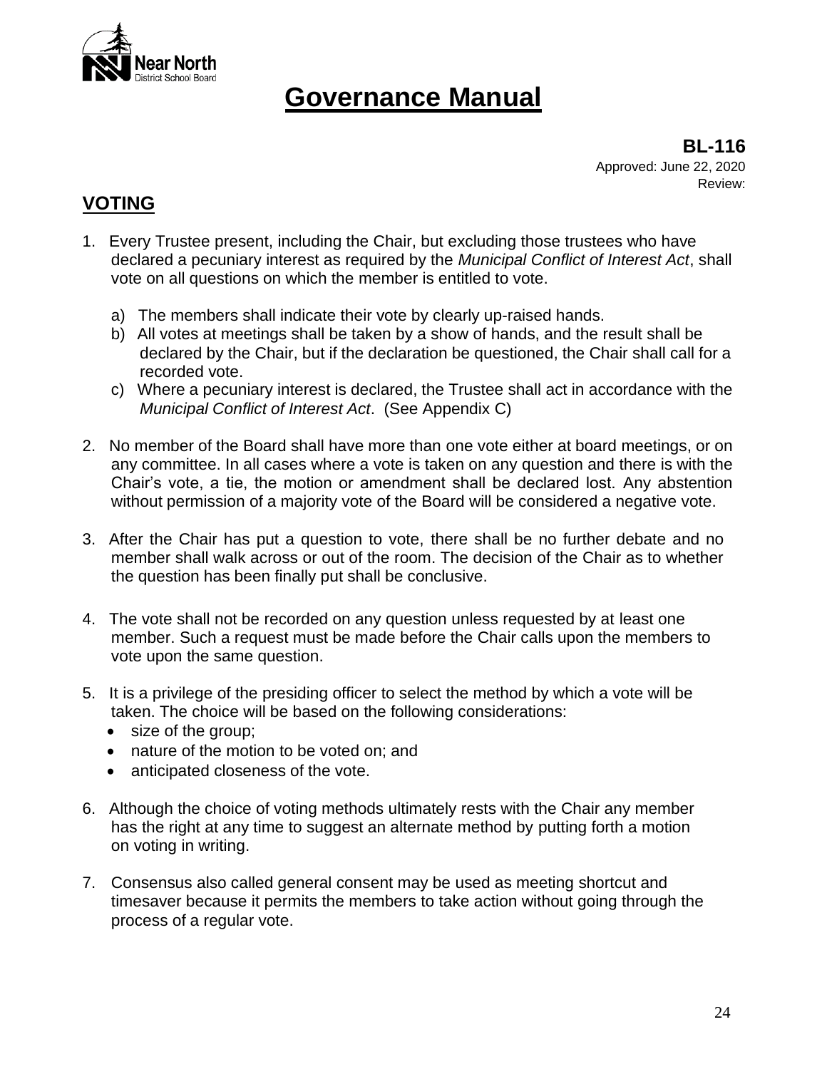# Governance Manual

**BL-116**
Approved: June 22, 2020
Review:

## VOTING

1. Every Trustee present, including the Chair, but excluding those trustees who have declared a pecuniary interest as required by the *Municipal Conflict of Interest Act*, shall vote on all questions on which the member is entitled to vote.

   a) The members shall indicate their vote by clearly up-raised hands.
   b) All votes at meetings shall be taken by a show of hands, and the result shall be declared by the Chair, but if the declaration be questioned, the Chair shall call for a recorded vote.
   c) Where a pecuniary interest is declared, the Trustee shall act in accordance with the *Municipal Conflict of Interest Act*. (See Appendix C)

2. No member of the Board shall have more than one vote either at board meetings, or on any committee. In all cases where a vote is taken on any question and there is with the Chair's vote, a tie, the motion or amendment shall be declared lost. Any abstention without permission of a majority vote of the Board will be considered a negative vote.

3. After the Chair has put a question to vote, there shall be no further debate and no member shall walk across or out of the room. The decision of the Chair as to whether the question has been finally put shall be conclusive.

4. The vote shall not be recorded on any question unless requested by at least one member. Such a request must be made before the Chair calls upon the members to vote upon the same question.

5. It is a privilege of the presiding officer to select the method by which a vote will be taken. The choice will be based on the following considerations:
   - size of the group;
   - nature of the motion to be voted on; and
   - anticipated closeness of the vote.

6. Although the choice of voting methods ultimately rests with the Chair any member has the right at any time to suggest an alternate method by putting forth a motion on voting in writing.

7. Consensus also called general consent may be used as meeting shortcut and timesaver because it permits the members to take action without going through the process of a regular vote.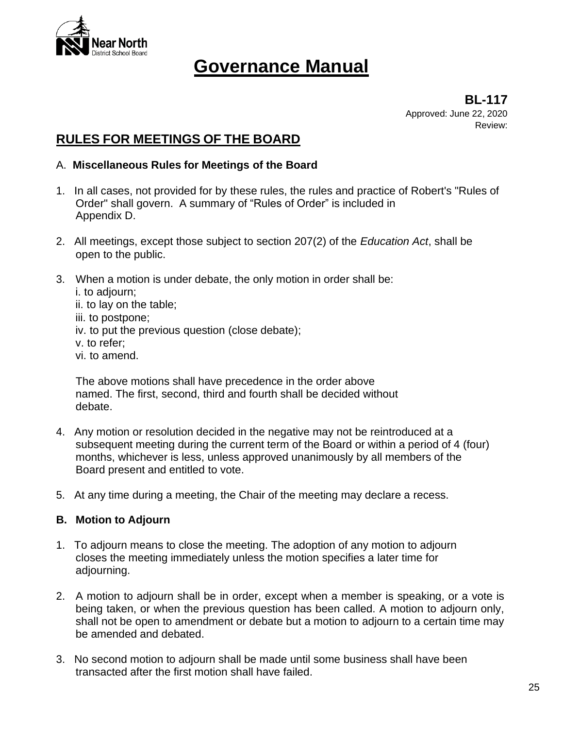# Governance Manual

**BL-117**
Approved: June 22, 2020
Review:

## RULES FOR MEETINGS OF THE BOARD

### A. **Miscellaneous Rules for Meetings of the Board**

1. In all cases, not provided for by these rules, the rules and practice of Robert's "Rules of Order" shall govern. A summary of “Rules of Order” is included in Appendix D.

2. All meetings, except those subject to section 207(2) of the *Education Act*, shall be open to the public.

3. When a motion is under debate, the only motion in order shall be:
   i. to adjourn;
   ii. to lay on the table;
   iii. to postpone;
   iv. to put the previous question (close debate);
   v. to refer;
   vi. to amend.

   The above motions shall have precedence in the order above named. The first, second, third and fourth shall be decided without debate.

4. Any motion or resolution decided in the negative may not be reintroduced at a subsequent meeting during the current term of the Board or within a period of 4 (four) months, whichever is less, unless approved unanimously by all members of the Board present and entitled to vote.

5. At any time during a meeting, the Chair of the meeting may declare a recess.

### B. Motion to Adjourn

1. To adjourn means to close the meeting. The adoption of any motion to adjourn closes the meeting immediately unless the motion specifies a later time for adjourning.

2. A motion to adjourn shall be in order, except when a member is speaking, or a vote is being taken, or when the previous question has been called. A motion to adjourn only, shall not be open to amendment or debate but a motion to adjourn to a certain time may be amended and debated.

3. No second motion to adjourn shall be made until some business shall have been transacted after the first motion shall have failed.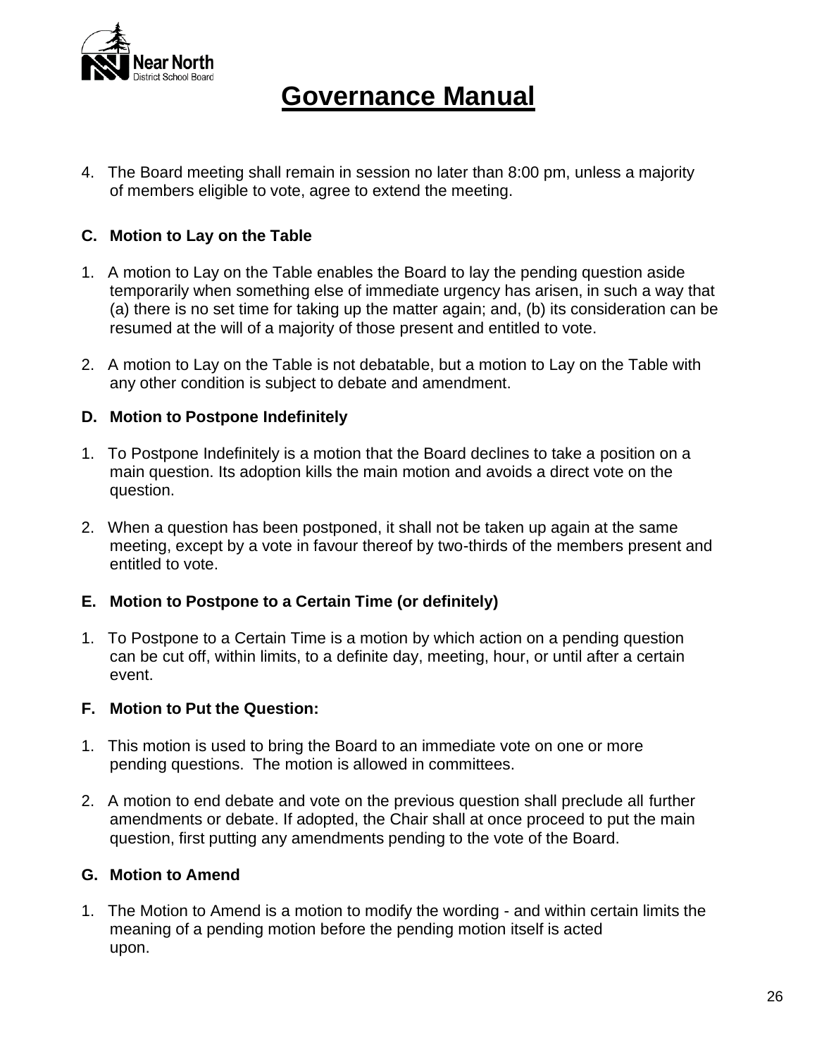4. The Board meeting shall remain in session no later than 8:00 pm, unless a majority of members eligible to vote, agree to extend the meeting.

### C. Motion to Lay on the Table

1. A motion to Lay on the Table enables the Board to lay the pending question aside temporarily when something else of immediate urgency has arisen, in such a way that (a) there is no set time for taking up the matter again; and, (b) its consideration can be resumed at the will of a majority of those present and entitled to vote.

2. A motion to Lay on the Table is not debatable, but a motion to Lay on the Table with any other condition is subject to debate and amendment.

### D. Motion to Postpone Indefinitely

1. To Postpone Indefinitely is a motion that the Board declines to take a position on a main question. Its adoption kills the main motion and avoids a direct vote on the question.

2. When a question has been postponed, it shall not be taken up again at the same meeting, except by a vote in favour thereof by two-thirds of the members present and entitled to vote.

### E. Motion to Postpone to a Certain Time (or definitely)

1. To Postpone to a Certain Time is a motion by which action on a pending question can be cut off, within limits, to a definite day, meeting, hour, or until after a certain event.

### F. Motion to Put the Question:

1. This motion is used to bring the Board to an immediate vote on one or more pending questions. The motion is allowed in committees.

2. A motion to end debate and vote on the previous question shall preclude all further amendments or debate. If adopted, the Chair shall at once proceed to put the main question, first putting any amendments pending to the vote of the Board.

### G. Motion to Amend

1. The Motion to Amend is a motion to modify the wording - and within certain limits the meaning of a pending motion before the pending motion itself is acted upon.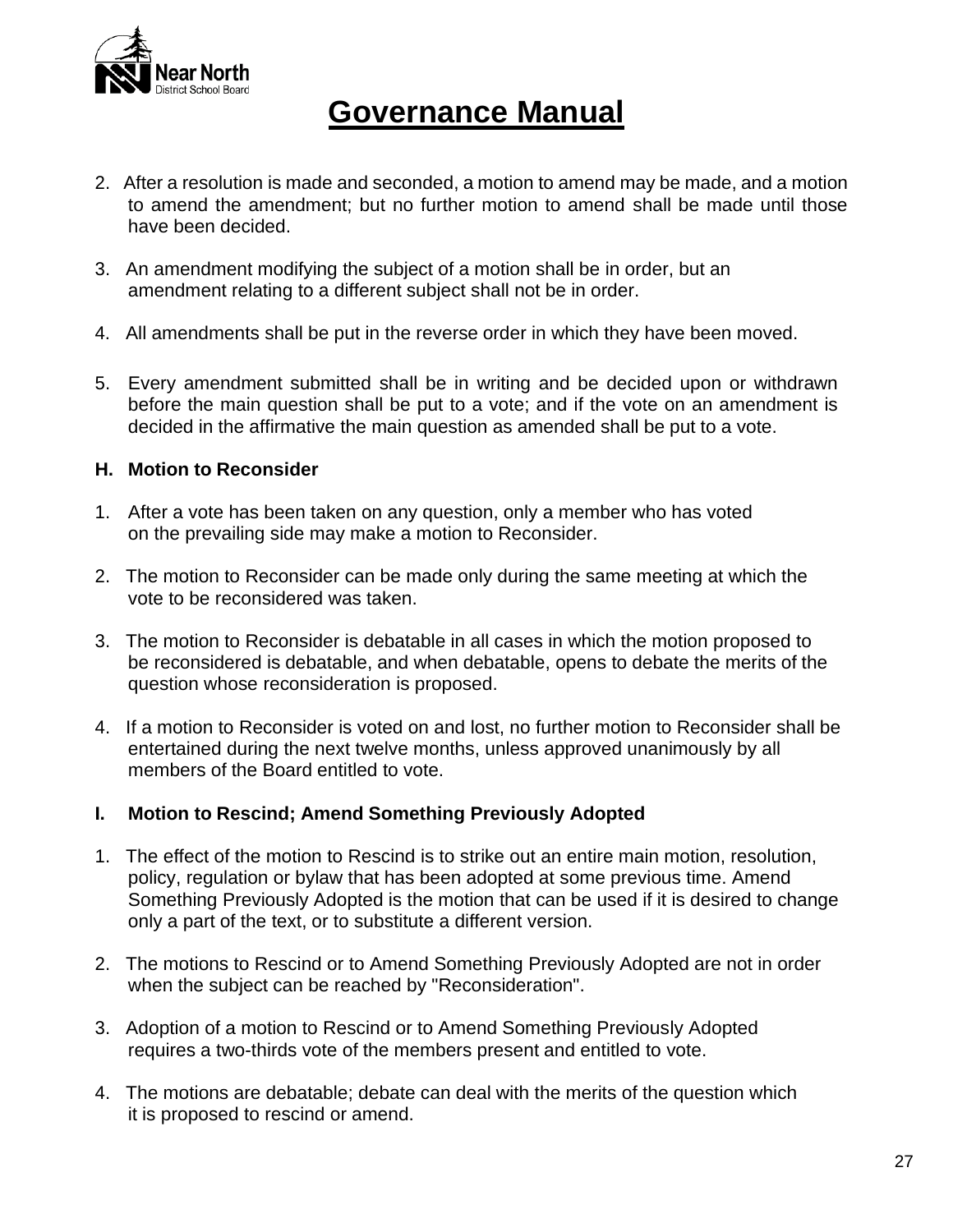2. After a resolution is made and seconded, a motion to amend may be made, and a motion to amend the amendment; but no further motion to amend shall be made until those have been decided.

3. An amendment modifying the subject of a motion shall be in order, but an amendment relating to a different subject shall not be in order.

4. All amendments shall be put in the reverse order in which they have been moved.

5. Every amendment submitted shall be in writing and be decided upon or withdrawn before the main question shall be put to a vote; and if the vote on an amendment is decided in the affirmative the main question as amended shall be put to a vote.

### H. Motion to Reconsider

1. After a vote has been taken on any question, only a member who has voted on the prevailing side may make a motion to Reconsider.

2. The motion to Reconsider can be made only during the same meeting at which the vote to be reconsidered was taken.

3. The motion to Reconsider is debatable in all cases in which the motion proposed to be reconsidered is debatable, and when debatable, opens to debate the merits of the question whose reconsideration is proposed.

4. If a motion to Reconsider is voted on and lost, no further motion to Reconsider shall be entertained during the next twelve months, unless approved unanimously by all members of the Board entitled to vote.

### I. Motion to Rescind; Amend Something Previously Adopted

1. The effect of the motion to Rescind is to strike out an entire main motion, resolution, policy, regulation or bylaw that has been adopted at some previous time. Amend Something Previously Adopted is the motion that can be used if it is desired to change only a part of the text, or to substitute a different version.

2. The motions to Rescind or to Amend Something Previously Adopted are not in order when the subject can be reached by "Reconsideration".

3. Adoption of a motion to Rescind or to Amend Something Previously Adopted requires a two-thirds vote of the members present and entitled to vote.

4. The motions are debatable; debate can deal with the merits of the question which it is proposed to rescind or amend.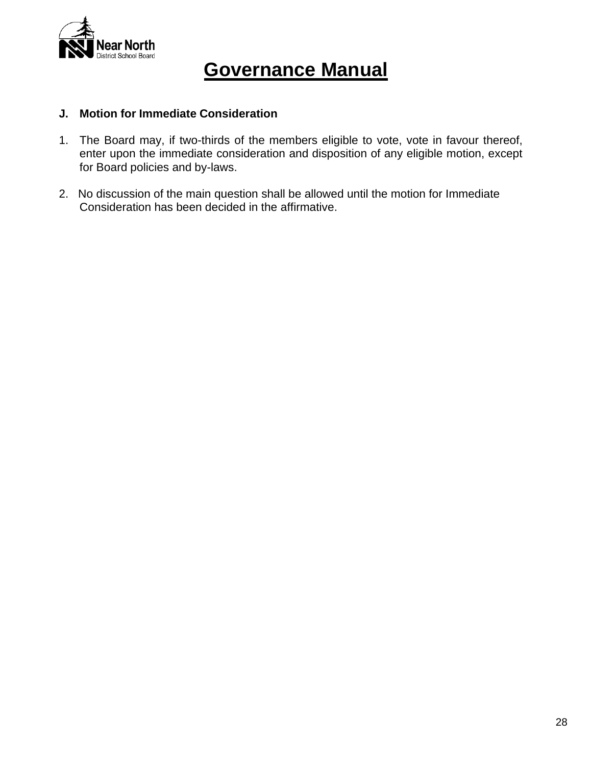# Governance Manual

**J. Motion for Immediate Consideration**

1. The Board may, if two-thirds of the members eligible to vote, vote in favour thereof, enter upon the immediate consideration and disposition of any eligible motion, except for Board policies and by-laws.

2. No discussion of the main question shall be allowed until the motion for Immediate Consideration has been decided in the affirmative.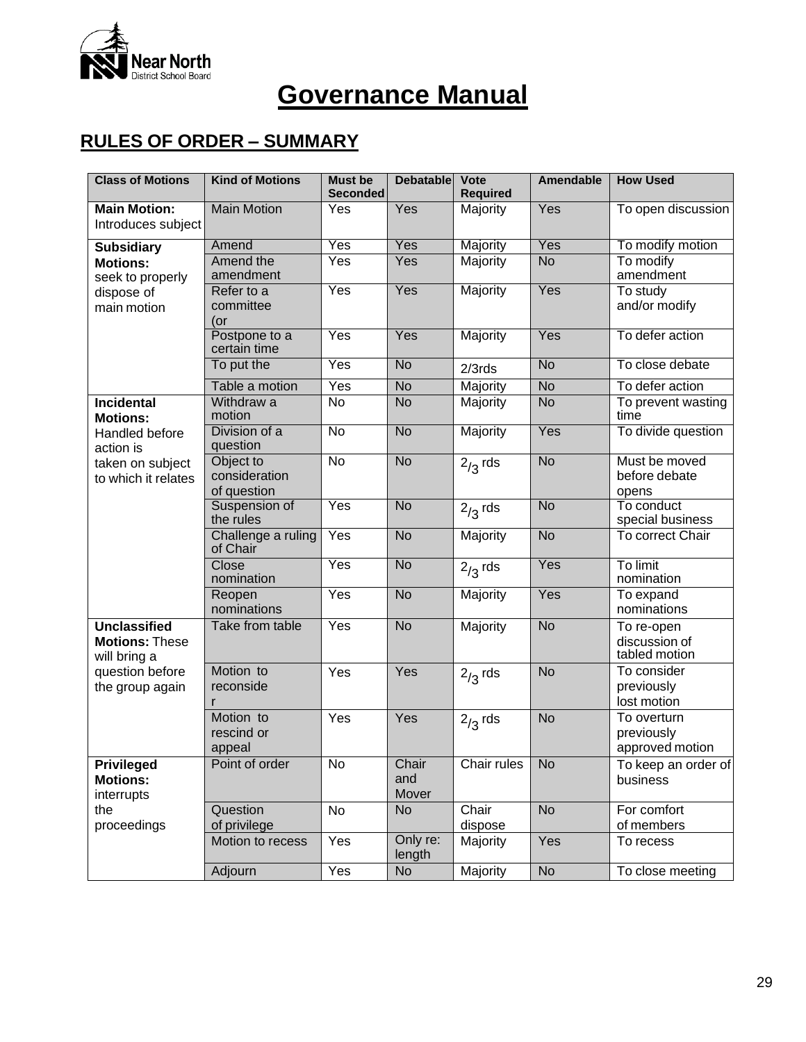# Governance Manual

## RULES OF ORDER – SUMMARY

| Class of Motions | Kind of Motions | Must be Seconded | Debatable | Vote Required | Amendable | How Used |
|---|---|---|---|---|---|---|
| **Main Motion:** Introduces subject | Main Motion | Yes | Yes | Majority | Yes | To open discussion |
| **Subsidiary Motions:** seek to properly dispose of main motion | Amend | Yes | Yes | Majority | Yes | To modify motion |
| | Amend the amendment | Yes | Yes | Majority | No | To modify amendment |
| | Refer to a committee (or | Yes | Yes | Majority | Yes | To study and/or modify |
| | Postpone to a certain time | Yes | Yes | Majority | Yes | To defer action |
| | To put the | Yes | No | 2/3rds | No | To close debate |
| | Table a motion | Yes | No | Majority | No | To defer action |
| **Incidental Motions:** Handled before action is taken on subject to which it relates | Withdraw a motion | No | No | Majority | No | To prevent wasting time |
| | Division of a question | No | No | Majority | Yes | To divide question |
| | Object to consideration of question | No | No | $^{2}/_{3}$ rds | No | Must be moved before debate opens |
| | Suspension of the rules | Yes | No | $^{2}/_{3}$ rds | No | To conduct special business |
| | Challenge a ruling of Chair | Yes | No | Majority | No | To correct Chair |
| | Close nomination | Yes | No | $^{2}/_{3}$ rds | Yes | To limit nomination |
| | Reopen nominations | Yes | No | Majority | Yes | To expand nominations |
| **Unclassified Motions:** These will bring a question before the group again | Take from table | Yes | No | Majority | No | To re-open discussion of tabled motion |
| | Motion to reconsider | Yes | Yes | $^{2}/_{3}$ rds | No | To consider previously lost motion |
| | Motion to rescind or appeal | Yes | Yes | $^{2}/_{3}$ rds | No | To overturn previously approved motion |
| **Privileged Motions:** interrupts the proceedings | Point of order | No | Chair and Mover | Chair rules | No | To keep an order of business |
| | Question of privilege | No | No | Chair dispose | No | For comfort of members |
| | Motion to recess | Yes | Only re: length | Majority | Yes | To recess |
| | Adjourn | Yes | No | Majority | No | To close meeting |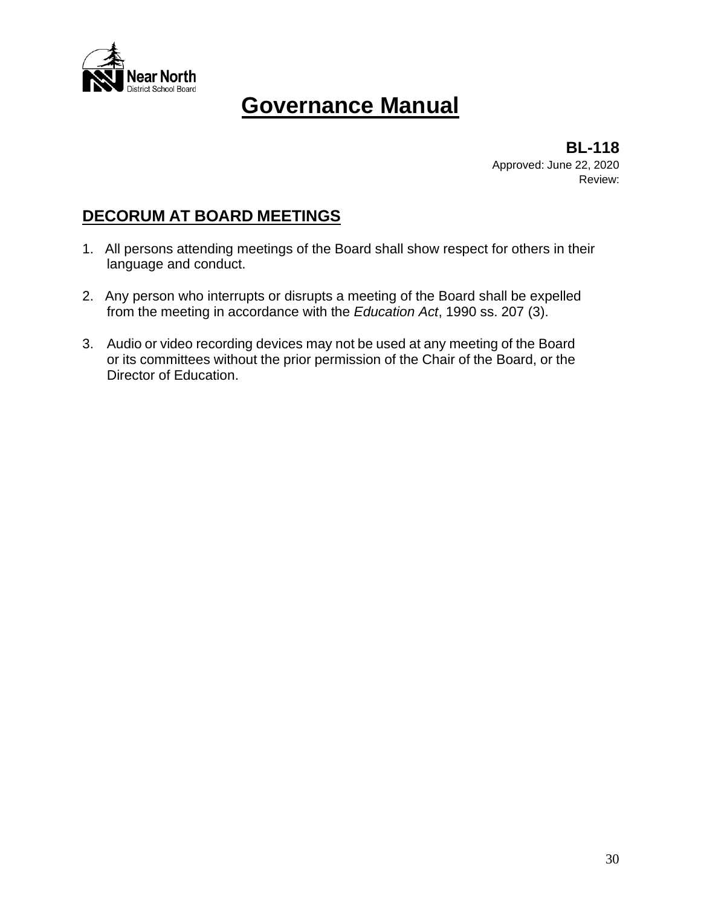# Governance Manual

**BL-118**
Approved: June 22, 2020
Review:

## DECORUM AT BOARD MEETINGS

1. All persons attending meetings of the Board shall show respect for others in their language and conduct.

2. Any person who interrupts or disrupts a meeting of the Board shall be expelled from the meeting in accordance with the *Education Act*, 1990 ss. 207 (3).

3. Audio or video recording devices may not be used at any meeting of the Board or its committees without the prior permission of the Chair of the Board, or the Director of Education.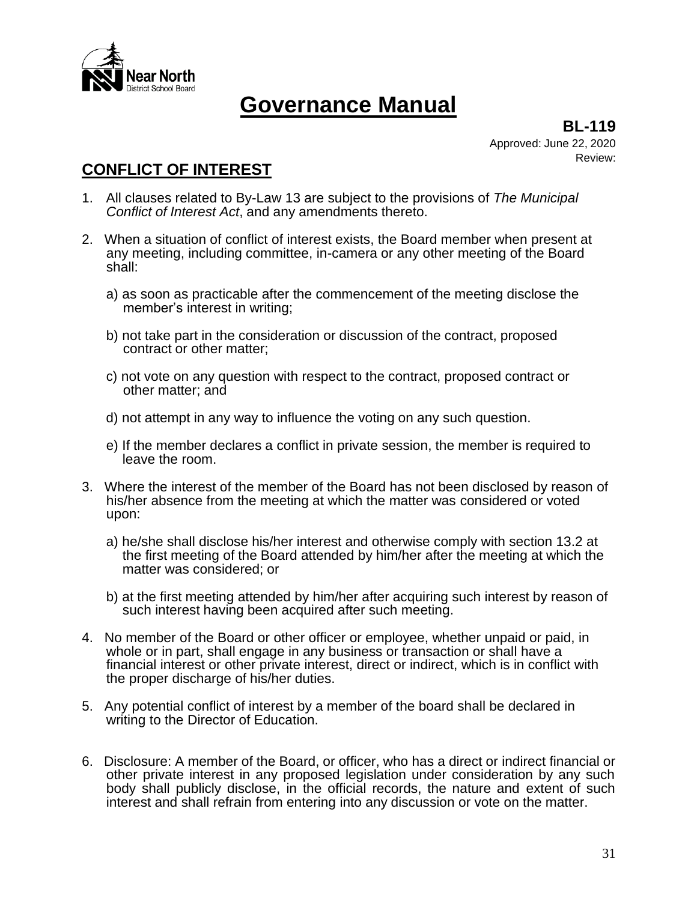# Governance Manual

**BL-119**

Approved: June 22, 2020

Review:

## CONFLICT OF INTEREST

1. All clauses related to By-Law 13 are subject to the provisions of *The Municipal Conflict of Interest Act*, and any amendments thereto.

2. When a situation of conflict of interest exists, the Board member when present at any meeting, including committee, in-camera or any other meeting of the Board shall:

   a) as soon as practicable after the commencement of the meeting disclose the member's interest in writing;

   b) not take part in the consideration or discussion of the contract, proposed contract or other matter;

   c) not vote on any question with respect to the contract, proposed contract or other matter; and

   d) not attempt in any way to influence the voting on any such question.

   e) If the member declares a conflict in private session, the member is required to leave the room.

3. Where the interest of the member of the Board has not been disclosed by reason of his/her absence from the meeting at which the matter was considered or voted upon:

   a) he/she shall disclose his/her interest and otherwise comply with section 13.2 at the first meeting of the Board attended by him/her after the meeting at which the matter was considered; or

   b) at the first meeting attended by him/her after acquiring such interest by reason of such interest having been acquired after such meeting.

4. No member of the Board or other officer or employee, whether unpaid or paid, in whole or in part, shall engage in any business or transaction or shall have a financial interest or other private interest, direct or indirect, which is in conflict with the proper discharge of his/her duties.

5. Any potential conflict of interest by a member of the board shall be declared in writing to the Director of Education.

6. Disclosure: A member of the Board, or officer, who has a direct or indirect financial or other private interest in any proposed legislation under consideration by any such body shall publicly disclose, in the official records, the nature and extent of such interest and shall refrain from entering into any discussion or vote on the matter.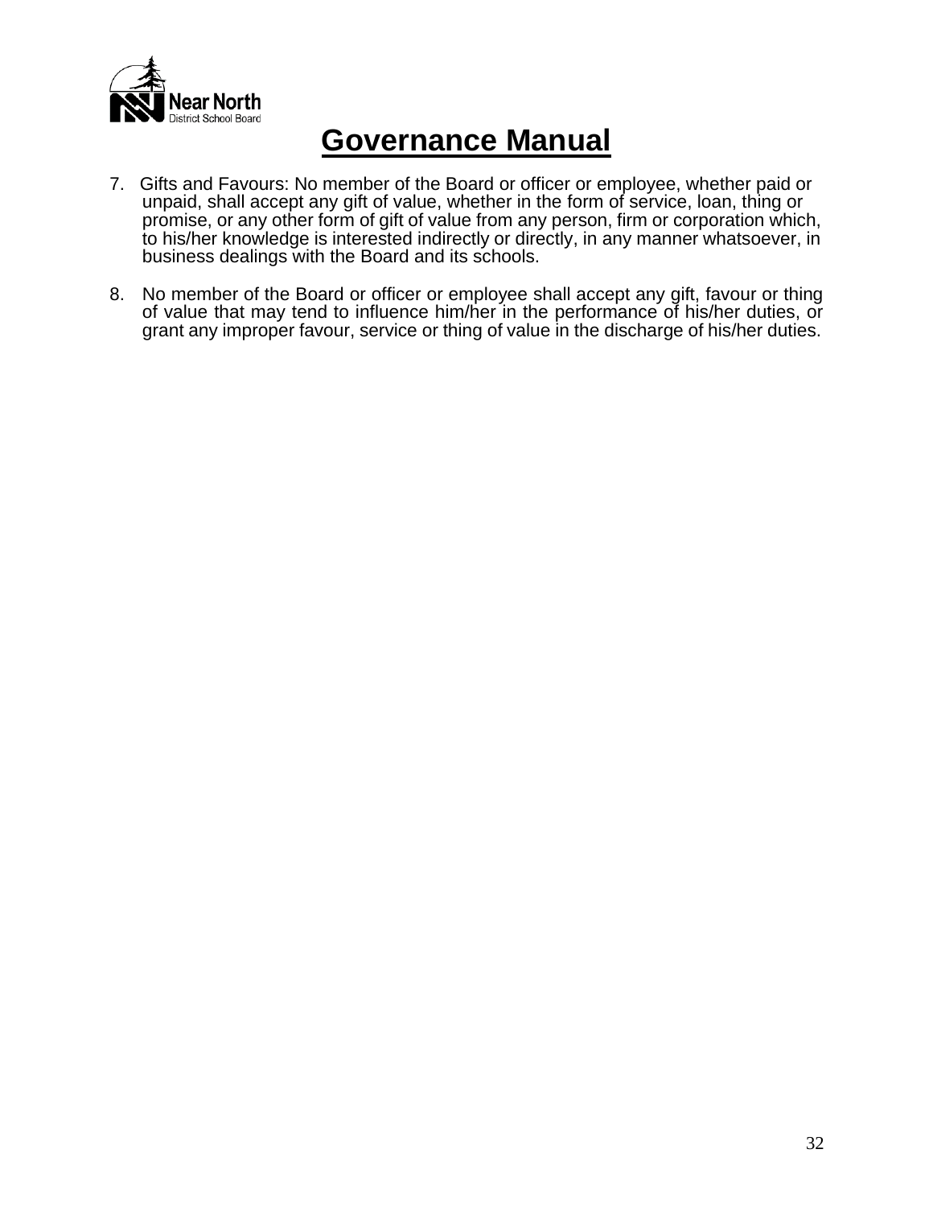# Governance Manual

7. Gifts and Favours: No member of the Board or officer or employee, whether paid or unpaid, shall accept any gift of value, whether in the form of service, loan, thing or promise, or any other form of gift of value from any person, firm or corporation which, to his/her knowledge is interested indirectly or directly, in any manner whatsoever, in business dealings with the Board and its schools.

8. No member of the Board or officer or employee shall accept any gift, favour or thing of value that may tend to influence him/her in the performance of his/her duties, or grant any improper favour, service or thing of value in the discharge of his/her duties.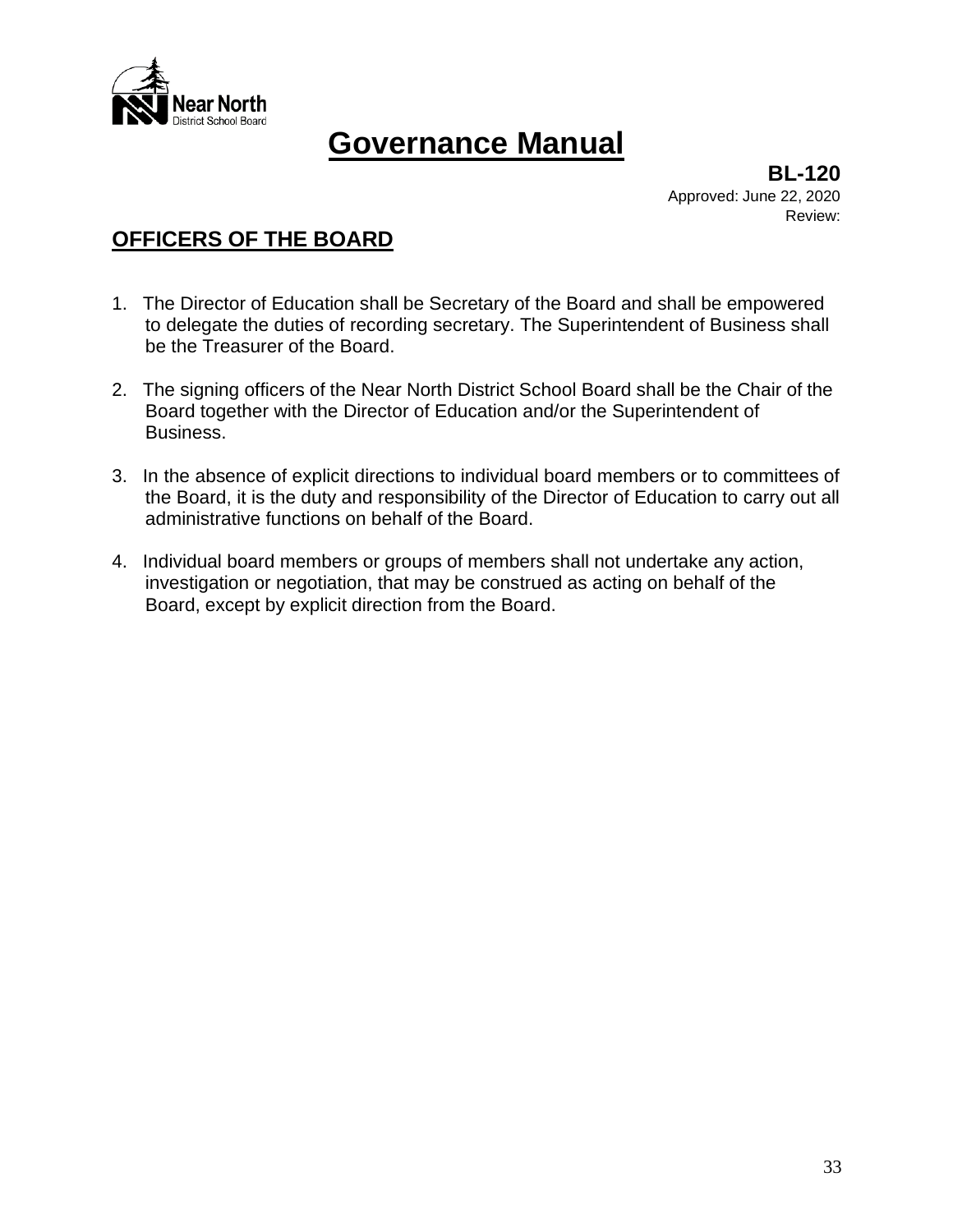# Governance Manual

**BL-120**
Approved: June 22, 2020
Review:

## OFFICERS OF THE BOARD

1. The Director of Education shall be Secretary of the Board and shall be empowered to delegate the duties of recording secretary. The Superintendent of Business shall be the Treasurer of the Board.

2. The signing officers of the Near North District School Board shall be the Chair of the Board together with the Director of Education and/or the Superintendent of Business.

3. In the absence of explicit directions to individual board members or to committees of the Board, it is the duty and responsibility of the Director of Education to carry out all administrative functions on behalf of the Board.

4. Individual board members or groups of members shall not undertake any action, investigation or negotiation, that may be construed as acting on behalf of the Board, except by explicit direction from the Board.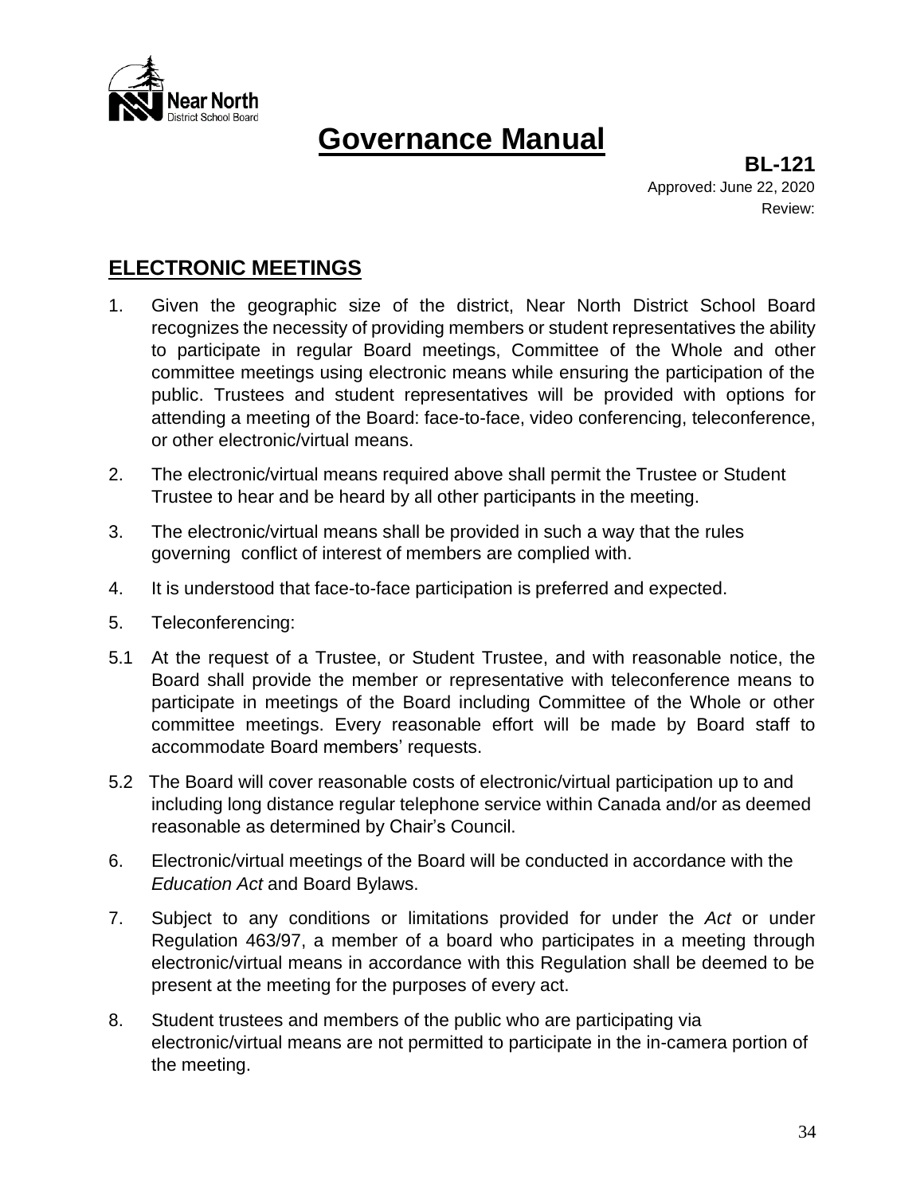# Governance Manual

**BL-121**
Approved: June 22, 2020
Review:

## ELECTRONIC MEETINGS

1. Given the geographic size of the district, Near North District School Board recognizes the necessity of providing members or student representatives the ability to participate in regular Board meetings, Committee of the Whole and other committee meetings using electronic means while ensuring the participation of the public. Trustees and student representatives will be provided with options for attending a meeting of the Board: face-to-face, video conferencing, teleconference, or other electronic/virtual means.

2. The electronic/virtual means required above shall permit the Trustee or Student Trustee to hear and be heard by all other participants in the meeting.

3. The electronic/virtual means shall be provided in such a way that the rules governing conflict of interest of members are complied with.

4. It is understood that face-to-face participation is preferred and expected.

5. Teleconferencing:

5.1 At the request of a Trustee, or Student Trustee, and with reasonable notice, the Board shall provide the member or representative with teleconference means to participate in meetings of the Board including Committee of the Whole or other committee meetings. Every reasonable effort will be made by Board staff to accommodate Board members' requests.

5.2 The Board will cover reasonable costs of electronic/virtual participation up to and including long distance regular telephone service within Canada and/or as deemed reasonable as determined by Chair's Council.

6. Electronic/virtual meetings of the Board will be conducted in accordance with the *Education Act* and Board Bylaws.

7. Subject to any conditions or limitations provided for under the *Act* or under Regulation 463/97, a member of a board who participates in a meeting through electronic/virtual means in accordance with this Regulation shall be deemed to be present at the meeting for the purposes of every act.

8. Student trustees and members of the public who are participating via electronic/virtual means are not permitted to participate in the in-camera portion of the meeting.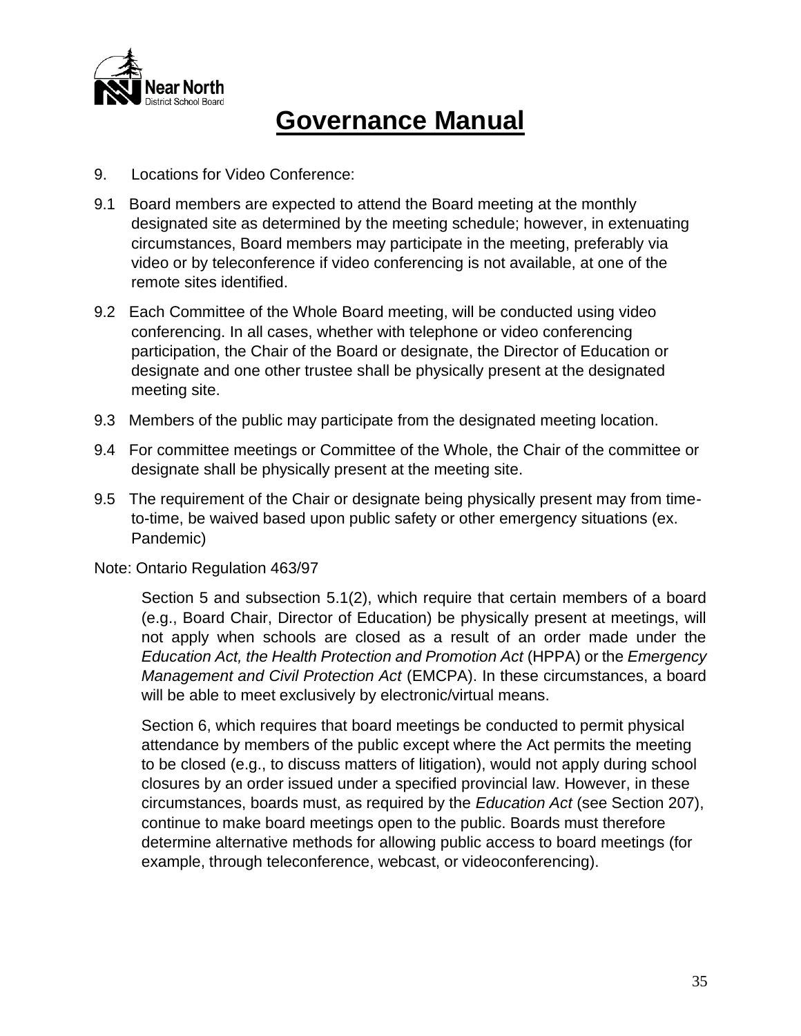# Governance Manual

9. Locations for Video Conference:

9.1 Board members are expected to attend the Board meeting at the monthly designated site as determined by the meeting schedule; however, in extenuating circumstances, Board members may participate in the meeting, preferably via video or by teleconference if video conferencing is not available, at one of the remote sites identified.

9.2 Each Committee of the Whole Board meeting, will be conducted using video conferencing. In all cases, whether with telephone or video conferencing participation, the Chair of the Board or designate, the Director of Education or designate and one other trustee shall be physically present at the designated meeting site.

9.3 Members of the public may participate from the designated meeting location.

9.4 For committee meetings or Committee of the Whole, the Chair of the committee or designate shall be physically present at the meeting site.

9.5 The requirement of the Chair or designate being physically present may from time-to-time, be waived based upon public safety or other emergency situations (ex. Pandemic)

Note: Ontario Regulation 463/97

> Section 5 and subsection 5.1(2), which require that certain members of a board (e.g., Board Chair, Director of Education) be physically present at meetings, will not apply when schools are closed as a result of an order made under the *Education Act, the Health Protection and Promotion Act* (HPPA) or the *Emergency Management and Civil Protection Act* (EMCPA). In these circumstances, a board will be able to meet exclusively by electronic/virtual means.
>
> Section 6, which requires that board meetings be conducted to permit physical attendance by members of the public except where the Act permits the meeting to be closed (e.g., to discuss matters of litigation), would not apply during school closures by an order issued under a specified provincial law. However, in these circumstances, boards must, as required by the *Education Act* (see Section 207), continue to make board meetings open to the public. Boards must therefore determine alternative methods for allowing public access to board meetings (for example, through teleconference, webcast, or videoconferencing).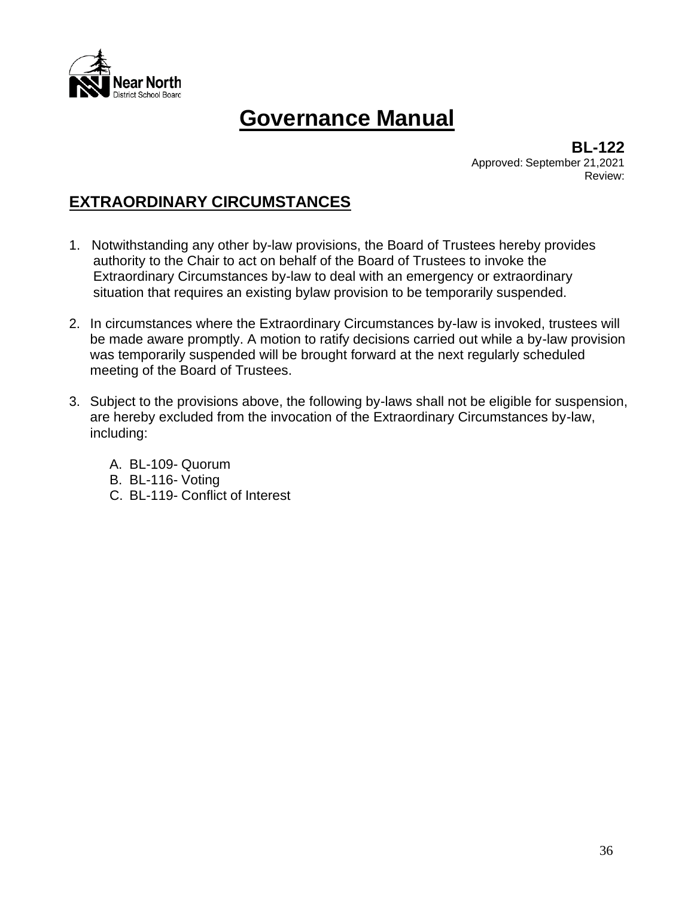# Governance Manual

**BL-122**
Approved: September 21,2021
Review:

## EXTRAORDINARY CIRCUMSTANCES

1. Notwithstanding any other by-law provisions, the Board of Trustees hereby provides authority to the Chair to act on behalf of the Board of Trustees to invoke the Extraordinary Circumstances by-law to deal with an emergency or extraordinary situation that requires an existing bylaw provision to be temporarily suspended.

2. In circumstances where the Extraordinary Circumstances by-law is invoked, trustees will be made aware promptly. A motion to ratify decisions carried out while a by-law provision was temporarily suspended will be brought forward at the next regularly scheduled meeting of the Board of Trustees.

3. Subject to the provisions above, the following by-laws shall not be eligible for suspension, are hereby excluded from the invocation of the Extraordinary Circumstances by-law, including:

   A. BL-109- Quorum
   B. BL-116- Voting
   C. BL-119- Conflict of Interest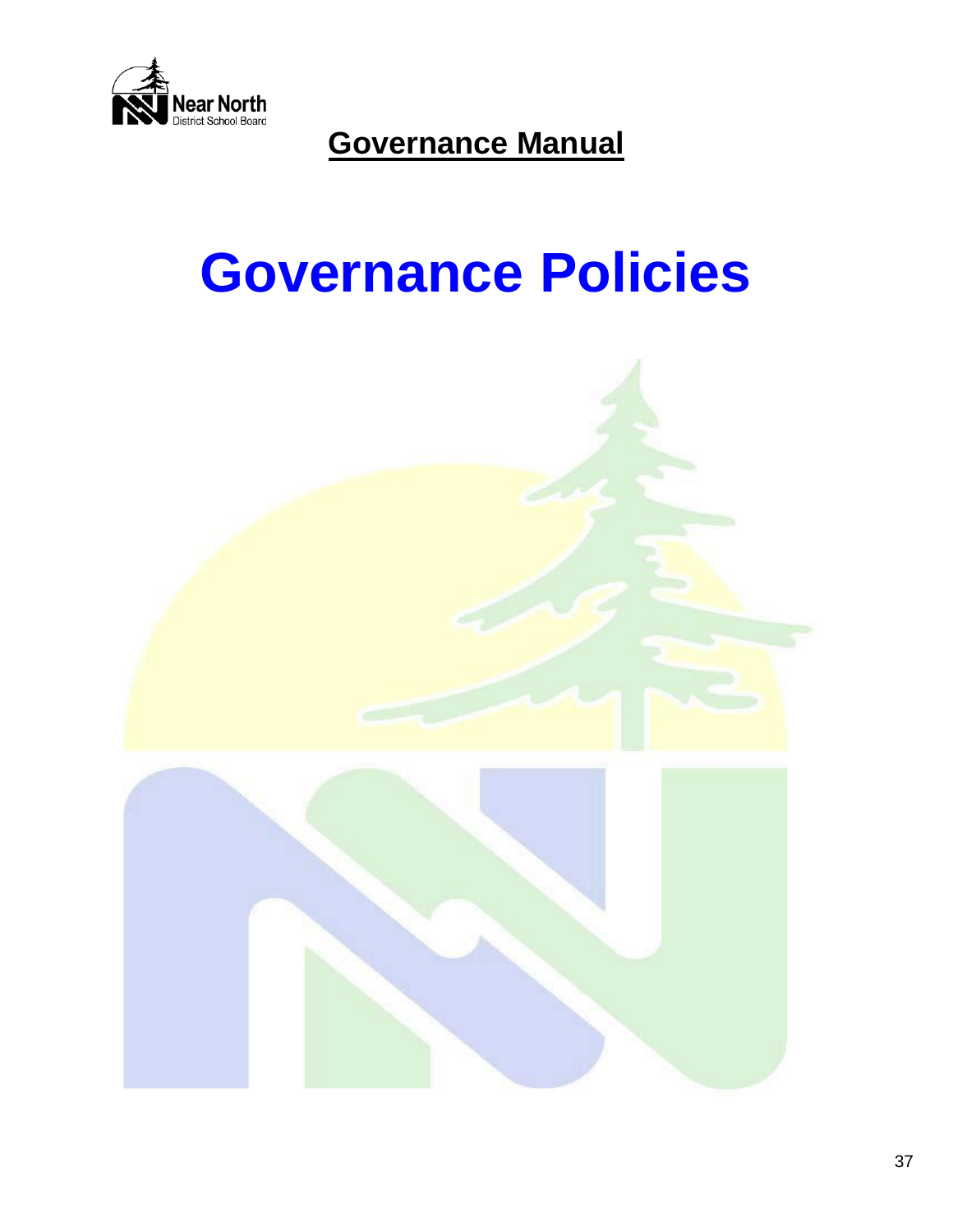**Governance Manual**

# Governance Policies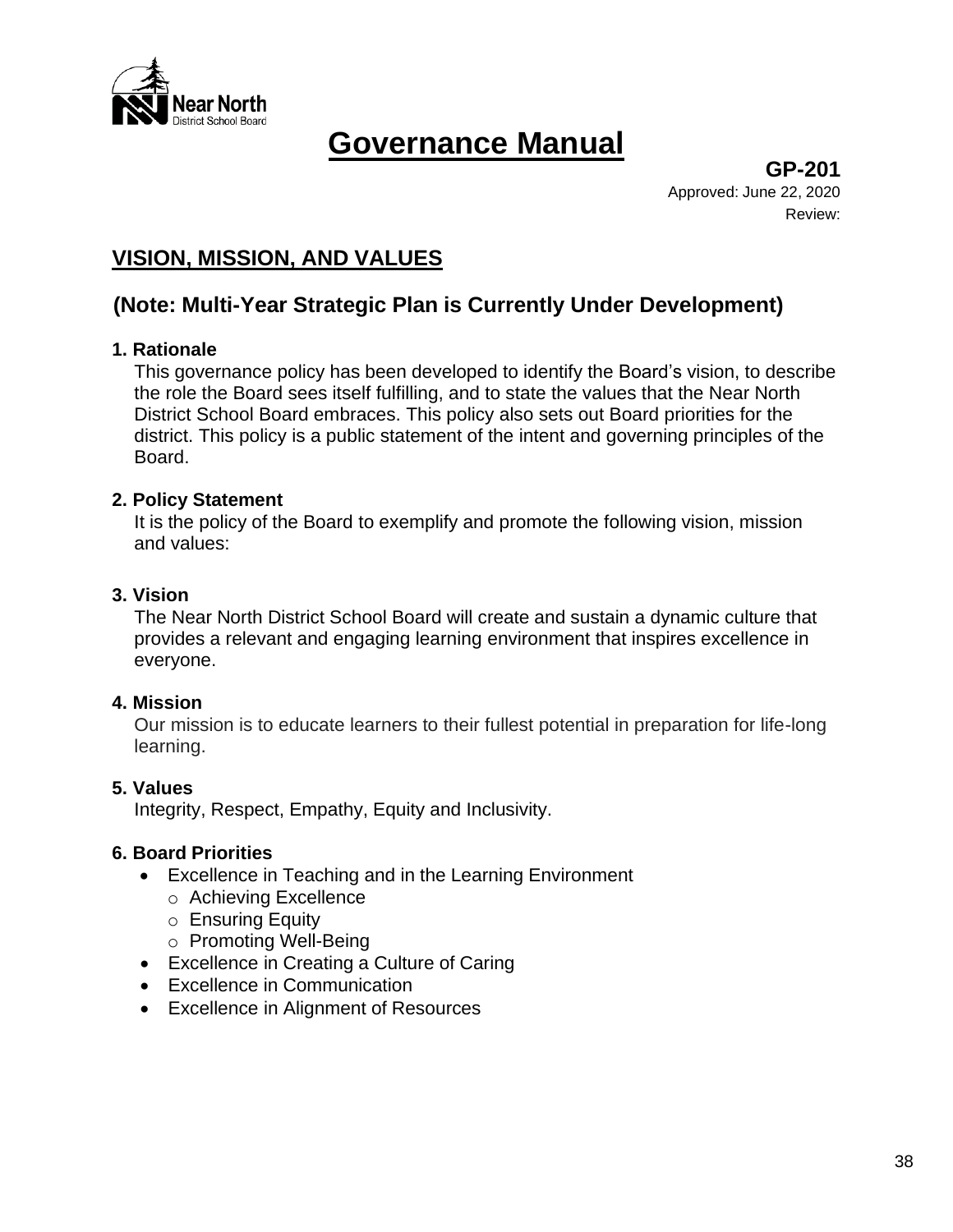# Governance Manual

**GP-201**
Approved: June 22, 2020
Review:

## VISION, MISSION, AND VALUES

## (Note: Multi-Year Strategic Plan is Currently Under Development)

**1. Rationale**

This governance policy has been developed to identify the Board's vision, to describe the role the Board sees itself fulfilling, and to state the values that the Near North District School Board embraces. This policy also sets out Board priorities for the district. This policy is a public statement of the intent and governing principles of the Board.

**2. Policy Statement**

It is the policy of the Board to exemplify and promote the following vision, mission and values:

**3. Vision**

The Near North District School Board will create and sustain a dynamic culture that provides a relevant and engaging learning environment that inspires excellence in everyone.

**4. Mission**

Our mission is to educate learners to their fullest potential in preparation for life-long learning.

**5. Values**

Integrity, Respect, Empathy, Equity and Inclusivity.

**6. Board Priorities**

- Excellence in Teaching and in the Learning Environment
  - Achieving Excellence
  - Ensuring Equity
  - Promoting Well-Being
- Excellence in Creating a Culture of Caring
- Excellence in Communication
- Excellence in Alignment of Resources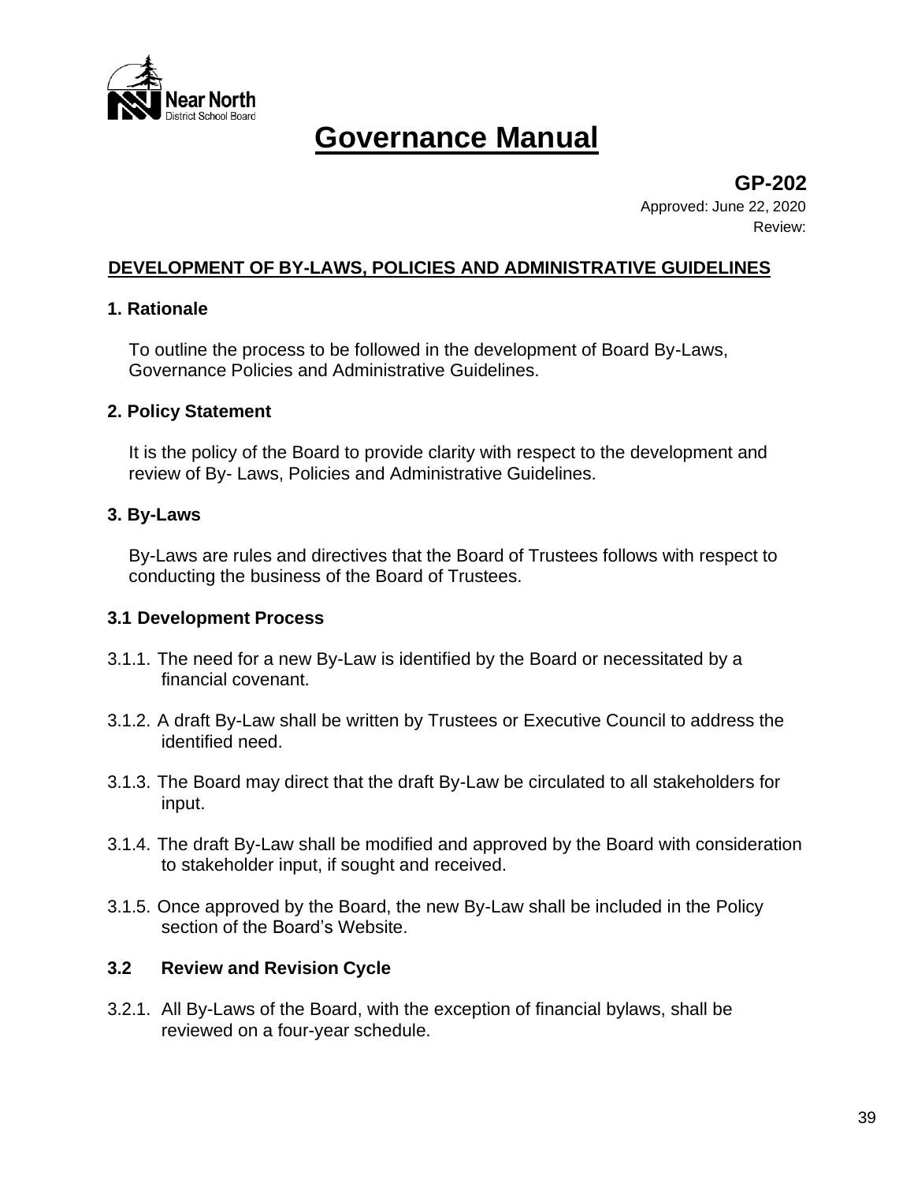# Governance Manual

**GP-202**

Approved: June 22, 2020

Review:

## DEVELOPMENT OF BY-LAWS, POLICIES AND ADMINISTRATIVE GUIDELINES

### 1. Rationale

To outline the process to be followed in the development of Board By-Laws, Governance Policies and Administrative Guidelines.

### 2. Policy Statement

It is the policy of the Board to provide clarity with respect to the development and review of By- Laws, Policies and Administrative Guidelines.

### 3. By-Laws

By-Laws are rules and directives that the Board of Trustees follows with respect to conducting the business of the Board of Trustees.

### 3.1 Development Process

3.1.1. The need for a new By-Law is identified by the Board or necessitated by a financial covenant.

3.1.2. A draft By-Law shall be written by Trustees or Executive Council to address the identified need.

3.1.3. The Board may direct that the draft By-Law be circulated to all stakeholders for input.

3.1.4. The draft By-Law shall be modified and approved by the Board with consideration to stakeholder input, if sought and received.

3.1.5. Once approved by the Board, the new By-Law shall be included in the Policy section of the Board's Website.

### 3.2 Review and Revision Cycle

3.2.1. All By-Laws of the Board, with the exception of financial bylaws, shall be reviewed on a four-year schedule.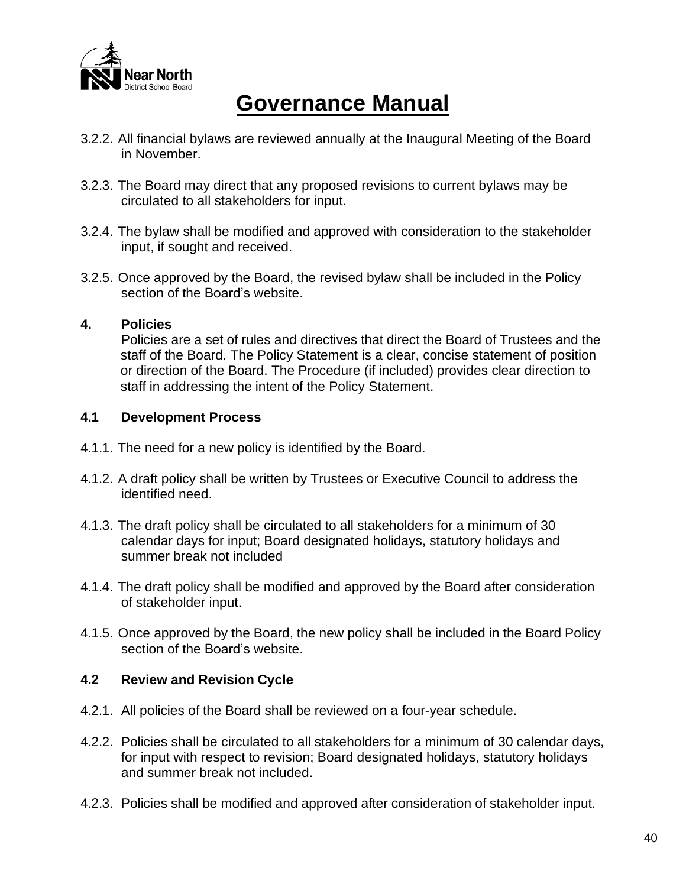3.2.2. All financial bylaws are reviewed annually at the Inaugural Meeting of the Board in November.

3.2.3. The Board may direct that any proposed revisions to current bylaws may be circulated to all stakeholders for input.

3.2.4. The bylaw shall be modified and approved with consideration to the stakeholder input, if sought and received.

3.2.5. Once approved by the Board, the revised bylaw shall be included in the Policy section of the Board's website.

## 4. Policies

Policies are a set of rules and directives that direct the Board of Trustees and the staff of the Board. The Policy Statement is a clear, concise statement of position or direction of the Board. The Procedure (if included) provides clear direction to staff in addressing the intent of the Policy Statement.

### 4.1 Development Process

4.1.1. The need for a new policy is identified by the Board.

4.1.2. A draft policy shall be written by Trustees or Executive Council to address the identified need.

4.1.3. The draft policy shall be circulated to all stakeholders for a minimum of 30 calendar days for input; Board designated holidays, statutory holidays and summer break not included

4.1.4. The draft policy shall be modified and approved by the Board after consideration of stakeholder input.

4.1.5. Once approved by the Board, the new policy shall be included in the Board Policy section of the Board's website.

### 4.2 Review and Revision Cycle

4.2.1. All policies of the Board shall be reviewed on a four-year schedule.

4.2.2. Policies shall be circulated to all stakeholders for a minimum of 30 calendar days, for input with respect to revision; Board designated holidays, statutory holidays and summer break not included.

4.2.3. Policies shall be modified and approved after consideration of stakeholder input.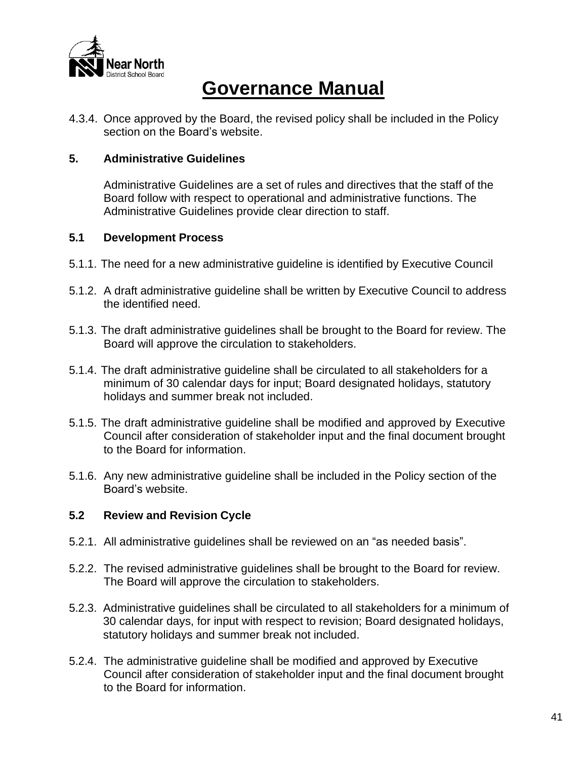4.3.4. Once approved by the Board, the revised policy shall be included in the Policy section on the Board's website.

## 5. Administrative Guidelines

Administrative Guidelines are a set of rules and directives that the staff of the Board follow with respect to operational and administrative functions. The Administrative Guidelines provide clear direction to staff.

### 5.1 Development Process

5.1.1. The need for a new administrative guideline is identified by Executive Council

5.1.2. A draft administrative guideline shall be written by Executive Council to address the identified need.

5.1.3. The draft administrative guidelines shall be brought to the Board for review. The Board will approve the circulation to stakeholders.

5.1.4. The draft administrative guideline shall be circulated to all stakeholders for a minimum of 30 calendar days for input; Board designated holidays, statutory holidays and summer break not included.

5.1.5. The draft administrative guideline shall be modified and approved by Executive Council after consideration of stakeholder input and the final document brought to the Board for information.

5.1.6. Any new administrative guideline shall be included in the Policy section of the Board's website.

### 5.2 Review and Revision Cycle

5.2.1. All administrative guidelines shall be reviewed on an "as needed basis".

5.2.2. The revised administrative guidelines shall be brought to the Board for review. The Board will approve the circulation to stakeholders.

5.2.3. Administrative guidelines shall be circulated to all stakeholders for a minimum of 30 calendar days, for input with respect to revision; Board designated holidays, statutory holidays and summer break not included.

5.2.4. The administrative guideline shall be modified and approved by Executive Council after consideration of stakeholder input and the final document brought to the Board for information.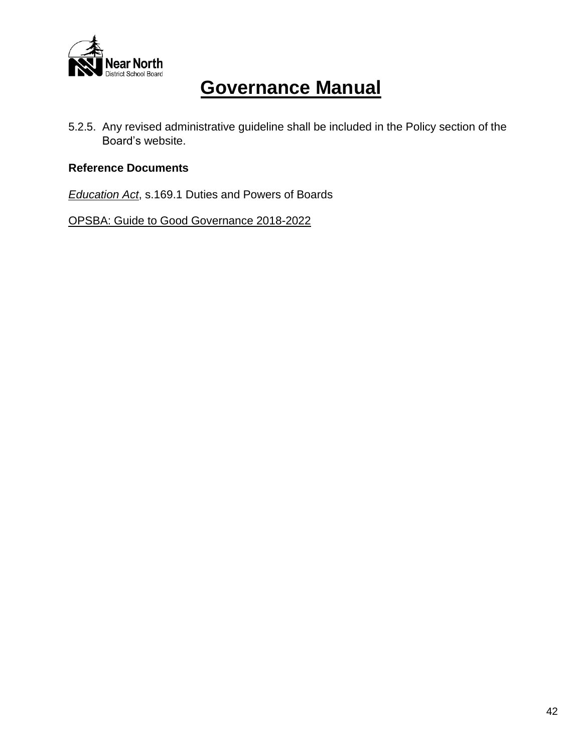5.2.5. Any revised administrative guideline shall be included in the Policy section of the Board's website.

**Reference Documents**

*Education Act*, s.169.1 Duties and Powers of Boards

OPSBA: Guide to Good Governance 2018-2022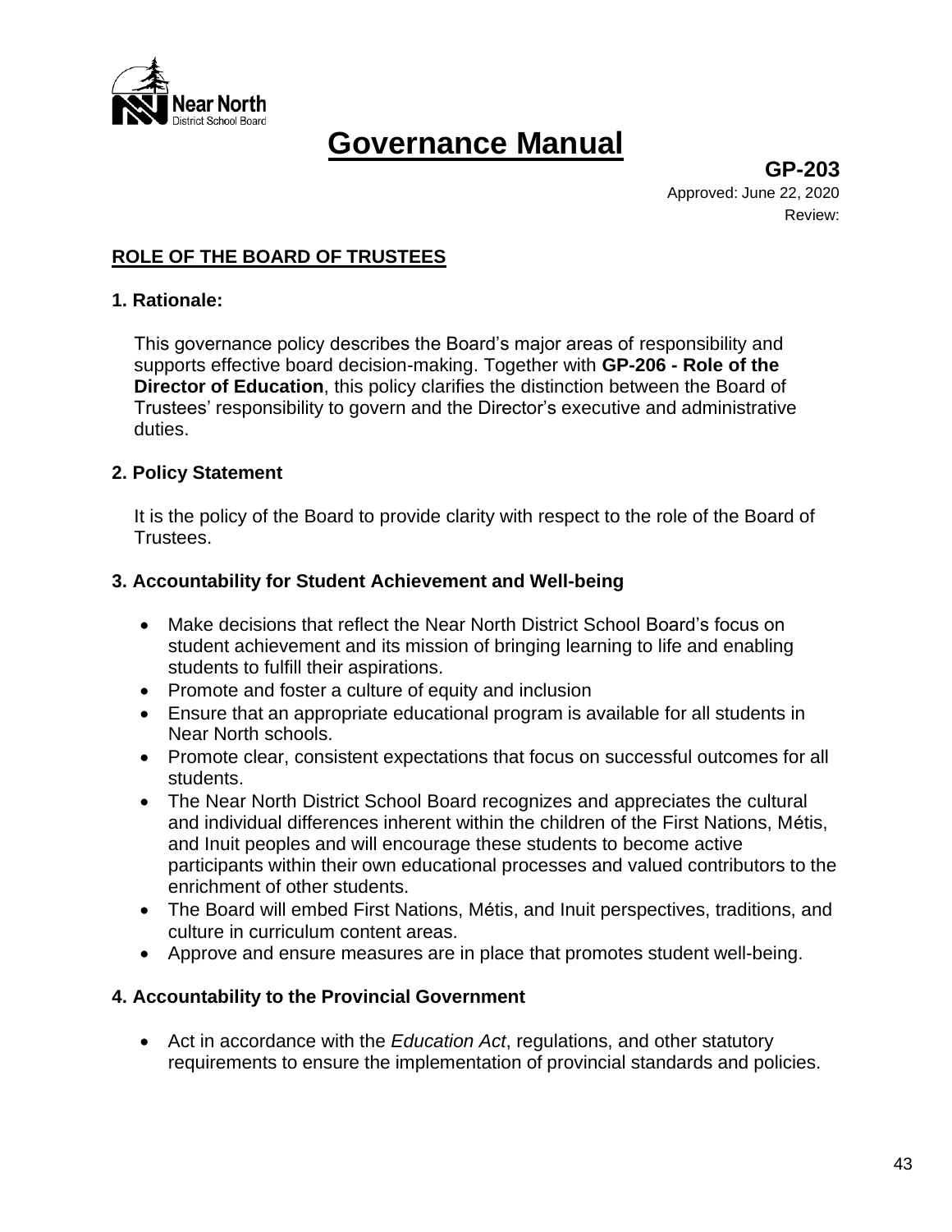# Governance Manual

**GP-203**
Approved: June 22, 2020
Review:

## ROLE OF THE BOARD OF TRUSTEES

### 1. Rationale:

This governance policy describes the Board's major areas of responsibility and supports effective board decision-making. Together with **GP-206 - Role of the Director of Education**, this policy clarifies the distinction between the Board of Trustees' responsibility to govern and the Director's executive and administrative duties.

### 2. Policy Statement

It is the policy of the Board to provide clarity with respect to the role of the Board of Trustees.

### 3. Accountability for Student Achievement and Well-being

- Make decisions that reflect the Near North District School Board's focus on student achievement and its mission of bringing learning to life and enabling students to fulfill their aspirations.
- Promote and foster a culture of equity and inclusion
- Ensure that an appropriate educational program is available for all students in Near North schools.
- Promote clear, consistent expectations that focus on successful outcomes for all students.
- The Near North District School Board recognizes and appreciates the cultural and individual differences inherent within the children of the First Nations, Métis, and Inuit peoples and will encourage these students to become active participants within their own educational processes and valued contributors to the enrichment of other students.
- The Board will embed First Nations, Métis, and Inuit perspectives, traditions, and culture in curriculum content areas.
- Approve and ensure measures are in place that promotes student well-being.

### 4. Accountability to the Provincial Government

- Act in accordance with the *Education Act*, regulations, and other statutory requirements to ensure the implementation of provincial standards and policies.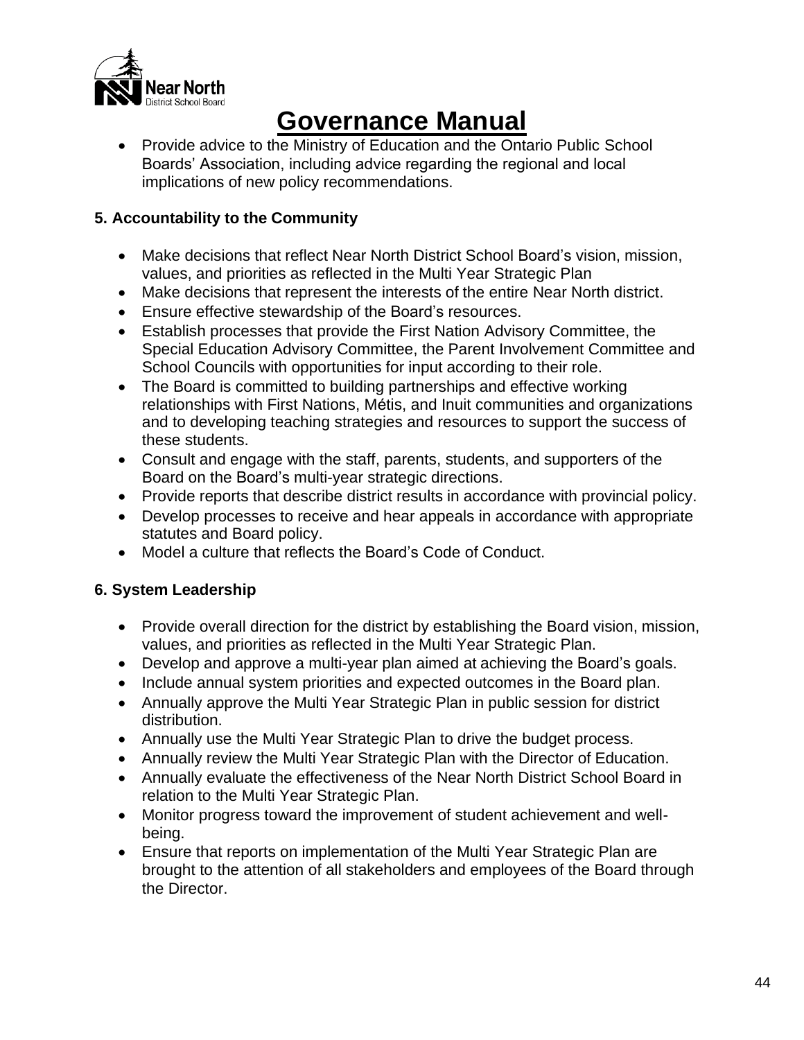- Provide advice to the Ministry of Education and the Ontario Public School Boards' Association, including advice regarding the regional and local implications of new policy recommendations.

**5. Accountability to the Community**

- Make decisions that reflect Near North District School Board's vision, mission, values, and priorities as reflected in the Multi Year Strategic Plan
- Make decisions that represent the interests of the entire Near North district.
- Ensure effective stewardship of the Board's resources.
- Establish processes that provide the First Nation Advisory Committee, the Special Education Advisory Committee, the Parent Involvement Committee and School Councils with opportunities for input according to their role.
- The Board is committed to building partnerships and effective working relationships with First Nations, Métis, and Inuit communities and organizations and to developing teaching strategies and resources to support the success of these students.
- Consult and engage with the staff, parents, students, and supporters of the Board on the Board's multi-year strategic directions.
- Provide reports that describe district results in accordance with provincial policy.
- Develop processes to receive and hear appeals in accordance with appropriate statutes and Board policy.
- Model a culture that reflects the Board's Code of Conduct.

**6. System Leadership**

- Provide overall direction for the district by establishing the Board vision, mission, values, and priorities as reflected in the Multi Year Strategic Plan.
- Develop and approve a multi-year plan aimed at achieving the Board's goals.
- Include annual system priorities and expected outcomes in the Board plan.
- Annually approve the Multi Year Strategic Plan in public session for district distribution.
- Annually use the Multi Year Strategic Plan to drive the budget process.
- Annually review the Multi Year Strategic Plan with the Director of Education.
- Annually evaluate the effectiveness of the Near North District School Board in relation to the Multi Year Strategic Plan.
- Monitor progress toward the improvement of student achievement and well-being.
- Ensure that reports on implementation of the Multi Year Strategic Plan are brought to the attention of all stakeholders and employees of the Board through the Director.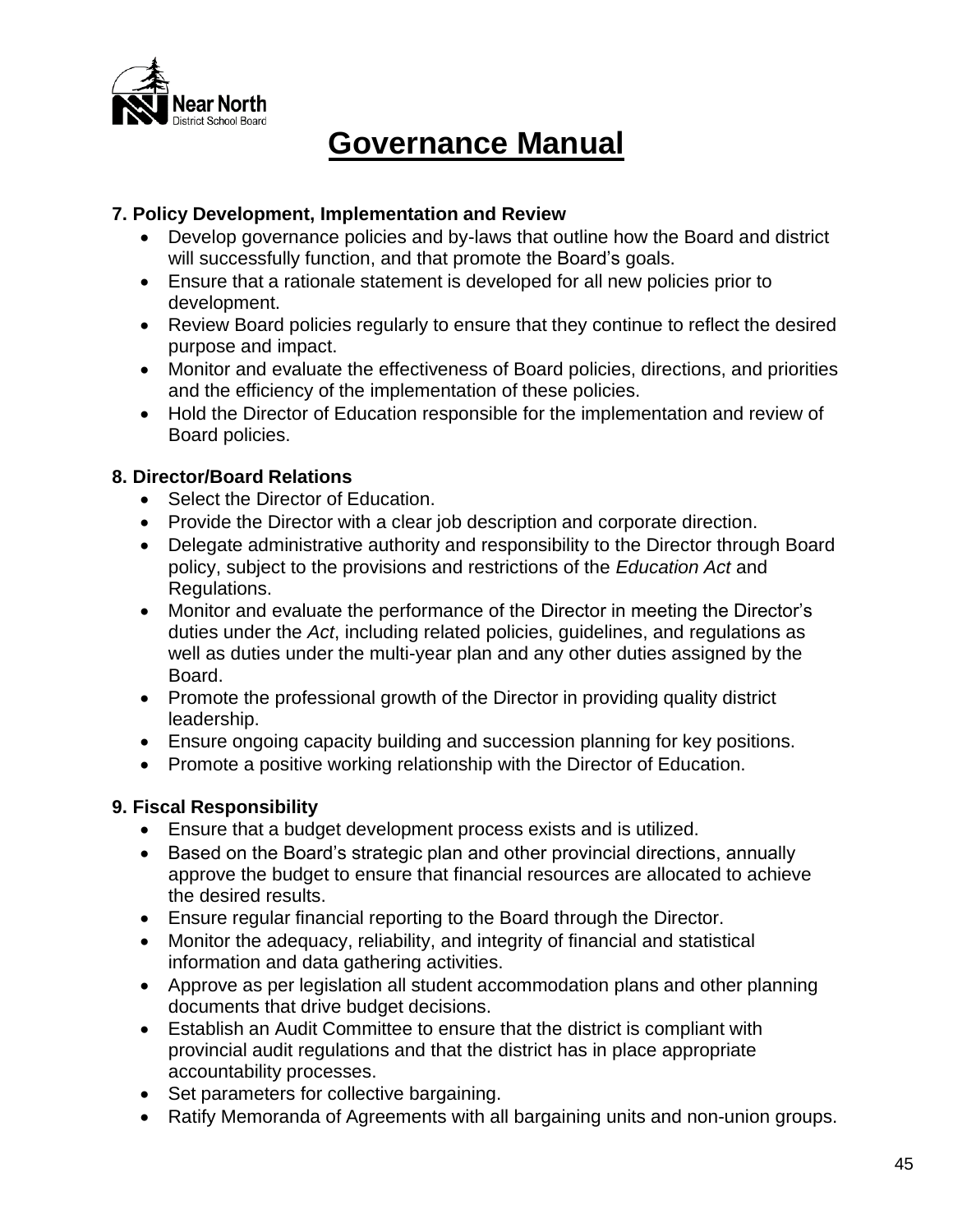# Governance Manual

**7. Policy Development, Implementation and Review**

- Develop governance policies and by-laws that outline how the Board and district will successfully function, and that promote the Board's goals.
- Ensure that a rationale statement is developed for all new policies prior to development.
- Review Board policies regularly to ensure that they continue to reflect the desired purpose and impact.
- Monitor and evaluate the effectiveness of Board policies, directions, and priorities and the efficiency of the implementation of these policies.
- Hold the Director of Education responsible for the implementation and review of Board policies.

**8. Director/Board Relations**

- Select the Director of Education.
- Provide the Director with a clear job description and corporate direction.
- Delegate administrative authority and responsibility to the Director through Board policy, subject to the provisions and restrictions of the *Education Act* and Regulations.
- Monitor and evaluate the performance of the Director in meeting the Director's duties under the *Act*, including related policies, guidelines, and regulations as well as duties under the multi-year plan and any other duties assigned by the Board.
- Promote the professional growth of the Director in providing quality district leadership.
- Ensure ongoing capacity building and succession planning for key positions.
- Promote a positive working relationship with the Director of Education.

**9. Fiscal Responsibility**

- Ensure that a budget development process exists and is utilized.
- Based on the Board's strategic plan and other provincial directions, annually approve the budget to ensure that financial resources are allocated to achieve the desired results.
- Ensure regular financial reporting to the Board through the Director.
- Monitor the adequacy, reliability, and integrity of financial and statistical information and data gathering activities.
- Approve as per legislation all student accommodation plans and other planning documents that drive budget decisions.
- Establish an Audit Committee to ensure that the district is compliant with provincial audit regulations and that the district has in place appropriate accountability processes.
- Set parameters for collective bargaining.
- Ratify Memoranda of Agreements with all bargaining units and non-union groups.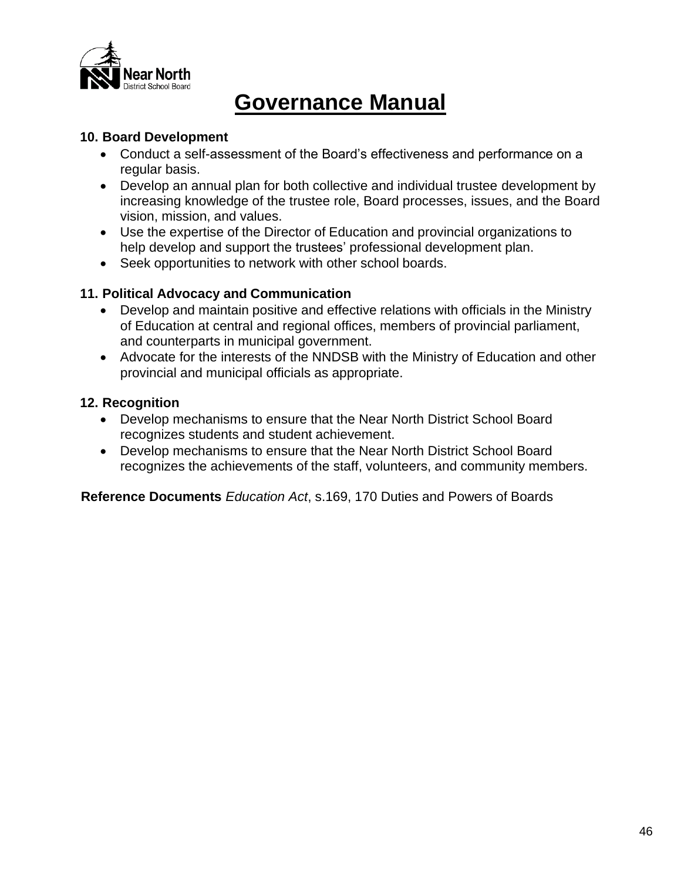# Governance Manual

**10. Board Development**

- Conduct a self-assessment of the Board's effectiveness and performance on a regular basis.
- Develop an annual plan for both collective and individual trustee development by increasing knowledge of the trustee role, Board processes, issues, and the Board vision, mission, and values.
- Use the expertise of the Director of Education and provincial organizations to help develop and support the trustees' professional development plan.
- Seek opportunities to network with other school boards.

**11. Political Advocacy and Communication**

- Develop and maintain positive and effective relations with officials in the Ministry of Education at central and regional offices, members of provincial parliament, and counterparts in municipal government.
- Advocate for the interests of the NNDSB with the Ministry of Education and other provincial and municipal officials as appropriate.

**12. Recognition**

- Develop mechanisms to ensure that the Near North District School Board recognizes students and student achievement.
- Develop mechanisms to ensure that the Near North District School Board recognizes the achievements of the staff, volunteers, and community members.

**Reference Documents** *Education Act*, s.169, 170 Duties and Powers of Boards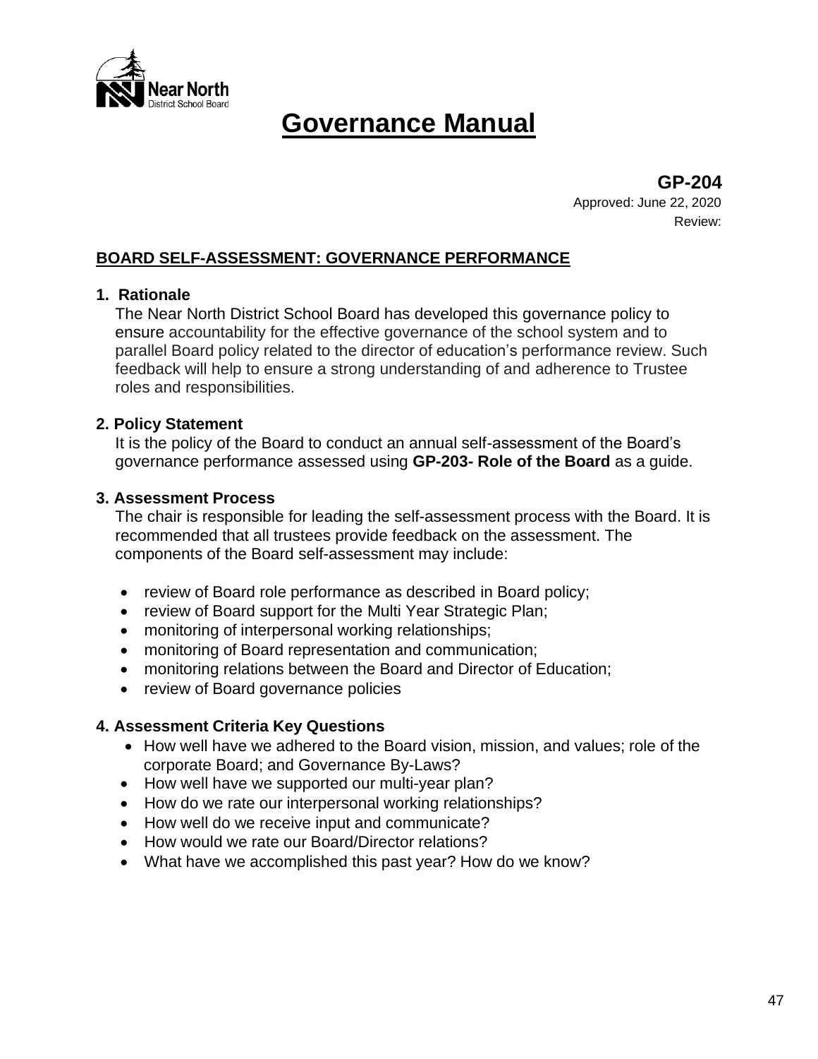# Governance Manual

**GP-204**
Approved: June 22, 2020
Review:

## BOARD SELF-ASSESSMENT: GOVERNANCE PERFORMANCE

### 1. Rationale

The Near North District School Board has developed this governance policy to ensure accountability for the effective governance of the school system and to parallel Board policy related to the director of education's performance review. Such feedback will help to ensure a strong understanding of and adherence to Trustee roles and responsibilities.

### 2. Policy Statement

It is the policy of the Board to conduct an annual self-assessment of the Board's governance performance assessed using **GP-203- Role of the Board** as a guide.

### 3. Assessment Process

The chair is responsible for leading the self-assessment process with the Board. It is recommended that all trustees provide feedback on the assessment. The components of the Board self-assessment may include:

- review of Board role performance as described in Board policy;
- review of Board support for the Multi Year Strategic Plan;
- monitoring of interpersonal working relationships;
- monitoring of Board representation and communication;
- monitoring relations between the Board and Director of Education;
- review of Board governance policies

### 4. Assessment Criteria Key Questions

- How well have we adhered to the Board vision, mission, and values; role of the corporate Board; and Governance By-Laws?
- How well have we supported our multi-year plan?
- How do we rate our interpersonal working relationships?
- How well do we receive input and communicate?
- How would we rate our Board/Director relations?
- What have we accomplished this past year? How do we know?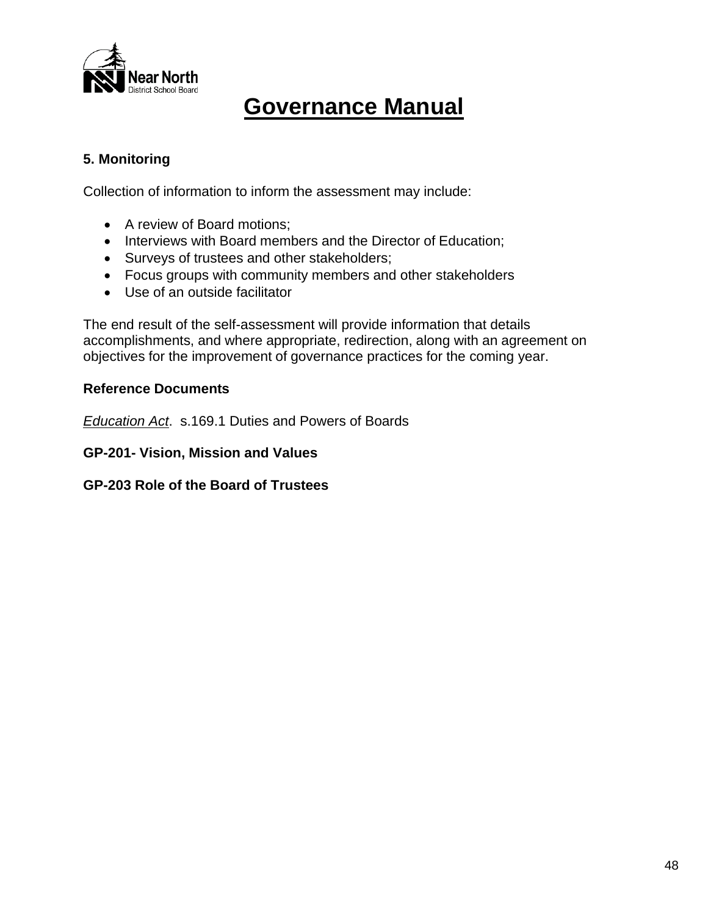# Governance Manual

**5. Monitoring**

Collection of information to inform the assessment may include:

- A review of Board motions;
- Interviews with Board members and the Director of Education;
- Surveys of trustees and other stakeholders;
- Focus groups with community members and other stakeholders
- Use of an outside facilitator

The end result of the self-assessment will provide information that details accomplishments, and where appropriate, redirection, along with an agreement on objectives for the improvement of governance practices for the coming year.

**Reference Documents**

*Education Act*. s.169.1 Duties and Powers of Boards

**GP-201- Vision, Mission and Values**

**GP-203 Role of the Board of Trustees**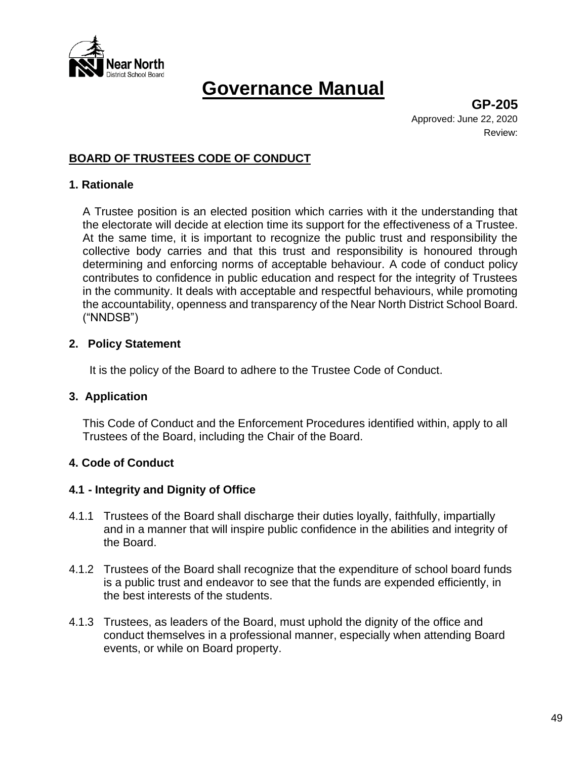# Governance Manual

**GP-205**
Approved: June 22, 2020
Review:

## BOARD OF TRUSTEES CODE OF CONDUCT

### 1. Rationale

A Trustee position is an elected position which carries with it the understanding that the electorate will decide at election time its support for the effectiveness of a Trustee. At the same time, it is important to recognize the public trust and responsibility the collective body carries and that this trust and responsibility is honoured through determining and enforcing norms of acceptable behaviour. A code of conduct policy contributes to confidence in public education and respect for the integrity of Trustees in the community. It deals with acceptable and respectful behaviours, while promoting the accountability, openness and transparency of the Near North District School Board. ("NNDSB")

### 2. Policy Statement

It is the policy of the Board to adhere to the Trustee Code of Conduct.

### 3. Application

This Code of Conduct and the Enforcement Procedures identified within, apply to all Trustees of the Board, including the Chair of the Board.

### 4. Code of Conduct

### 4.1 - Integrity and Dignity of Office

4.1.1 Trustees of the Board shall discharge their duties loyally, faithfully, impartially and in a manner that will inspire public confidence in the abilities and integrity of the Board.

4.1.2 Trustees of the Board shall recognize that the expenditure of school board funds is a public trust and endeavor to see that the funds are expended efficiently, in the best interests of the students.

4.1.3 Trustees, as leaders of the Board, must uphold the dignity of the office and conduct themselves in a professional manner, especially when attending Board events, or while on Board property.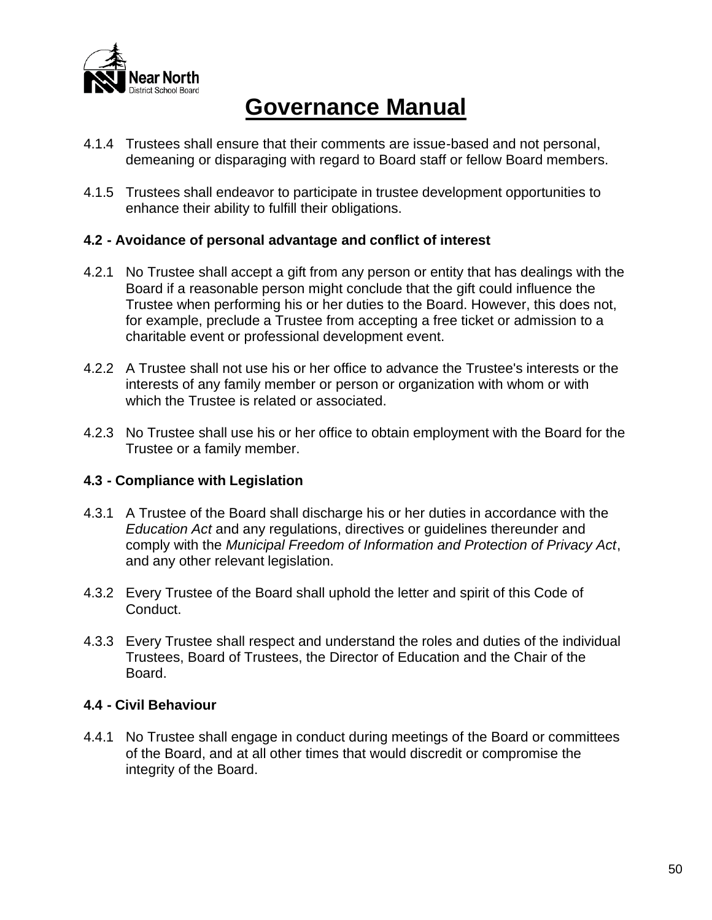4.1.4 Trustees shall ensure that their comments are issue-based and not personal, demeaning or disparaging with regard to Board staff or fellow Board members.

4.1.5 Trustees shall endeavor to participate in trustee development opportunities to enhance their ability to fulfill their obligations.

**4.2 - Avoidance of personal advantage and conflict of interest**

4.2.1 No Trustee shall accept a gift from any person or entity that has dealings with the Board if a reasonable person might conclude that the gift could influence the Trustee when performing his or her duties to the Board. However, this does not, for example, preclude a Trustee from accepting a free ticket or admission to a charitable event or professional development event.

4.2.2 A Trustee shall not use his or her office to advance the Trustee's interests or the interests of any family member or person or organization with whom or with which the Trustee is related or associated.

4.2.3 No Trustee shall use his or her office to obtain employment with the Board for the Trustee or a family member.

**4.3 - Compliance with Legislation**

4.3.1 A Trustee of the Board shall discharge his or her duties in accordance with the *Education Act* and any regulations, directives or guidelines thereunder and comply with the *Municipal Freedom of Information and Protection of Privacy Act*, and any other relevant legislation.

4.3.2 Every Trustee of the Board shall uphold the letter and spirit of this Code of Conduct.

4.3.3 Every Trustee shall respect and understand the roles and duties of the individual Trustees, Board of Trustees, the Director of Education and the Chair of the Board.

**4.4 - Civil Behaviour**

4.4.1 No Trustee shall engage in conduct during meetings of the Board or committees of the Board, and at all other times that would discredit or compromise the integrity of the Board.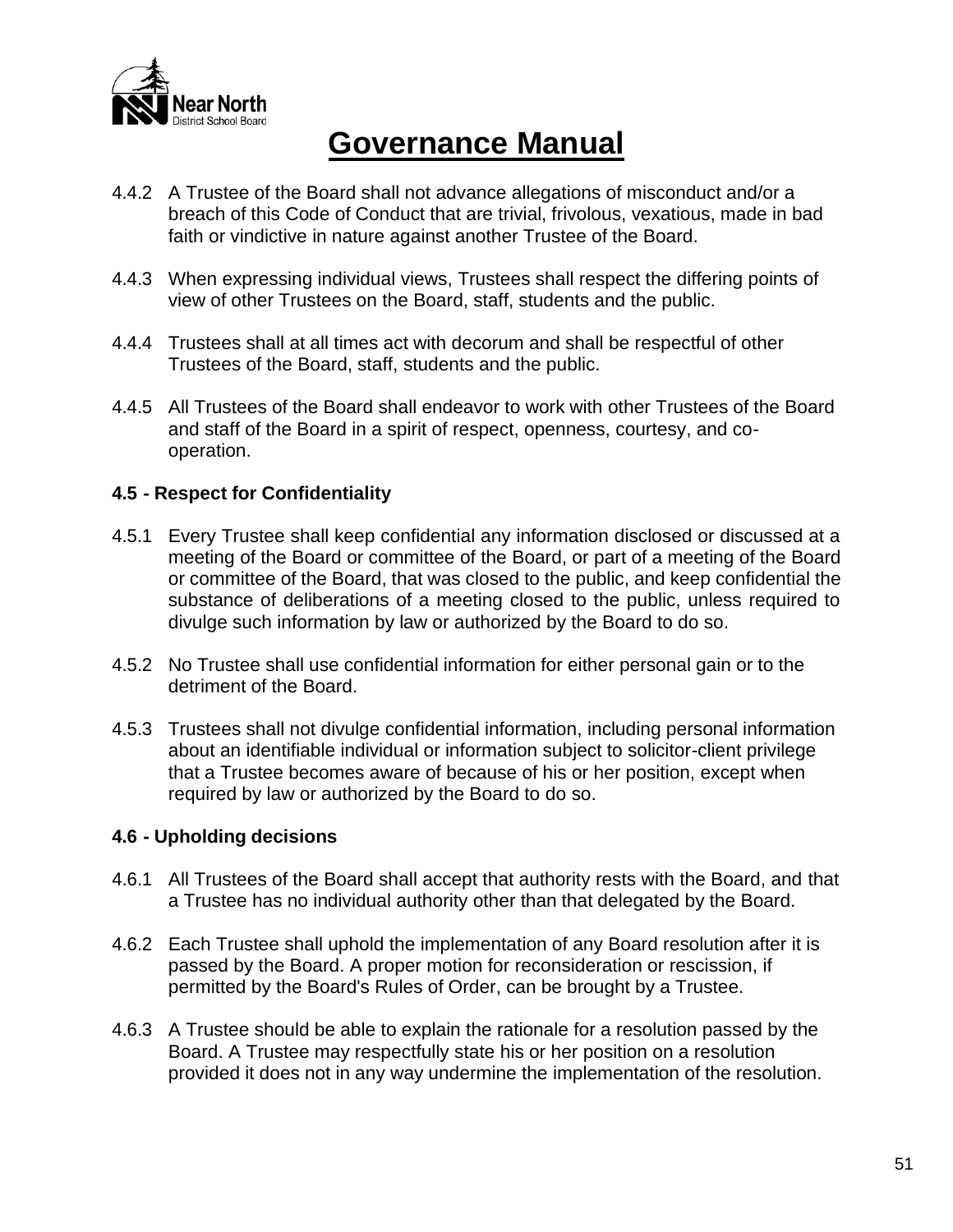# Governance Manual

4.4.2 A Trustee of the Board shall not advance allegations of misconduct and/or a breach of this Code of Conduct that are trivial, frivolous, vexatious, made in bad faith or vindictive in nature against another Trustee of the Board.

4.4.3 When expressing individual views, Trustees shall respect the differing points of view of other Trustees on the Board, staff, students and the public.

4.4.4 Trustees shall at all times act with decorum and shall be respectful of other Trustees of the Board, staff, students and the public.

4.4.5 All Trustees of the Board shall endeavor to work with other Trustees of the Board and staff of the Board in a spirit of respect, openness, courtesy, and co-operation.

**4.5 - Respect for Confidentiality**

4.5.1 Every Trustee shall keep confidential any information disclosed or discussed at a meeting of the Board or committee of the Board, or part of a meeting of the Board or committee of the Board, that was closed to the public, and keep confidential the substance of deliberations of a meeting closed to the public, unless required to divulge such information by law or authorized by the Board to do so.

4.5.2 No Trustee shall use confidential information for either personal gain or to the detriment of the Board.

4.5.3 Trustees shall not divulge confidential information, including personal information about an identifiable individual or information subject to solicitor-client privilege that a Trustee becomes aware of because of his or her position, except when required by law or authorized by the Board to do so.

**4.6 - Upholding decisions**

4.6.1 All Trustees of the Board shall accept that authority rests with the Board, and that a Trustee has no individual authority other than that delegated by the Board.

4.6.2 Each Trustee shall uphold the implementation of any Board resolution after it is passed by the Board. A proper motion for reconsideration or rescission, if permitted by the Board's Rules of Order, can be brought by a Trustee.

4.6.3 A Trustee should be able to explain the rationale for a resolution passed by the Board. A Trustee may respectfully state his or her position on a resolution provided it does not in any way undermine the implementation of the resolution.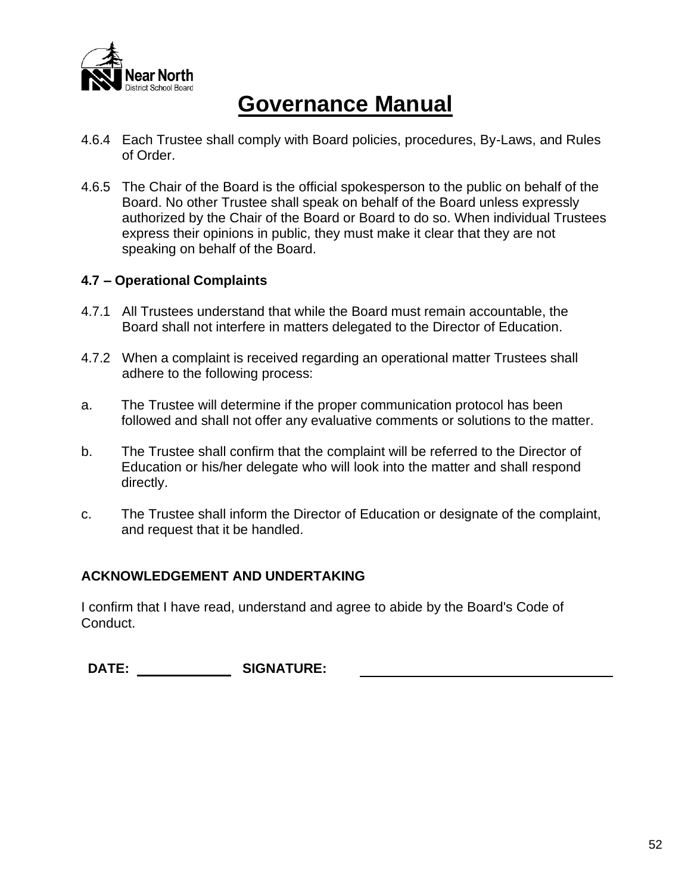# Governance Manual

4.6.4 Each Trustee shall comply with Board policies, procedures, By-Laws, and Rules of Order.

4.6.5 The Chair of the Board is the official spokesperson to the public on behalf of the Board. No other Trustee shall speak on behalf of the Board unless expressly authorized by the Chair of the Board or Board to do so. When individual Trustees express their opinions in public, they must make it clear that they are not speaking on behalf of the Board.

**4.7 – Operational Complaints**

4.7.1 All Trustees understand that while the Board must remain accountable, the Board shall not interfere in matters delegated to the Director of Education.

4.7.2 When a complaint is received regarding an operational matter Trustees shall adhere to the following process:

a. The Trustee will determine if the proper communication protocol has been followed and shall not offer any evaluative comments or solutions to the matter.

b. The Trustee shall confirm that the complaint will be referred to the Director of Education or his/her delegate who will look into the matter and shall respond directly.

c. The Trustee shall inform the Director of Education or designate of the complaint, and request that it be handled.

**ACKNOWLEDGEMENT AND UNDERTAKING**

I confirm that I have read, understand and agree to abide by the Board's Code of Conduct.

**DATE:** ____________ **SIGNATURE:** ________________________________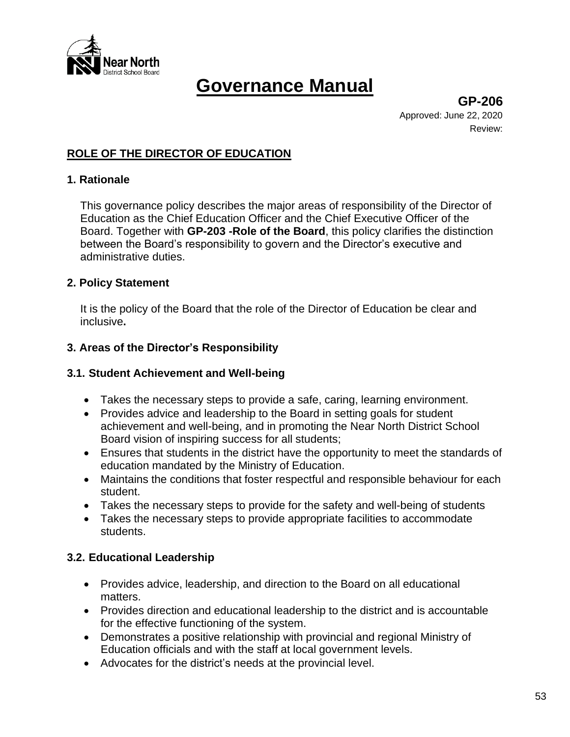# Governance Manual

**GP-206**

Approved: June 22, 2020

Review:

## ROLE OF THE DIRECTOR OF EDUCATION

### 1. Rationale

This governance policy describes the major areas of responsibility of the Director of Education as the Chief Education Officer and the Chief Executive Officer of the Board. Together with **GP-203 -Role of the Board**, this policy clarifies the distinction between the Board's responsibility to govern and the Director's executive and administrative duties.

### 2. Policy Statement

It is the policy of the Board that the role of the Director of Education be clear and inclusive**.**

### 3. Areas of the Director's Responsibility

#### 3.1. Student Achievement and Well-being

- Takes the necessary steps to provide a safe, caring, learning environment.
- Provides advice and leadership to the Board in setting goals for student achievement and well-being, and in promoting the Near North District School Board vision of inspiring success for all students;
- Ensures that students in the district have the opportunity to meet the standards of education mandated by the Ministry of Education.
- Maintains the conditions that foster respectful and responsible behaviour for each student.
- Takes the necessary steps to provide for the safety and well-being of students
- Takes the necessary steps to provide appropriate facilities to accommodate students.

#### 3.2. Educational Leadership

- Provides advice, leadership, and direction to the Board on all educational matters.
- Provides direction and educational leadership to the district and is accountable for the effective functioning of the system.
- Demonstrates a positive relationship with provincial and regional Ministry of Education officials and with the staff at local government levels.
- Advocates for the district's needs at the provincial level.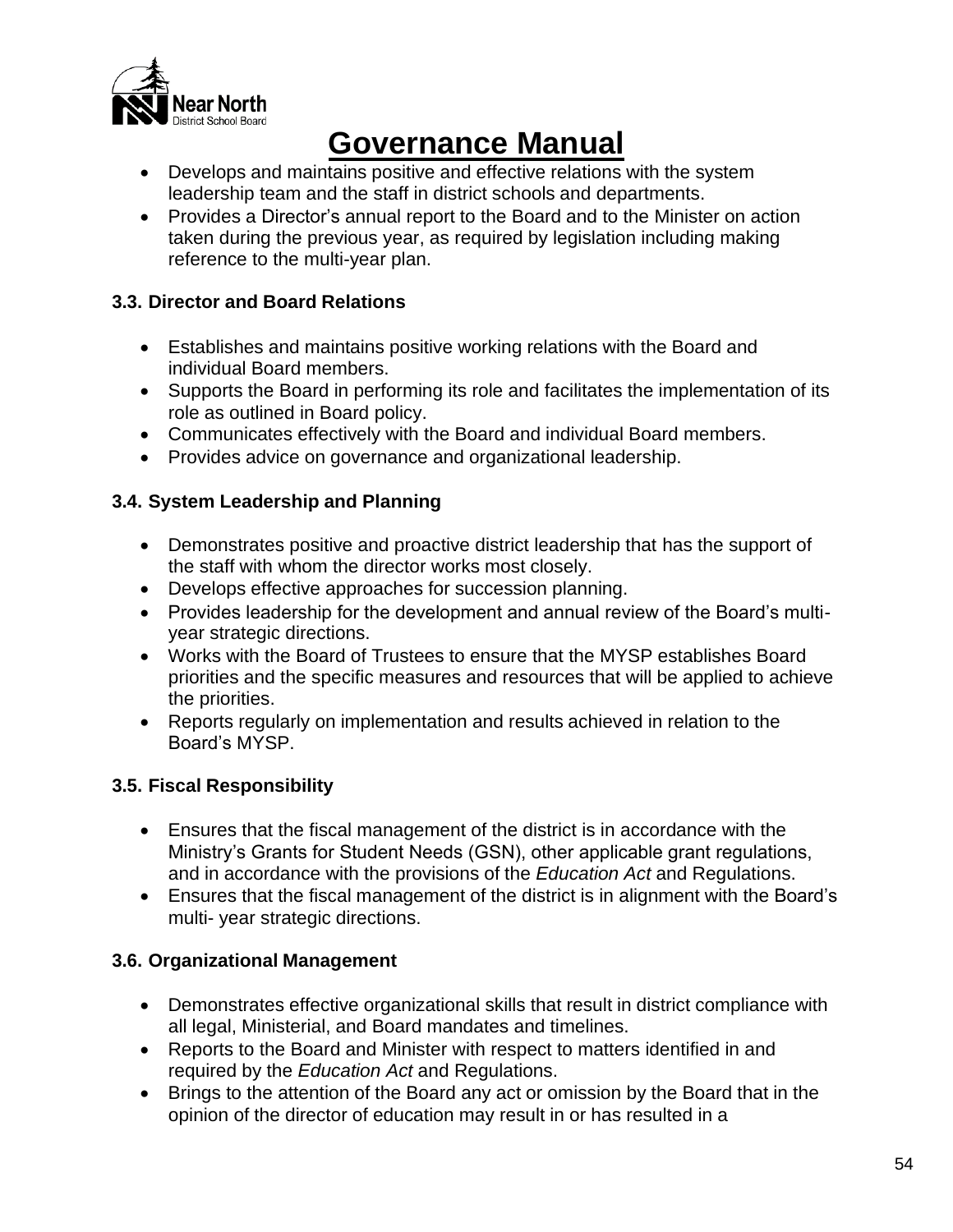- Develops and maintains positive and effective relations with the system leadership team and the staff in district schools and departments.
- Provides a Director's annual report to the Board and to the Minister on action taken during the previous year, as required by legislation including making reference to the multi-year plan.

### 3.3. Director and Board Relations

- Establishes and maintains positive working relations with the Board and individual Board members.
- Supports the Board in performing its role and facilitates the implementation of its role as outlined in Board policy.
- Communicates effectively with the Board and individual Board members.
- Provides advice on governance and organizational leadership.

### 3.4. System Leadership and Planning

- Demonstrates positive and proactive district leadership that has the support of the staff with whom the director works most closely.
- Develops effective approaches for succession planning.
- Provides leadership for the development and annual review of the Board's multi-year strategic directions.
- Works with the Board of Trustees to ensure that the MYSP establishes Board priorities and the specific measures and resources that will be applied to achieve the priorities.
- Reports regularly on implementation and results achieved in relation to the Board's MYSP.

### 3.5. Fiscal Responsibility

- Ensures that the fiscal management of the district is in accordance with the Ministry's Grants for Student Needs (GSN), other applicable grant regulations, and in accordance with the provisions of the *Education Act* and Regulations.
- Ensures that the fiscal management of the district is in alignment with the Board's multi- year strategic directions.

### 3.6. Organizational Management

- Demonstrates effective organizational skills that result in district compliance with all legal, Ministerial, and Board mandates and timelines.
- Reports to the Board and Minister with respect to matters identified in and required by the *Education Act* and Regulations.
- Brings to the attention of the Board any act or omission by the Board that in the opinion of the director of education may result in or has resulted in a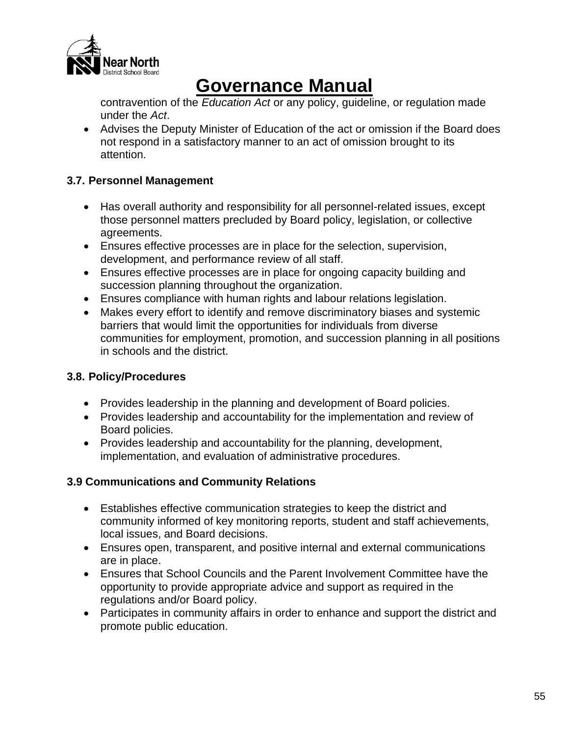contravention of the *Education Act* or any policy, guideline, or regulation made under the *Act*.

- Advises the Deputy Minister of Education of the act or omission if the Board does not respond in a satisfactory manner to an act of omission brought to its attention.

### 3.7. Personnel Management

- Has overall authority and responsibility for all personnel-related issues, except those personnel matters precluded by Board policy, legislation, or collective agreements.
- Ensures effective processes are in place for the selection, supervision, development, and performance review of all staff.
- Ensures effective processes are in place for ongoing capacity building and succession planning throughout the organization.
- Ensures compliance with human rights and labour relations legislation.
- Makes every effort to identify and remove discriminatory biases and systemic barriers that would limit the opportunities for individuals from diverse communities for employment, promotion, and succession planning in all positions in schools and the district.

### 3.8. Policy/Procedures

- Provides leadership in the planning and development of Board policies.
- Provides leadership and accountability for the implementation and review of Board policies.
- Provides leadership and accountability for the planning, development, implementation, and evaluation of administrative procedures.

### 3.9 Communications and Community Relations

- Establishes effective communication strategies to keep the district and community informed of key monitoring reports, student and staff achievements, local issues, and Board decisions.
- Ensures open, transparent, and positive internal and external communications are in place.
- Ensures that School Councils and the Parent Involvement Committee have the opportunity to provide appropriate advice and support as required in the regulations and/or Board policy.
- Participates in community affairs in order to enhance and support the district and promote public education.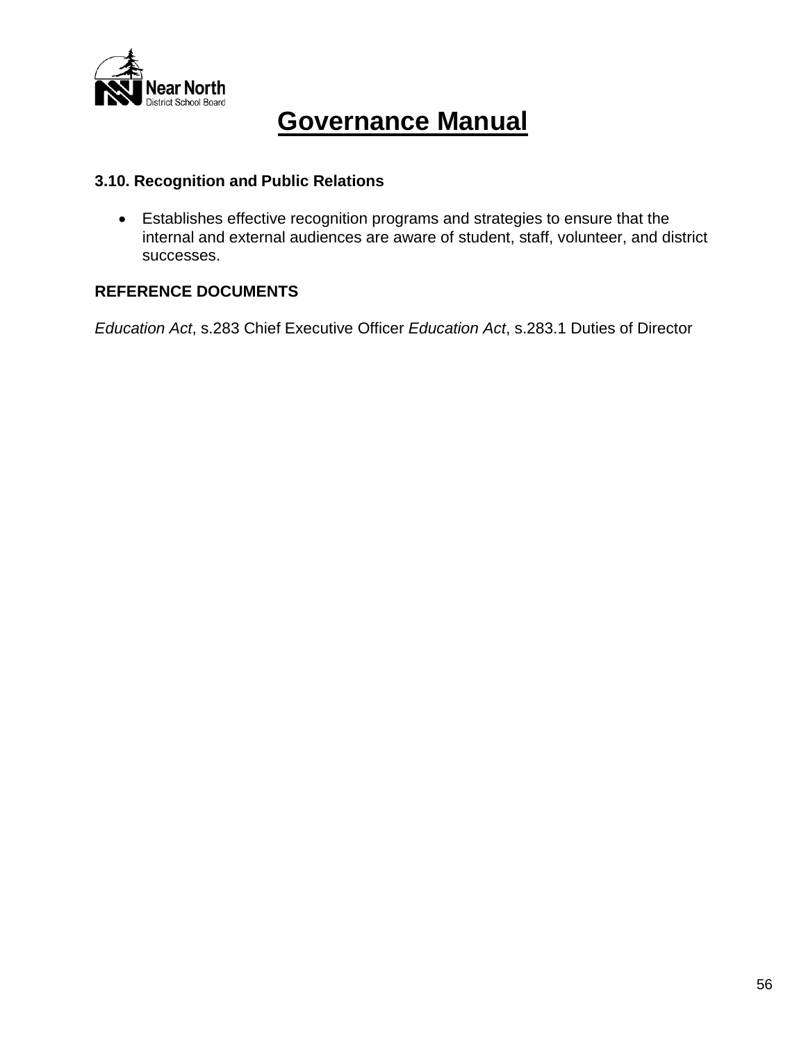# Governance Manual

### 3.10. Recognition and Public Relations

- Establishes effective recognition programs and strategies to ensure that the internal and external audiences are aware of student, staff, volunteer, and district successes.

### REFERENCE DOCUMENTS

*Education Act*, s.283 Chief Executive Officer *Education Act*, s.283.1 Duties of Director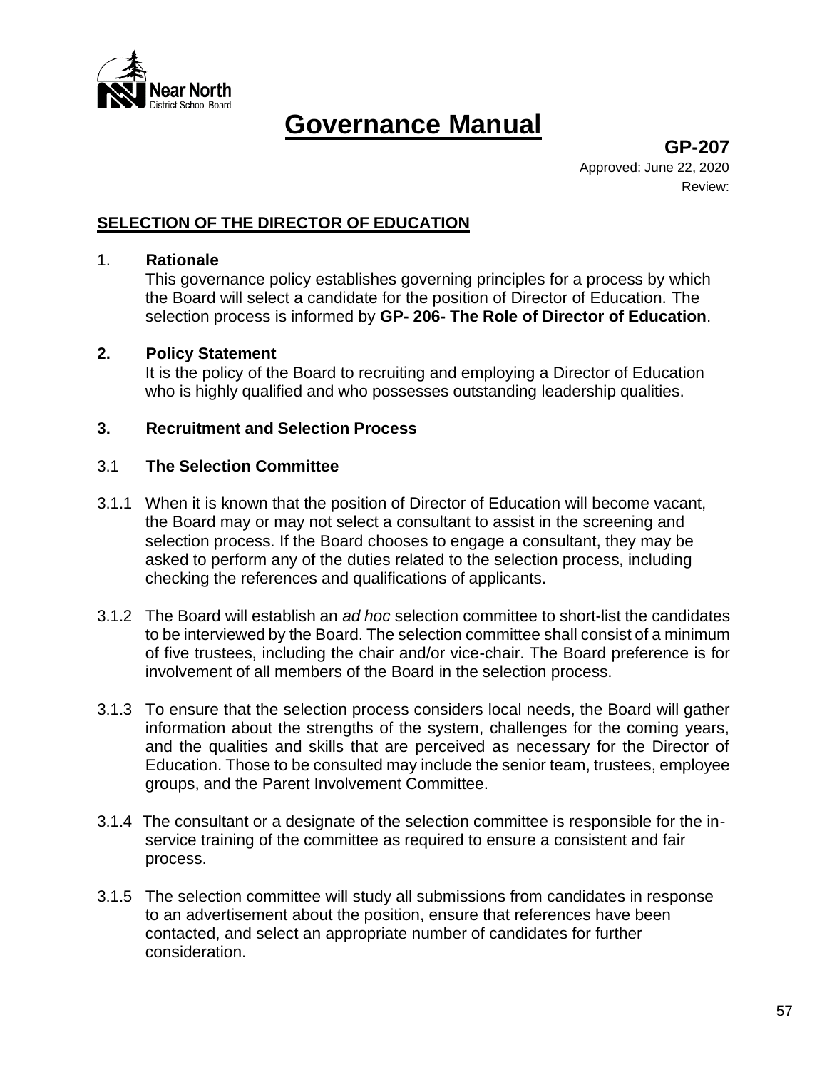# Governance Manual

**GP-207**

Approved: June 22, 2020

Review:

## SELECTION OF THE DIRECTOR OF EDUCATION

1. **Rationale**

   This governance policy establishes governing principles for a process by which the Board will select a candidate for the position of Director of Education. The selection process is informed by **GP- 206- The Role of Director of Education**.

**2. Policy Statement**

It is the policy of the Board to recruiting and employing a Director of Education who is highly qualified and who possesses outstanding leadership qualities.

**3. Recruitment and Selection Process**

3.1 **The Selection Committee**

3.1.1 When it is known that the position of Director of Education will become vacant, the Board may or may not select a consultant to assist in the screening and selection process. If the Board chooses to engage a consultant, they may be asked to perform any of the duties related to the selection process, including checking the references and qualifications of applicants.

3.1.2 The Board will establish an *ad hoc* selection committee to short-list the candidates to be interviewed by the Board. The selection committee shall consist of a minimum of five trustees, including the chair and/or vice-chair. The Board preference is for involvement of all members of the Board in the selection process.

3.1.3 To ensure that the selection process considers local needs, the Board will gather information about the strengths of the system, challenges for the coming years, and the qualities and skills that are perceived as necessary for the Director of Education. Those to be consulted may include the senior team, trustees, employee groups, and the Parent Involvement Committee.

3.1.4 The consultant or a designate of the selection committee is responsible for the in-service training of the committee as required to ensure a consistent and fair process.

3.1.5 The selection committee will study all submissions from candidates in response to an advertisement about the position, ensure that references have been contacted, and select an appropriate number of candidates for further consideration.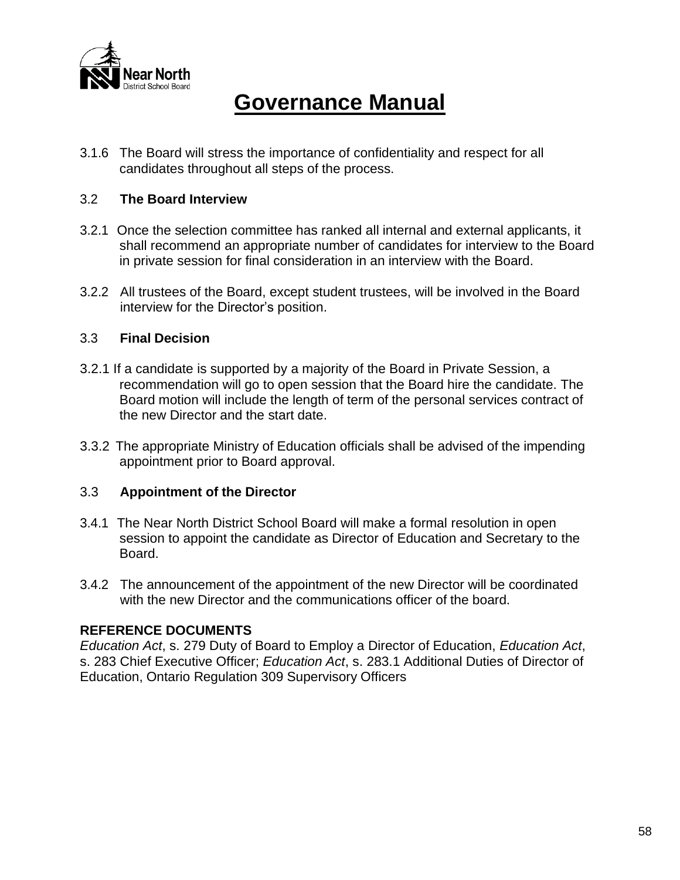# Governance Manual

3.1.6 The Board will stress the importance of confidentiality and respect for all candidates throughout all steps of the process.

### 3.2 The Board Interview

3.2.1 Once the selection committee has ranked all internal and external applicants, it shall recommend an appropriate number of candidates for interview to the Board in private session for final consideration in an interview with the Board.

3.2.2 All trustees of the Board, except student trustees, will be involved in the Board interview for the Director's position.

### 3.3 Final Decision

3.2.1 If a candidate is supported by a majority of the Board in Private Session, a recommendation will go to open session that the Board hire the candidate. The Board motion will include the length of term of the personal services contract of the new Director and the start date.

3.3.2 The appropriate Ministry of Education officials shall be advised of the impending appointment prior to Board approval.

### 3.3 Appointment of the Director

3.4.1 The Near North District School Board will make a formal resolution in open session to appoint the candidate as Director of Education and Secretary to the Board.

3.4.2 The announcement of the appointment of the new Director will be coordinated with the new Director and the communications officer of the board.

**REFERENCE DOCUMENTS**

*Education Act*, s. 279 Duty of Board to Employ a Director of Education, *Education Act*, s. 283 Chief Executive Officer; *Education Act*, s. 283.1 Additional Duties of Director of Education, Ontario Regulation 309 Supervisory Officers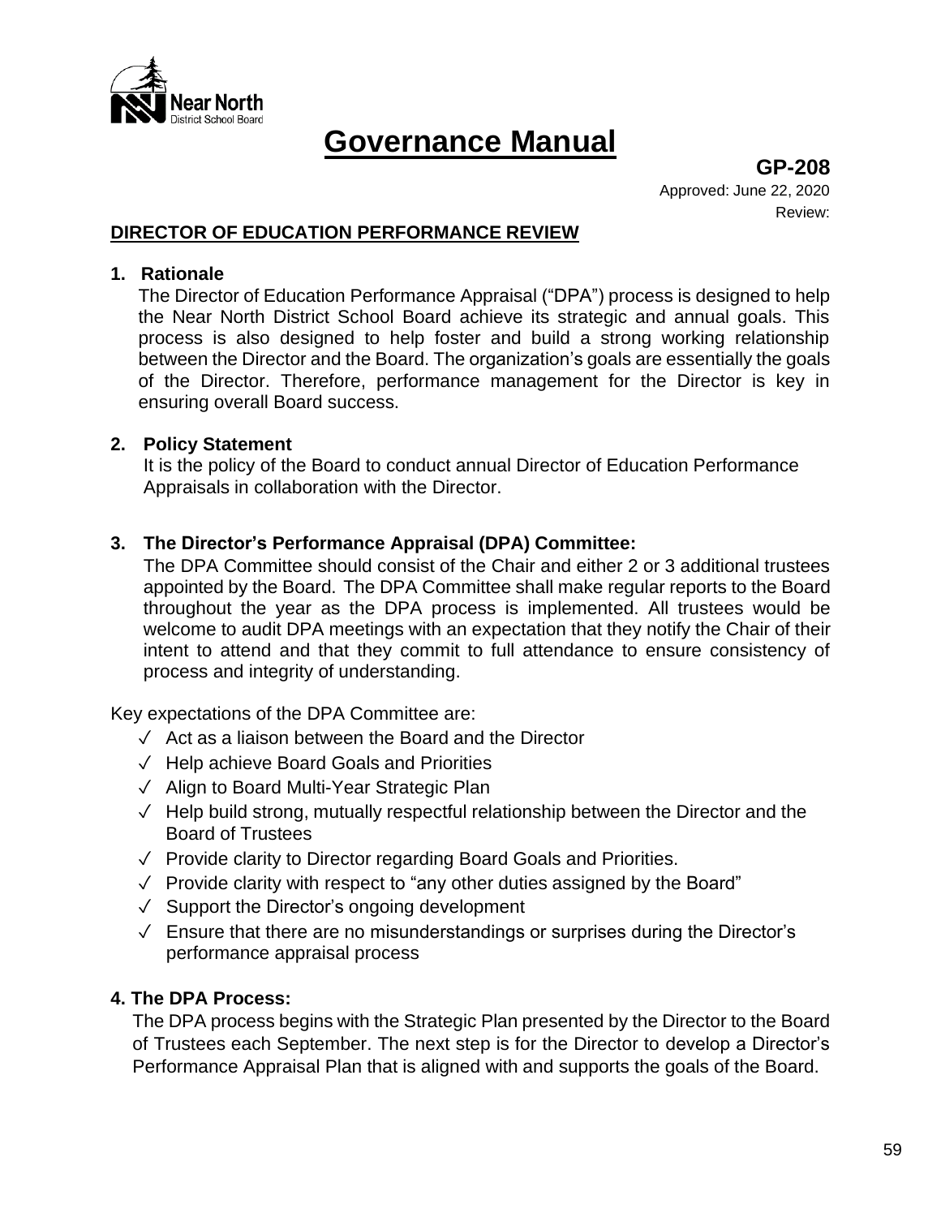# Governance Manual

**GP-208**

Approved: June 22, 2020

Review:

## DIRECTOR OF EDUCATION PERFORMANCE REVIEW

### 1. Rationale

The Director of Education Performance Appraisal ("DPA") process is designed to help the Near North District School Board achieve its strategic and annual goals. This process is also designed to help foster and build a strong working relationship between the Director and the Board. The organization's goals are essentially the goals of the Director. Therefore, performance management for the Director is key in ensuring overall Board success.

### 2. Policy Statement

It is the policy of the Board to conduct annual Director of Education Performance Appraisals in collaboration with the Director.

### 3. The Director's Performance Appraisal (DPA) Committee:

The DPA Committee should consist of the Chair and either 2 or 3 additional trustees appointed by the Board. The DPA Committee shall make regular reports to the Board throughout the year as the DPA process is implemented. All trustees would be welcome to audit DPA meetings with an expectation that they notify the Chair of their intent to attend and that they commit to full attendance to ensure consistency of process and integrity of understanding.

Key expectations of the DPA Committee are:

- ✓ Act as a liaison between the Board and the Director
- ✓ Help achieve Board Goals and Priorities
- ✓ Align to Board Multi-Year Strategic Plan
- ✓ Help build strong, mutually respectful relationship between the Director and the Board of Trustees
- ✓ Provide clarity to Director regarding Board Goals and Priorities.
- ✓ Provide clarity with respect to "any other duties assigned by the Board"
- ✓ Support the Director's ongoing development
- ✓ Ensure that there are no misunderstandings or surprises during the Director's performance appraisal process

### 4. The DPA Process:

The DPA process begins with the Strategic Plan presented by the Director to the Board of Trustees each September. The next step is for the Director to develop a Director's Performance Appraisal Plan that is aligned with and supports the goals of the Board.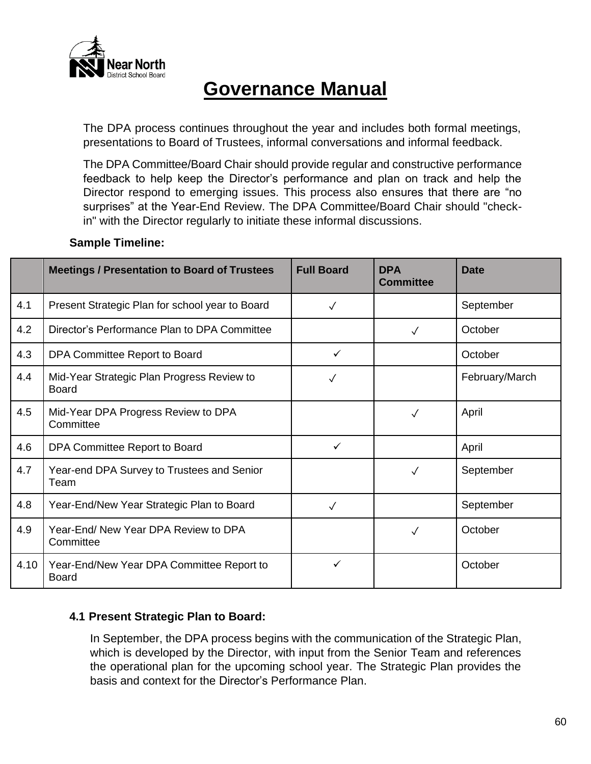# Governance Manual

The DPA process continues throughout the year and includes both formal meetings, presentations to Board of Trustees, informal conversations and informal feedback.

The DPA Committee/Board Chair should provide regular and constructive performance feedback to help keep the Director's performance and plan on track and help the Director respond to emerging issues. This process also ensures that there are "no surprises" at the Year-End Review. The DPA Committee/Board Chair should "check-in" with the Director regularly to initiate these informal discussions.

**Sample Timeline:**

| | Meetings / Presentation to Board of Trustees | Full Board | DPA Committee | Date |
|---|---|---|---|---|
| 4.1 | Present Strategic Plan for school year to Board | ✓ | | September |
| 4.2 | Director's Performance Plan to DPA Committee | | ✓ | October |
| 4.3 | DPA Committee Report to Board | ✓ | | October |
| 4.4 | Mid-Year Strategic Plan Progress Review to Board | ✓ | | February/March |
| 4.5 | Mid-Year DPA Progress Review to DPA Committee | | ✓ | April |
| 4.6 | DPA Committee Report to Board | ✓ | | April |
| 4.7 | Year-end DPA Survey to Trustees and Senior Team | | ✓ | September |
| 4.8 | Year-End/New Year Strategic Plan to Board | ✓ | | September |
| 4.9 | Year-End/ New Year DPA Review to DPA Committee | | ✓ | October |
| 4.10 | Year-End/New Year DPA Committee Report to Board | ✓ | | October |

### 4.1 Present Strategic Plan to Board:

In September, the DPA process begins with the communication of the Strategic Plan, which is developed by the Director, with input from the Senior Team and references the operational plan for the upcoming school year. The Strategic Plan provides the basis and context for the Director's Performance Plan.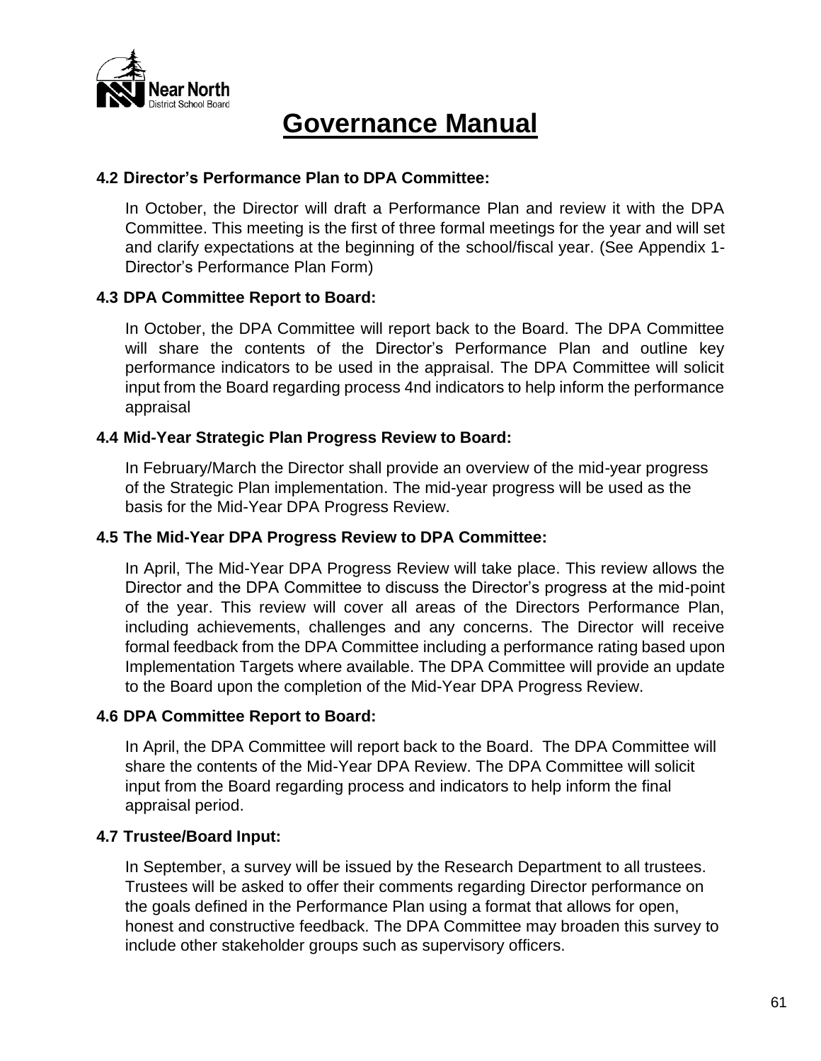# Governance Manual

**4.2 Director's Performance Plan to DPA Committee:**

In October, the Director will draft a Performance Plan and review it with the DPA Committee. This meeting is the first of three formal meetings for the year and will set and clarify expectations at the beginning of the school/fiscal year. (See Appendix 1- Director's Performance Plan Form)

**4.3 DPA Committee Report to Board:**

In October, the DPA Committee will report back to the Board. The DPA Committee will share the contents of the Director's Performance Plan and outline key performance indicators to be used in the appraisal. The DPA Committee will solicit input from the Board regarding process 4nd indicators to help inform the performance appraisal

**4.4 Mid-Year Strategic Plan Progress Review to Board:**

In February/March the Director shall provide an overview of the mid-year progress of the Strategic Plan implementation. The mid-year progress will be used as the basis for the Mid-Year DPA Progress Review.

**4.5 The Mid-Year DPA Progress Review to DPA Committee:**

In April, The Mid-Year DPA Progress Review will take place. This review allows the Director and the DPA Committee to discuss the Director's progress at the mid-point of the year. This review will cover all areas of the Directors Performance Plan, including achievements, challenges and any concerns. The Director will receive formal feedback from the DPA Committee including a performance rating based upon Implementation Targets where available. The DPA Committee will provide an update to the Board upon the completion of the Mid-Year DPA Progress Review.

**4.6 DPA Committee Report to Board:**

In April, the DPA Committee will report back to the Board. The DPA Committee will share the contents of the Mid-Year DPA Review. The DPA Committee will solicit input from the Board regarding process and indicators to help inform the final appraisal period.

**4.7 Trustee/Board Input:**

In September, a survey will be issued by the Research Department to all trustees. Trustees will be asked to offer their comments regarding Director performance on the goals defined in the Performance Plan using a format that allows for open, honest and constructive feedback. The DPA Committee may broaden this survey to include other stakeholder groups such as supervisory officers.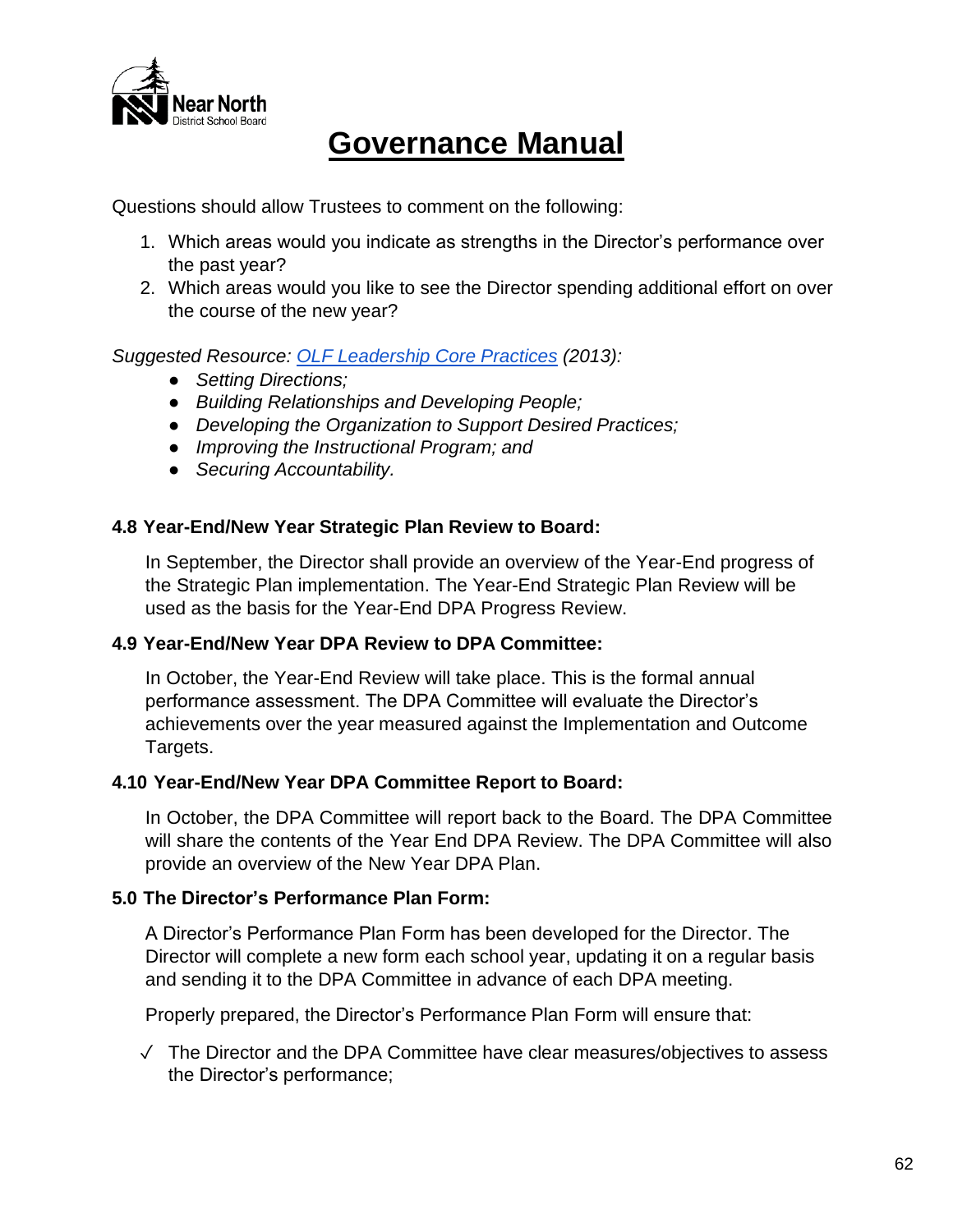Questions should allow Trustees to comment on the following:

1. Which areas would you indicate as strengths in the Director's performance over the past year?
2. Which areas would you like to see the Director spending additional effort on over the course of the new year?

*Suggested Resource: [OLF Leadership Core Practices](#) (2013):*

- *Setting Directions;*
- *Building Relationships and Developing People;*
- *Developing the Organization to Support Desired Practices;*
- *Improving the Instructional Program; and*
- *Securing Accountability.*

**4.8 Year-End/New Year Strategic Plan Review to Board:**

In September, the Director shall provide an overview of the Year-End progress of the Strategic Plan implementation. The Year-End Strategic Plan Review will be used as the basis for the Year-End DPA Progress Review.

**4.9 Year-End/New Year DPA Review to DPA Committee:**

In October, the Year-End Review will take place. This is the formal annual performance assessment. The DPA Committee will evaluate the Director's achievements over the year measured against the Implementation and Outcome Targets.

**4.10 Year-End/New Year DPA Committee Report to Board:**

In October, the DPA Committee will report back to the Board. The DPA Committee will share the contents of the Year End DPA Review. The DPA Committee will also provide an overview of the New Year DPA Plan.

**5.0 The Director's Performance Plan Form:**

A Director's Performance Plan Form has been developed for the Director. The Director will complete a new form each school year, updating it on a regular basis and sending it to the DPA Committee in advance of each DPA meeting.

Properly prepared, the Director's Performance Plan Form will ensure that:

✓ The Director and the DPA Committee have clear measures/objectives to assess the Director's performance;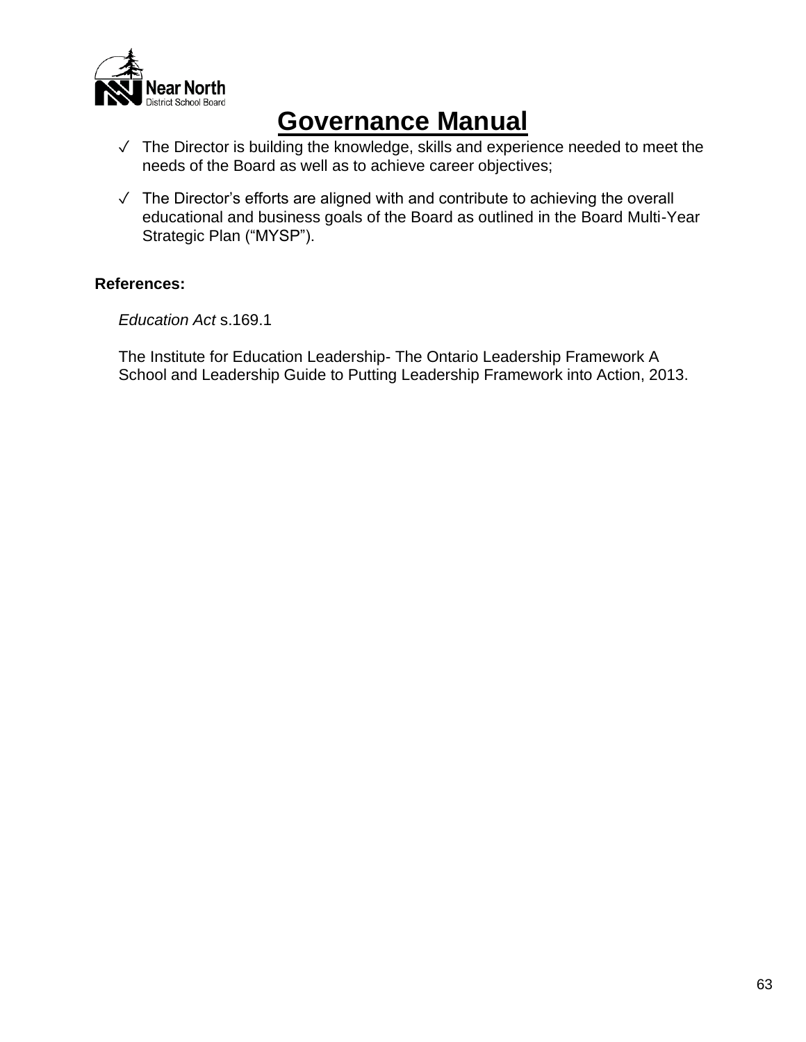- ✓ The Director is building the knowledge, skills and experience needed to meet the needs of the Board as well as to achieve career objectives;
- ✓ The Director's efforts are aligned with and contribute to achieving the overall educational and business goals of the Board as outlined in the Board Multi-Year Strategic Plan ("MYSP").

**References:**

*Education Act* s.169.1

The Institute for Education Leadership- The Ontario Leadership Framework A School and Leadership Guide to Putting Leadership Framework into Action, 2013.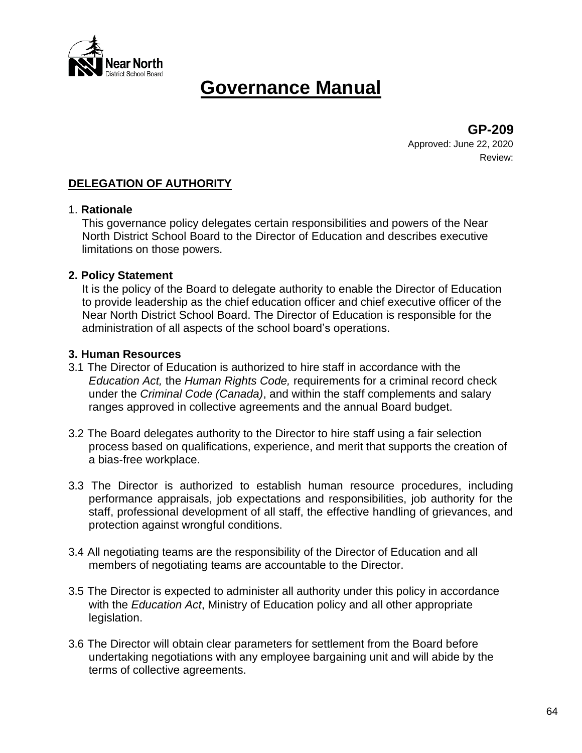# Governance Manual

**GP-209**
Approved: June 22, 2020
Review:

## DELEGATION OF AUTHORITY

### 1. Rationale

This governance policy delegates certain responsibilities and powers of the Near North District School Board to the Director of Education and describes executive limitations on those powers.

### 2. Policy Statement

It is the policy of the Board to delegate authority to enable the Director of Education to provide leadership as the chief education officer and chief executive officer of the Near North District School Board. The Director of Education is responsible for the administration of all aspects of the school board's operations.

### 3. Human Resources

3.1 The Director of Education is authorized to hire staff in accordance with the *Education Act,* the *Human Rights Code,* requirements for a criminal record check under the *Criminal Code (Canada)*, and within the staff complements and salary ranges approved in collective agreements and the annual Board budget.

3.2 The Board delegates authority to the Director to hire staff using a fair selection process based on qualifications, experience, and merit that supports the creation of a bias-free workplace.

3.3 The Director is authorized to establish human resource procedures, including performance appraisals, job expectations and responsibilities, job authority for the staff, professional development of all staff, the effective handling of grievances, and protection against wrongful conditions.

3.4 All negotiating teams are the responsibility of the Director of Education and all members of negotiating teams are accountable to the Director.

3.5 The Director is expected to administer all authority under this policy in accordance with the *Education Act*, Ministry of Education policy and all other appropriate legislation.

3.6 The Director will obtain clear parameters for settlement from the Board before undertaking negotiations with any employee bargaining unit and will abide by the terms of collective agreements.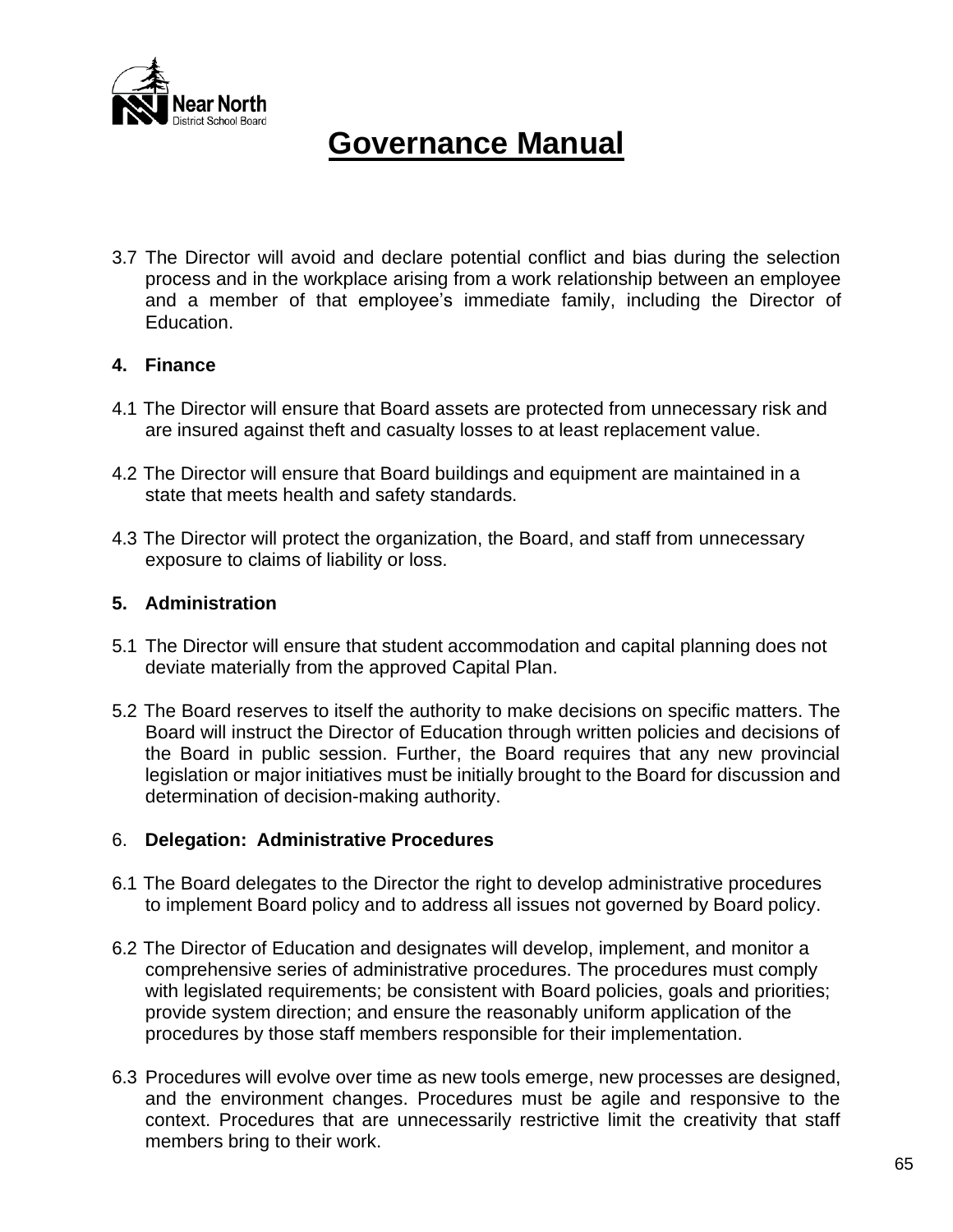3.7 The Director will avoid and declare potential conflict and bias during the selection process and in the workplace arising from a work relationship between an employee and a member of that employee's immediate family, including the Director of Education.

**4. Finance**

4.1 The Director will ensure that Board assets are protected from unnecessary risk and are insured against theft and casualty losses to at least replacement value.

4.2 The Director will ensure that Board buildings and equipment are maintained in a state that meets health and safety standards.

4.3 The Director will protect the organization, the Board, and staff from unnecessary exposure to claims of liability or loss.

**5. Administration**

5.1 The Director will ensure that student accommodation and capital planning does not deviate materially from the approved Capital Plan.

5.2 The Board reserves to itself the authority to make decisions on specific matters. The Board will instruct the Director of Education through written policies and decisions of the Board in public session. Further, the Board requires that any new provincial legislation or major initiatives must be initially brought to the Board for discussion and determination of decision-making authority.

6. **Delegation: Administrative Procedures**

6.1 The Board delegates to the Director the right to develop administrative procedures to implement Board policy and to address all issues not governed by Board policy.

6.2 The Director of Education and designates will develop, implement, and monitor a comprehensive series of administrative procedures. The procedures must comply with legislated requirements; be consistent with Board policies, goals and priorities; provide system direction; and ensure the reasonably uniform application of the procedures by those staff members responsible for their implementation.

6.3 Procedures will evolve over time as new tools emerge, new processes are designed, and the environment changes. Procedures must be agile and responsive to the context. Procedures that are unnecessarily restrictive limit the creativity that staff members bring to their work.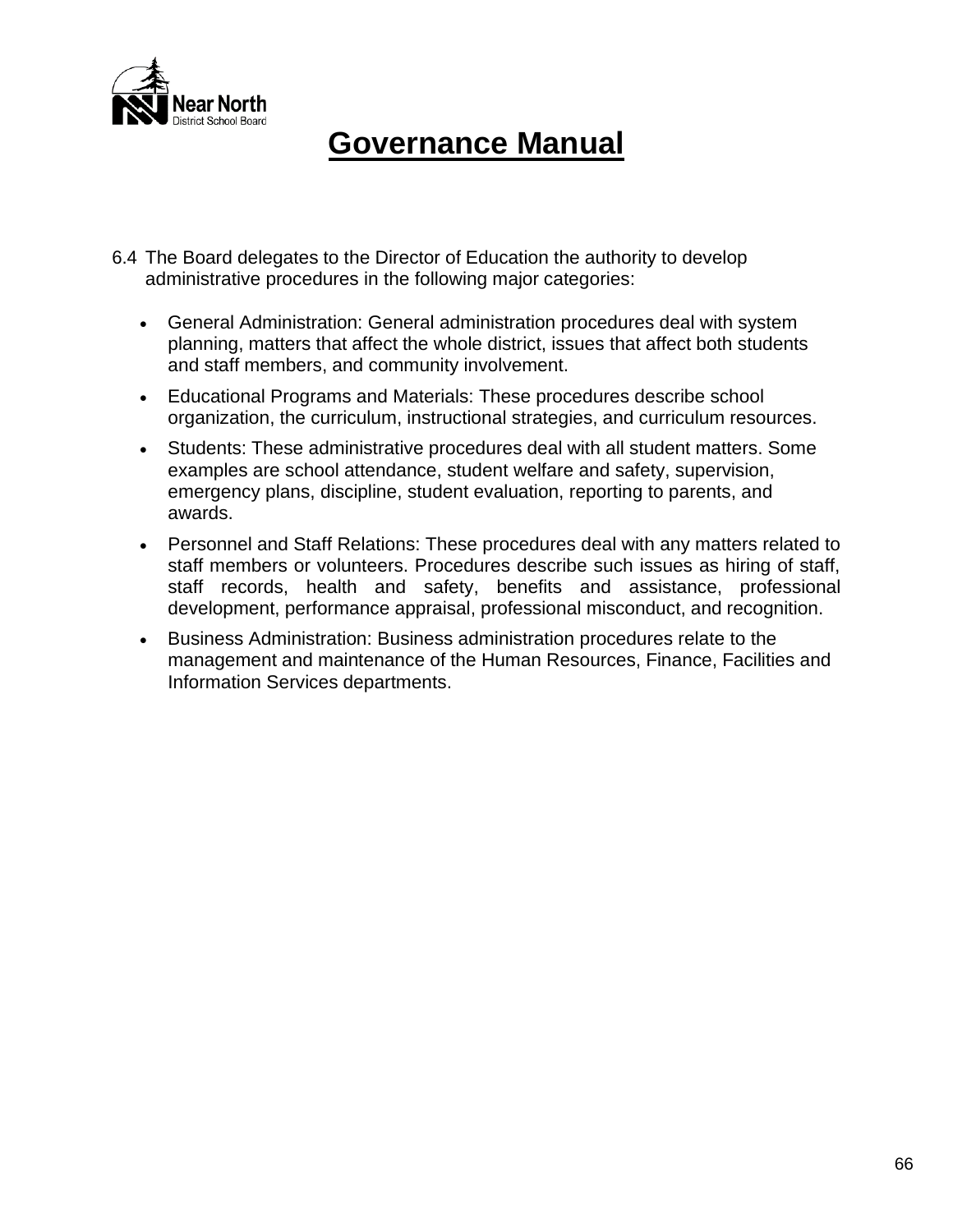6.4 The Board delegates to the Director of Education the authority to develop administrative procedures in the following major categories:

- General Administration: General administration procedures deal with system planning, matters that affect the whole district, issues that affect both students and staff members, and community involvement.
- Educational Programs and Materials: These procedures describe school organization, the curriculum, instructional strategies, and curriculum resources.
- Students: These administrative procedures deal with all student matters. Some examples are school attendance, student welfare and safety, supervision, emergency plans, discipline, student evaluation, reporting to parents, and awards.
- Personnel and Staff Relations: These procedures deal with any matters related to staff members or volunteers. Procedures describe such issues as hiring of staff, staff records, health and safety, benefits and assistance, professional development, performance appraisal, professional misconduct, and recognition.
- Business Administration: Business administration procedures relate to the management and maintenance of the Human Resources, Finance, Facilities and Information Services departments.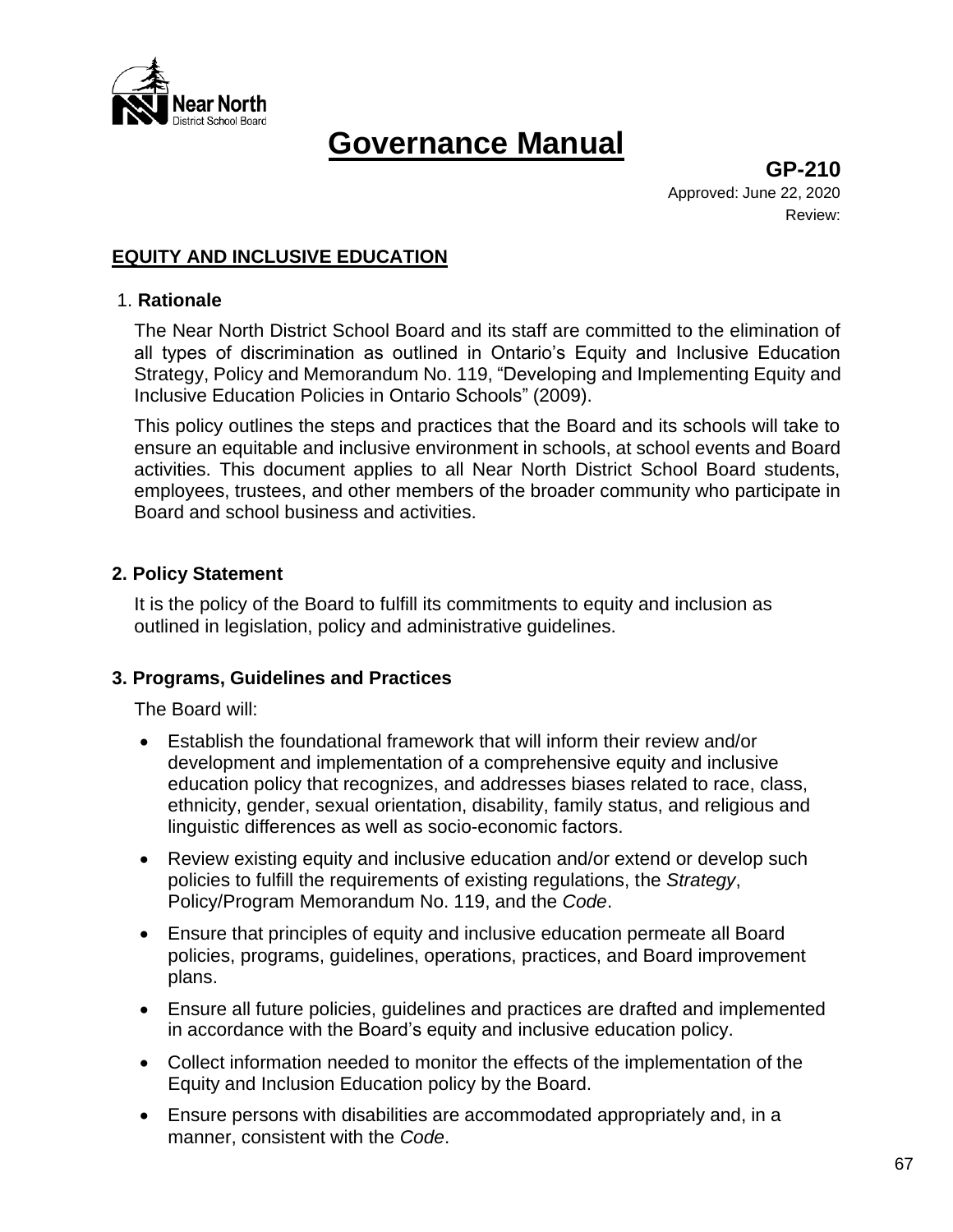# Governance Manual

**GP-210**
Approved: June 22, 2020
Review:

## EQUITY AND INCLUSIVE EDUCATION

### 1. Rationale

The Near North District School Board and its staff are committed to the elimination of all types of discrimination as outlined in Ontario's Equity and Inclusive Education Strategy, Policy and Memorandum No. 119, "Developing and Implementing Equity and Inclusive Education Policies in Ontario Schools" (2009).

This policy outlines the steps and practices that the Board and its schools will take to ensure an equitable and inclusive environment in schools, at school events and Board activities. This document applies to all Near North District School Board students, employees, trustees, and other members of the broader community who participate in Board and school business and activities.

### 2. Policy Statement

It is the policy of the Board to fulfill its commitments to equity and inclusion as outlined in legislation, policy and administrative guidelines.

### 3. Programs, Guidelines and Practices

The Board will:

- Establish the foundational framework that will inform their review and/or development and implementation of a comprehensive equity and inclusive education policy that recognizes, and addresses biases related to race, class, ethnicity, gender, sexual orientation, disability, family status, and religious and linguistic differences as well as socio-economic factors.
- Review existing equity and inclusive education and/or extend or develop such policies to fulfill the requirements of existing regulations, the *Strategy*, Policy/Program Memorandum No. 119, and the *Code*.
- Ensure that principles of equity and inclusive education permeate all Board policies, programs, guidelines, operations, practices, and Board improvement plans.
- Ensure all future policies, guidelines and practices are drafted and implemented in accordance with the Board's equity and inclusive education policy.
- Collect information needed to monitor the effects of the implementation of the Equity and Inclusion Education policy by the Board.
- Ensure persons with disabilities are accommodated appropriately and, in a manner, consistent with the *Code*.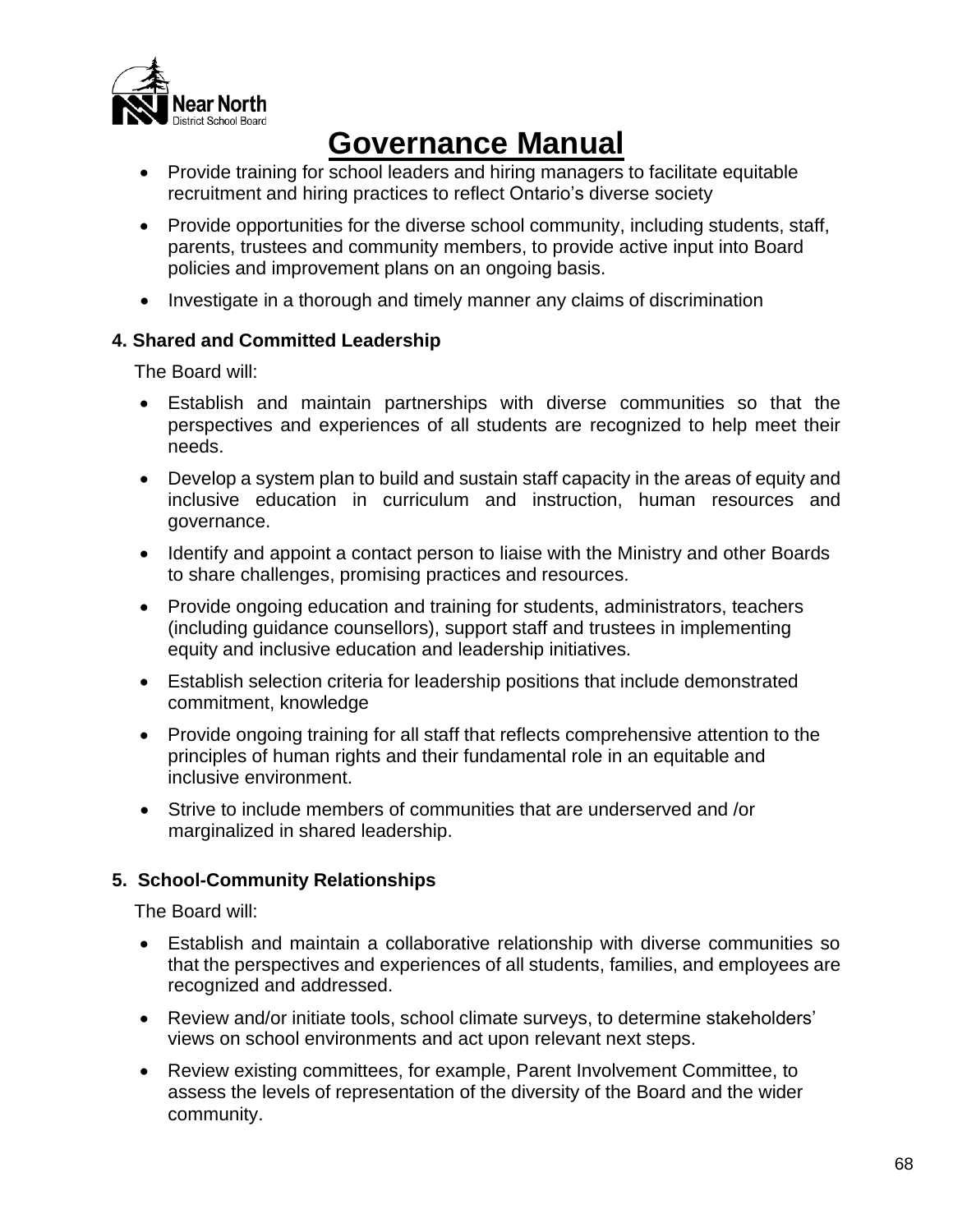- Provide training for school leaders and hiring managers to facilitate equitable recruitment and hiring practices to reflect Ontario's diverse society
- Provide opportunities for the diverse school community, including students, staff, parents, trustees and community members, to provide active input into Board policies and improvement plans on an ongoing basis.
- Investigate in a thorough and timely manner any claims of discrimination

**4. Shared and Committed Leadership**

The Board will:

- Establish and maintain partnerships with diverse communities so that the perspectives and experiences of all students are recognized to help meet their needs.
- Develop a system plan to build and sustain staff capacity in the areas of equity and inclusive education in curriculum and instruction, human resources and governance.
- Identify and appoint a contact person to liaise with the Ministry and other Boards to share challenges, promising practices and resources.
- Provide ongoing education and training for students, administrators, teachers (including guidance counsellors), support staff and trustees in implementing equity and inclusive education and leadership initiatives.
- Establish selection criteria for leadership positions that include demonstrated commitment, knowledge
- Provide ongoing training for all staff that reflects comprehensive attention to the principles of human rights and their fundamental role in an equitable and inclusive environment.
- Strive to include members of communities that are underserved and /or marginalized in shared leadership.

**5. School-Community Relationships**

The Board will:

- Establish and maintain a collaborative relationship with diverse communities so that the perspectives and experiences of all students, families, and employees are recognized and addressed.
- Review and/or initiate tools, school climate surveys, to determine stakeholders' views on school environments and act upon relevant next steps.
- Review existing committees, for example, Parent Involvement Committee, to assess the levels of representation of the diversity of the Board and the wider community.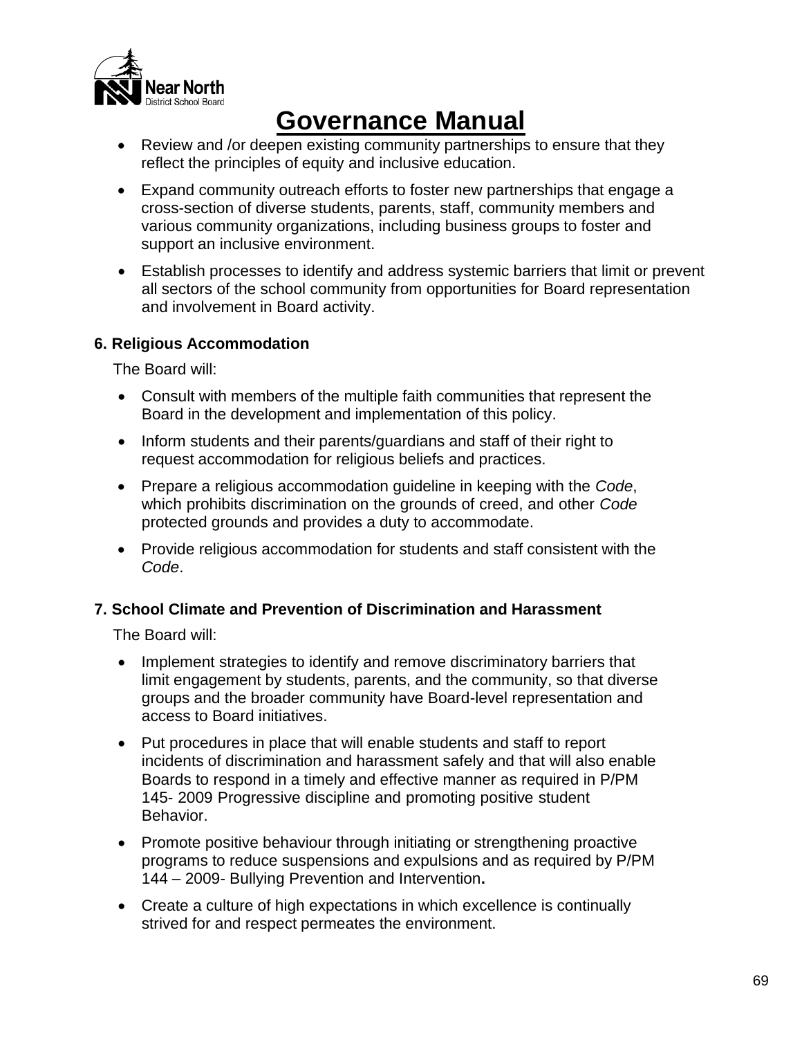- Review and /or deepen existing community partnerships to ensure that they reflect the principles of equity and inclusive education.
- Expand community outreach efforts to foster new partnerships that engage a cross-section of diverse students, parents, staff, community members and various community organizations, including business groups to foster and support an inclusive environment.
- Establish processes to identify and address systemic barriers that limit or prevent all sectors of the school community from opportunities for Board representation and involvement in Board activity.

**6. Religious Accommodation**

The Board will:

- Consult with members of the multiple faith communities that represent the Board in the development and implementation of this policy.
- Inform students and their parents/guardians and staff of their right to request accommodation for religious beliefs and practices.
- Prepare a religious accommodation guideline in keeping with the *Code*, which prohibits discrimination on the grounds of creed, and other *Code* protected grounds and provides a duty to accommodate.
- Provide religious accommodation for students and staff consistent with the *Code*.

**7. School Climate and Prevention of Discrimination and Harassment**

The Board will:

- Implement strategies to identify and remove discriminatory barriers that limit engagement by students, parents, and the community, so that diverse groups and the broader community have Board-level representation and access to Board initiatives.
- Put procedures in place that will enable students and staff to report incidents of discrimination and harassment safely and that will also enable Boards to respond in a timely and effective manner as required in P/PM 145- 2009 Progressive discipline and promoting positive student Behavior.
- Promote positive behaviour through initiating or strengthening proactive programs to reduce suspensions and expulsions and as required by P/PM 144 – 2009- Bullying Prevention and Intervention**.**
- Create a culture of high expectations in which excellence is continually strived for and respect permeates the environment.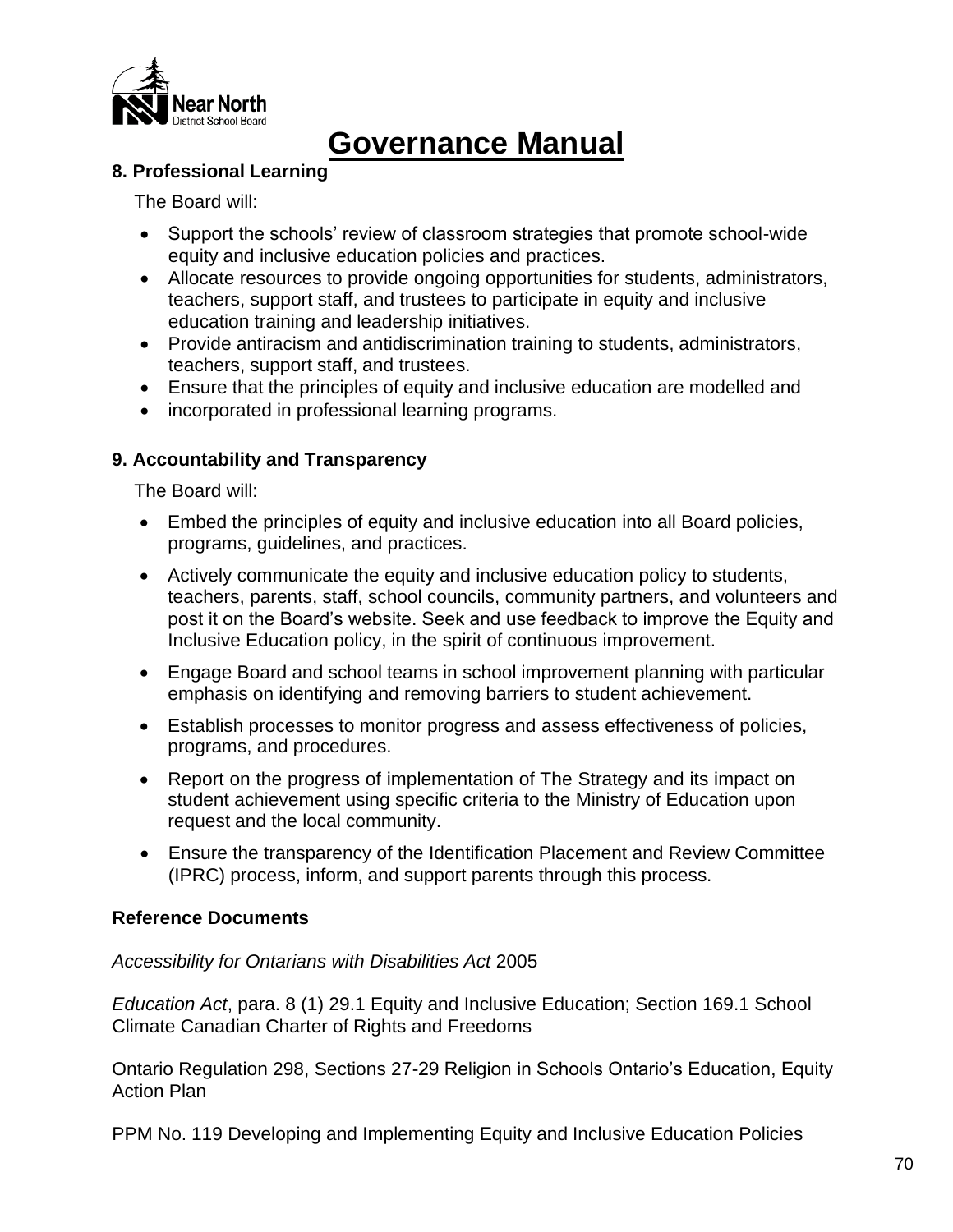# Governance Manual

### 8. Professional Learning

The Board will:

- Support the schools' review of classroom strategies that promote school-wide equity and inclusive education policies and practices.
- Allocate resources to provide ongoing opportunities for students, administrators, teachers, support staff, and trustees to participate in equity and inclusive education training and leadership initiatives.
- Provide antiracism and antidiscrimination training to students, administrators, teachers, support staff, and trustees.
- Ensure that the principles of equity and inclusive education are modelled and
- incorporated in professional learning programs.

### 9. Accountability and Transparency

The Board will:

- Embed the principles of equity and inclusive education into all Board policies, programs, guidelines, and practices.
- Actively communicate the equity and inclusive education policy to students, teachers, parents, staff, school councils, community partners, and volunteers and post it on the Board's website. Seek and use feedback to improve the Equity and Inclusive Education policy, in the spirit of continuous improvement.
- Engage Board and school teams in school improvement planning with particular emphasis on identifying and removing barriers to student achievement.
- Establish processes to monitor progress and assess effectiveness of policies, programs, and procedures.
- Report on the progress of implementation of The Strategy and its impact on student achievement using specific criteria to the Ministry of Education upon request and the local community.
- Ensure the transparency of the Identification Placement and Review Committee (IPRC) process, inform, and support parents through this process.

### Reference Documents

*Accessibility for Ontarians with Disabilities Act* 2005

*Education Act*, para. 8 (1) 29.1 Equity and Inclusive Education; Section 169.1 School Climate Canadian Charter of Rights and Freedoms

Ontario Regulation 298, Sections 27-29 Religion in Schools Ontario's Education, Equity Action Plan

PPM No. 119 Developing and Implementing Equity and Inclusive Education Policies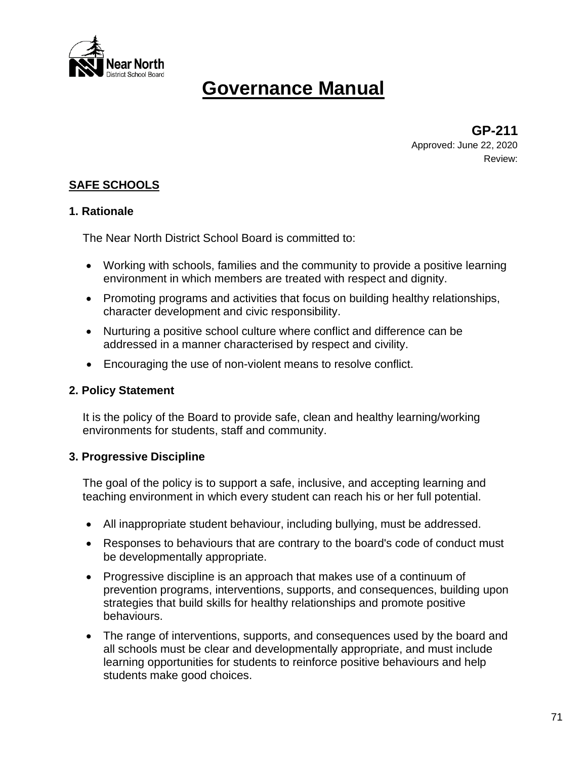# Governance Manual

**GP-211**
Approved: June 22, 2020
Review:

## SAFE SCHOOLS

### 1. Rationale

The Near North District School Board is committed to:

- Working with schools, families and the community to provide a positive learning environment in which members are treated with respect and dignity.
- Promoting programs and activities that focus on building healthy relationships, character development and civic responsibility.
- Nurturing a positive school culture where conflict and difference can be addressed in a manner characterised by respect and civility.
- Encouraging the use of non-violent means to resolve conflict.

### 2. Policy Statement

It is the policy of the Board to provide safe, clean and healthy learning/working environments for students, staff and community.

### 3. Progressive Discipline

The goal of the policy is to support a safe, inclusive, and accepting learning and teaching environment in which every student can reach his or her full potential.

- All inappropriate student behaviour, including bullying, must be addressed.
- Responses to behaviours that are contrary to the board's code of conduct must be developmentally appropriate.
- Progressive discipline is an approach that makes use of a continuum of prevention programs, interventions, supports, and consequences, building upon strategies that build skills for healthy relationships and promote positive behaviours.
- The range of interventions, supports, and consequences used by the board and all schools must be clear and developmentally appropriate, and must include learning opportunities for students to reinforce positive behaviours and help students make good choices.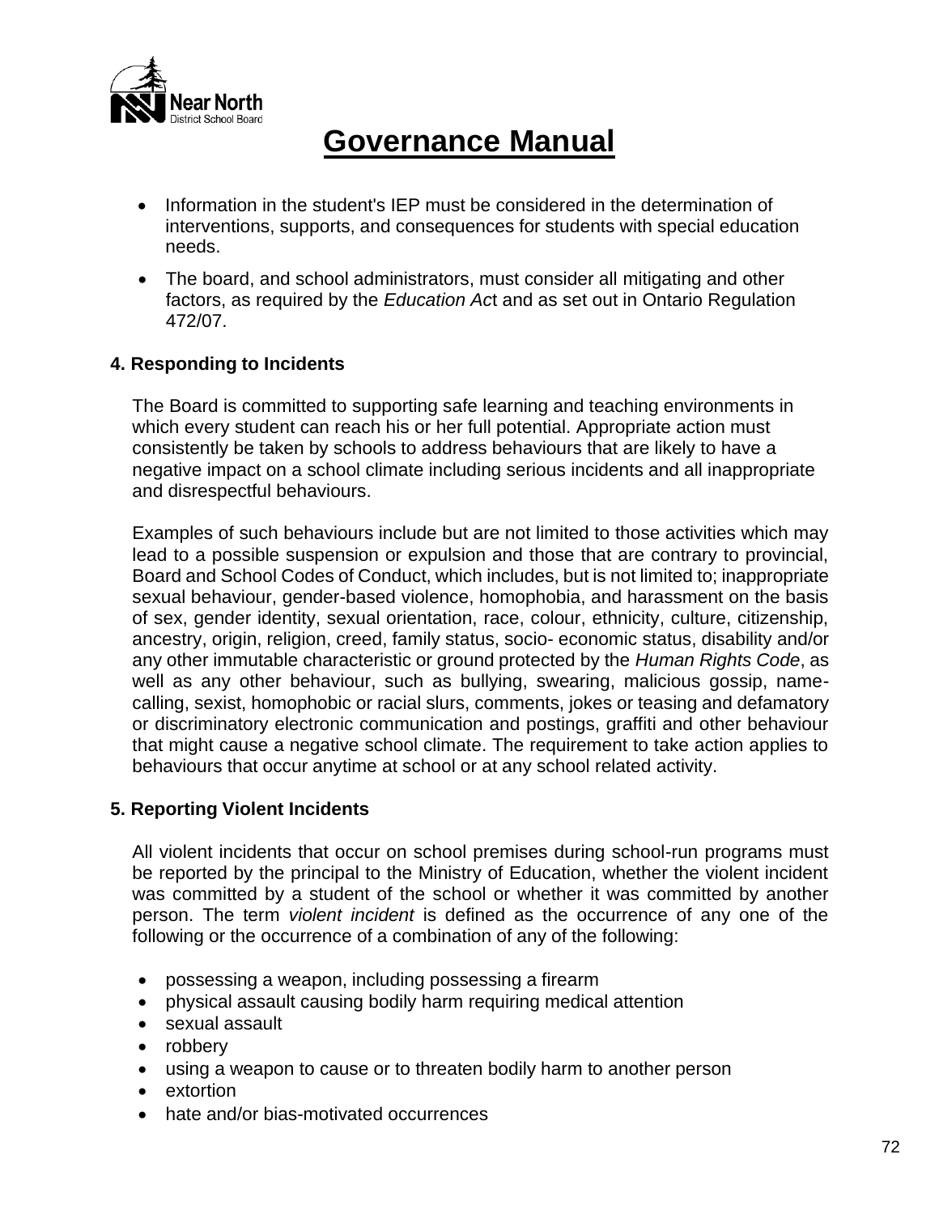- Information in the student's IEP must be considered in the determination of interventions, supports, and consequences for students with special education needs.
- The board, and school administrators, must consider all mitigating and other factors, as required by the *Education Act* and as set out in Ontario Regulation 472/07.

**4. Responding to Incidents**

The Board is committed to supporting safe learning and teaching environments in which every student can reach his or her full potential. Appropriate action must consistently be taken by schools to address behaviours that are likely to have a negative impact on a school climate including serious incidents and all inappropriate and disrespectful behaviours.

Examples of such behaviours include but are not limited to those activities which may lead to a possible suspension or expulsion and those that are contrary to provincial, Board and School Codes of Conduct, which includes, but is not limited to; inappropriate sexual behaviour, gender-based violence, homophobia, and harassment on the basis of sex, gender identity, sexual orientation, race, colour, ethnicity, culture, citizenship, ancestry, origin, religion, creed, family status, socio- economic status, disability and/or any other immutable characteristic or ground protected by the *Human Rights Code*, as well as any other behaviour, such as bullying, swearing, malicious gossip, name-calling, sexist, homophobic or racial slurs, comments, jokes or teasing and defamatory or discriminatory electronic communication and postings, graffiti and other behaviour that might cause a negative school climate. The requirement to take action applies to behaviours that occur anytime at school or at any school related activity.

**5. Reporting Violent Incidents**

All violent incidents that occur on school premises during school-run programs must be reported by the principal to the Ministry of Education, whether the violent incident was committed by a student of the school or whether it was committed by another person. The term *violent incident* is defined as the occurrence of any one of the following or the occurrence of a combination of any of the following:

- possessing a weapon, including possessing a firearm
- physical assault causing bodily harm requiring medical attention
- sexual assault
- robbery
- using a weapon to cause or to threaten bodily harm to another person
- extortion
- hate and/or bias-motivated occurrences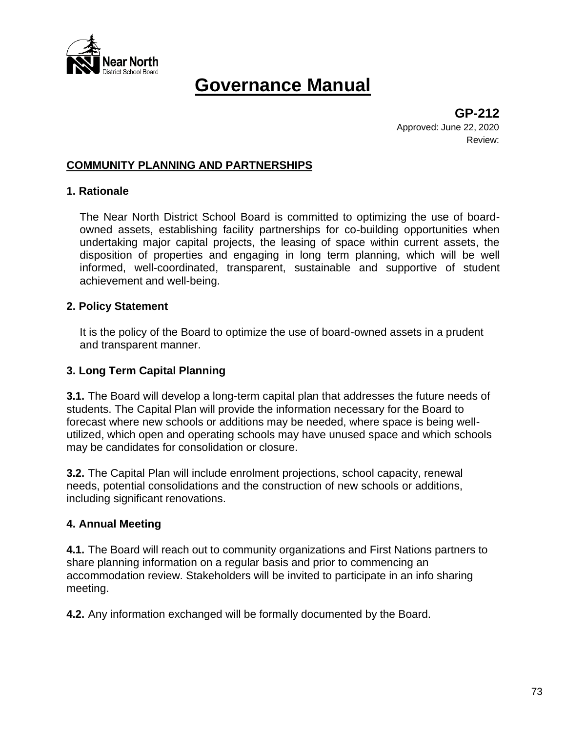# Governance Manual

**GP-212**
Approved: June 22, 2020
Review:

## COMMUNITY PLANNING AND PARTNERSHIPS

### 1. Rationale

The Near North District School Board is committed to optimizing the use of board-owned assets, establishing facility partnerships for co-building opportunities when undertaking major capital projects, the leasing of space within current assets, the disposition of properties and engaging in long term planning, which will be well informed, well-coordinated, transparent, sustainable and supportive of student achievement and well-being.

### 2. Policy Statement

It is the policy of the Board to optimize the use of board-owned assets in a prudent and transparent manner.

### 3. Long Term Capital Planning

**3.1.** The Board will develop a long-term capital plan that addresses the future needs of students. The Capital Plan will provide the information necessary for the Board to forecast where new schools or additions may be needed, where space is being well-utilized, which open and operating schools may have unused space and which schools may be candidates for consolidation or closure.

**3.2.** The Capital Plan will include enrolment projections, school capacity, renewal needs, potential consolidations and the construction of new schools or additions, including significant renovations.

### 4. Annual Meeting

**4.1.** The Board will reach out to community organizations and First Nations partners to share planning information on a regular basis and prior to commencing an accommodation review. Stakeholders will be invited to participate in an info sharing meeting.

**4.2.** Any information exchanged will be formally documented by the Board.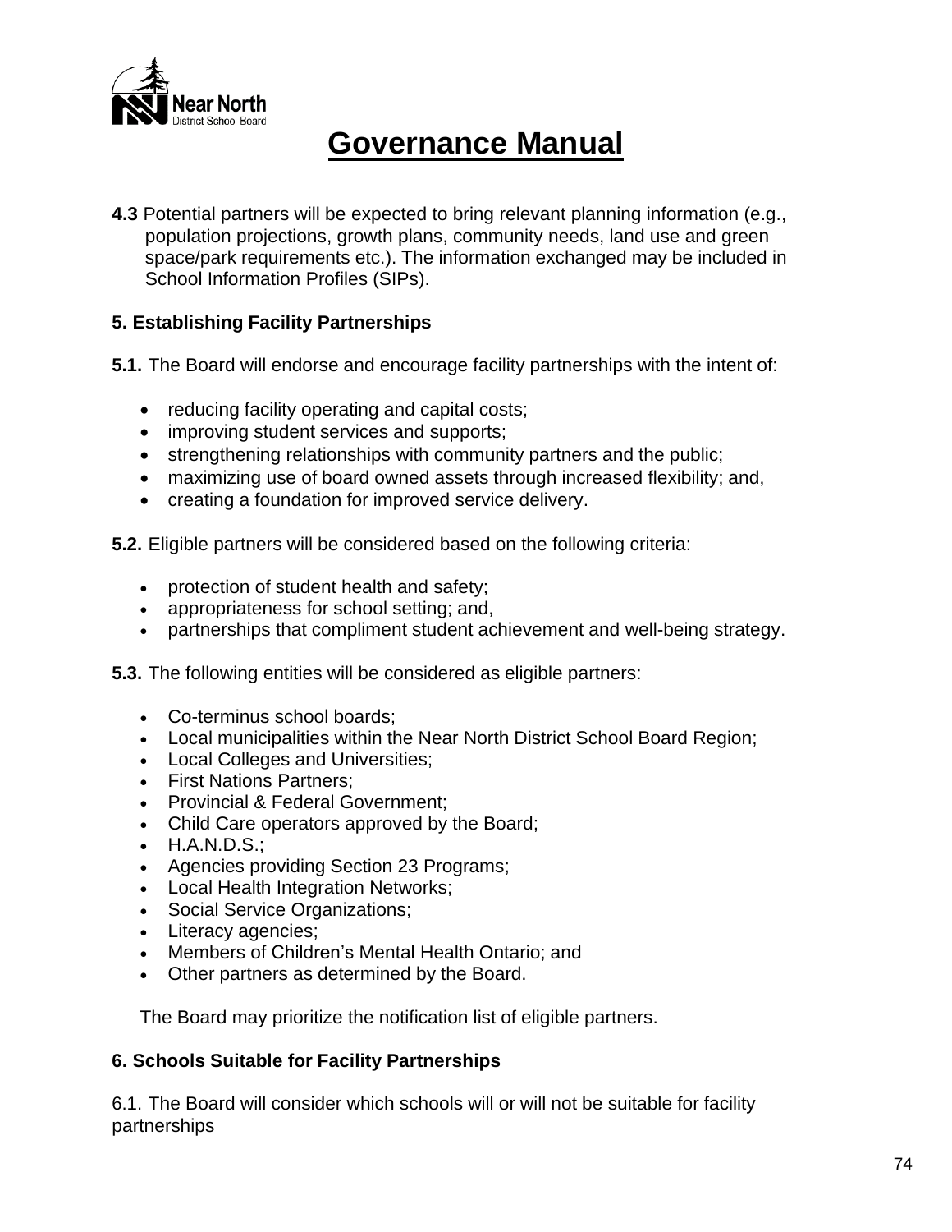**4.3** Potential partners will be expected to bring relevant planning information (e.g., population projections, growth plans, community needs, land use and green space/park requirements etc.). The information exchanged may be included in School Information Profiles (SIPs).

### 5. Establishing Facility Partnerships

**5.1.** The Board will endorse and encourage facility partnerships with the intent of:

- reducing facility operating and capital costs;
- improving student services and supports;
- strengthening relationships with community partners and the public;
- maximizing use of board owned assets through increased flexibility; and,
- creating a foundation for improved service delivery.

**5.2.** Eligible partners will be considered based on the following criteria:

- protection of student health and safety;
- appropriateness for school setting; and,
- partnerships that compliment student achievement and well-being strategy.

**5.3.** The following entities will be considered as eligible partners:

- Co-terminus school boards;
- Local municipalities within the Near North District School Board Region;
- Local Colleges and Universities;
- First Nations Partners;
- Provincial & Federal Government;
- Child Care operators approved by the Board;
- H.A.N.D.S.;
- Agencies providing Section 23 Programs;
- Local Health Integration Networks;
- Social Service Organizations;
- Literacy agencies;
- Members of Children's Mental Health Ontario; and
- Other partners as determined by the Board.

The Board may prioritize the notification list of eligible partners.

### 6. Schools Suitable for Facility Partnerships

6.1. The Board will consider which schools will or will not be suitable for facility partnerships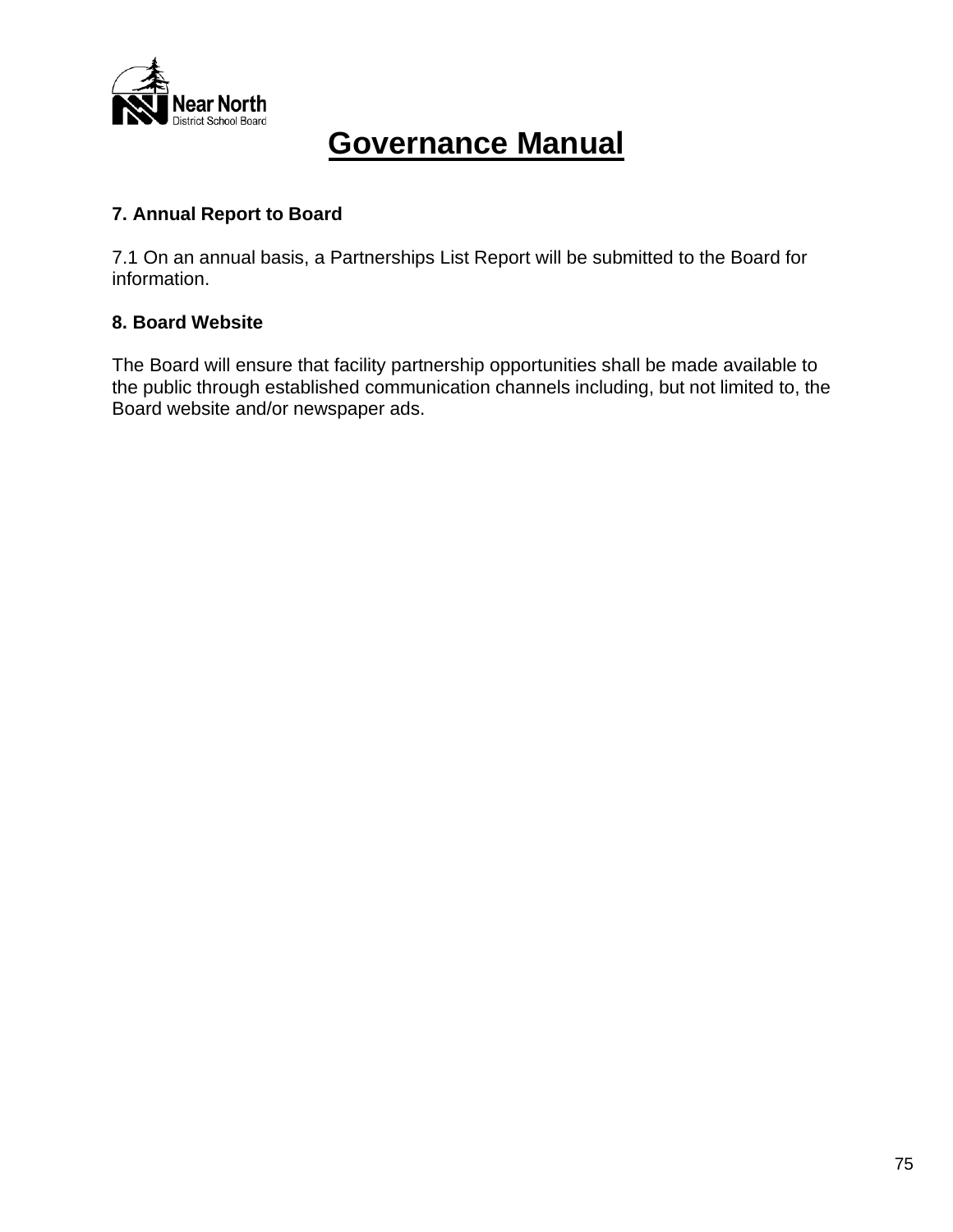**7. Annual Report to Board**

7.1 On an annual basis, a Partnerships List Report will be submitted to the Board for information.

**8. Board Website**

The Board will ensure that facility partnership opportunities shall be made available to the public through established communication channels including, but not limited to, the Board website and/or newspaper ads.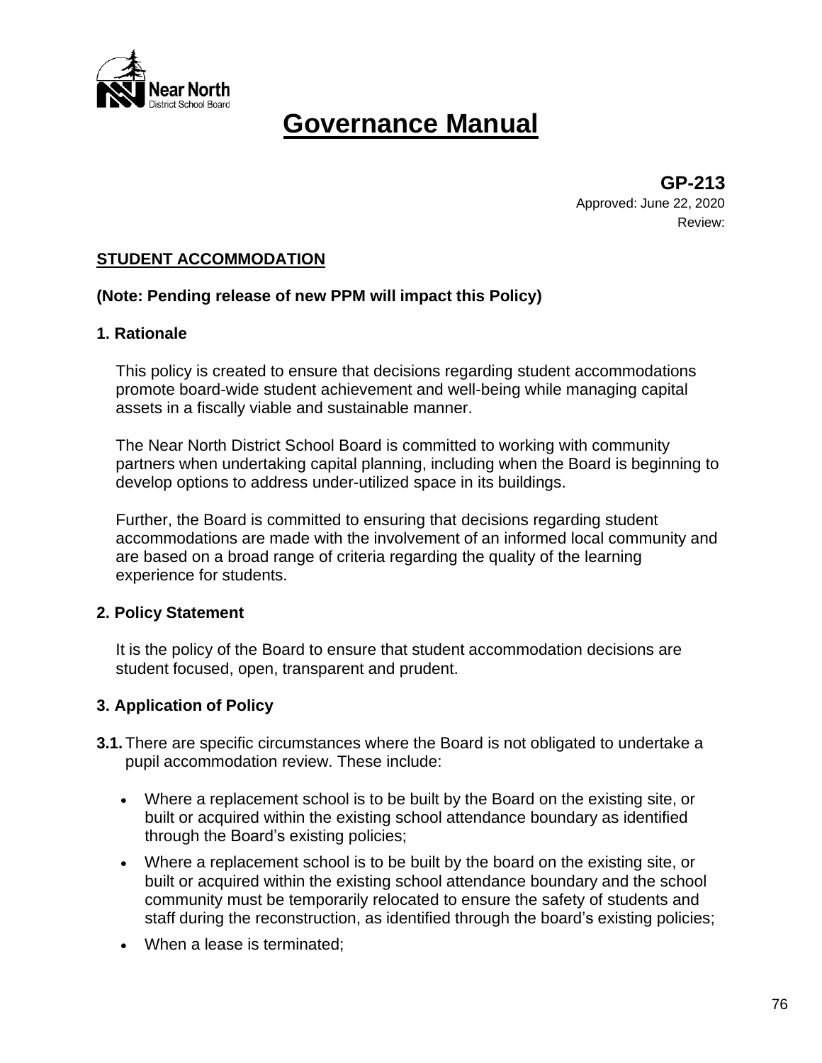# Governance Manual

**GP-213**
Approved: June 22, 2020
Review:

## STUDENT ACCOMMODATION

**(Note: Pending release of new PPM will impact this Policy)**

### 1. Rationale

This policy is created to ensure that decisions regarding student accommodations promote board-wide student achievement and well-being while managing capital assets in a fiscally viable and sustainable manner.

The Near North District School Board is committed to working with community partners when undertaking capital planning, including when the Board is beginning to develop options to address under-utilized space in its buildings.

Further, the Board is committed to ensuring that decisions regarding student accommodations are made with the involvement of an informed local community and are based on a broad range of criteria regarding the quality of the learning experience for students.

### 2. Policy Statement

It is the policy of the Board to ensure that student accommodation decisions are student focused, open, transparent and prudent.

### 3. Application of Policy

**3.1.** There are specific circumstances where the Board is not obligated to undertake a pupil accommodation review. These include:

- Where a replacement school is to be built by the Board on the existing site, or built or acquired within the existing school attendance boundary as identified through the Board's existing policies;
- Where a replacement school is to be built by the board on the existing site, or built or acquired within the existing school attendance boundary and the school community must be temporarily relocated to ensure the safety of students and staff during the reconstruction, as identified through the board's existing policies;
- When a lease is terminated;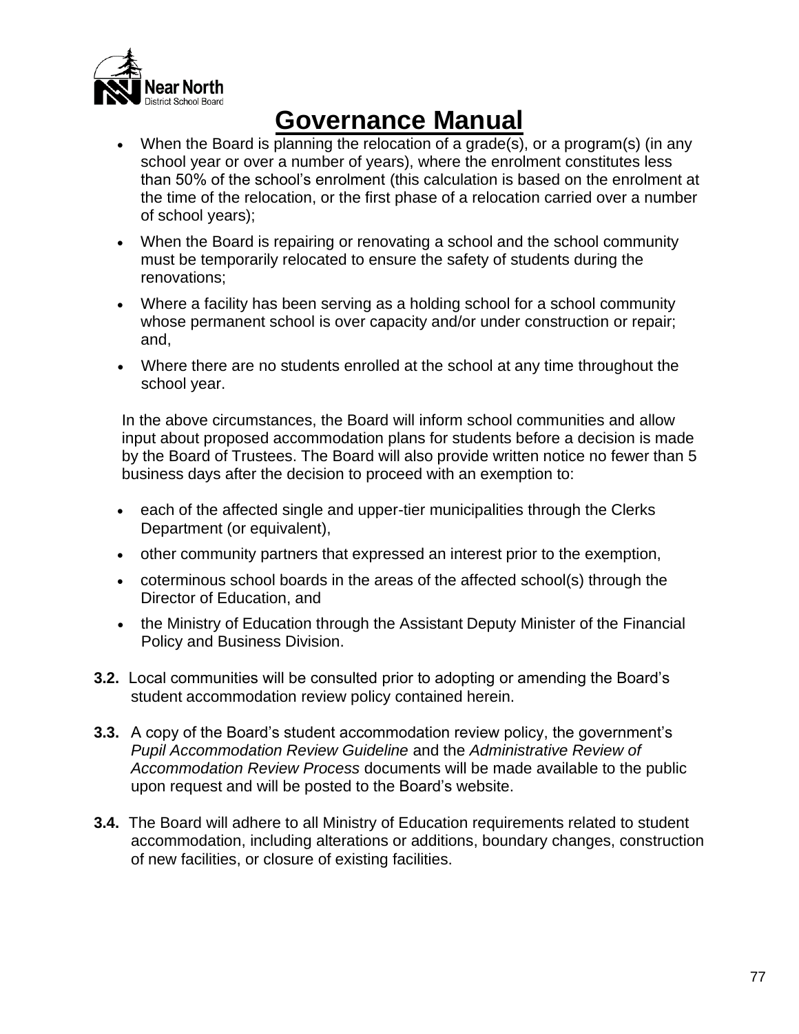- When the Board is planning the relocation of a grade(s), or a program(s) (in any school year or over a number of years), where the enrolment constitutes less than 50% of the school's enrolment (this calculation is based on the enrolment at the time of the relocation, or the first phase of a relocation carried over a number of school years);
- When the Board is repairing or renovating a school and the school community must be temporarily relocated to ensure the safety of students during the renovations;
- Where a facility has been serving as a holding school for a school community whose permanent school is over capacity and/or under construction or repair; and,
- Where there are no students enrolled at the school at any time throughout the school year.

In the above circumstances, the Board will inform school communities and allow input about proposed accommodation plans for students before a decision is made by the Board of Trustees. The Board will also provide written notice no fewer than 5 business days after the decision to proceed with an exemption to:

- each of the affected single and upper-tier municipalities through the Clerks Department (or equivalent),
- other community partners that expressed an interest prior to the exemption,
- coterminous school boards in the areas of the affected school(s) through the Director of Education, and
- the Ministry of Education through the Assistant Deputy Minister of the Financial Policy and Business Division.

**3.2.** Local communities will be consulted prior to adopting or amending the Board's student accommodation review policy contained herein.

**3.3.** A copy of the Board's student accommodation review policy, the government's *Pupil Accommodation Review Guideline* and the *Administrative Review of Accommodation Review Process* documents will be made available to the public upon request and will be posted to the Board's website.

**3.4.** The Board will adhere to all Ministry of Education requirements related to student accommodation, including alterations or additions, boundary changes, construction of new facilities, or closure of existing facilities.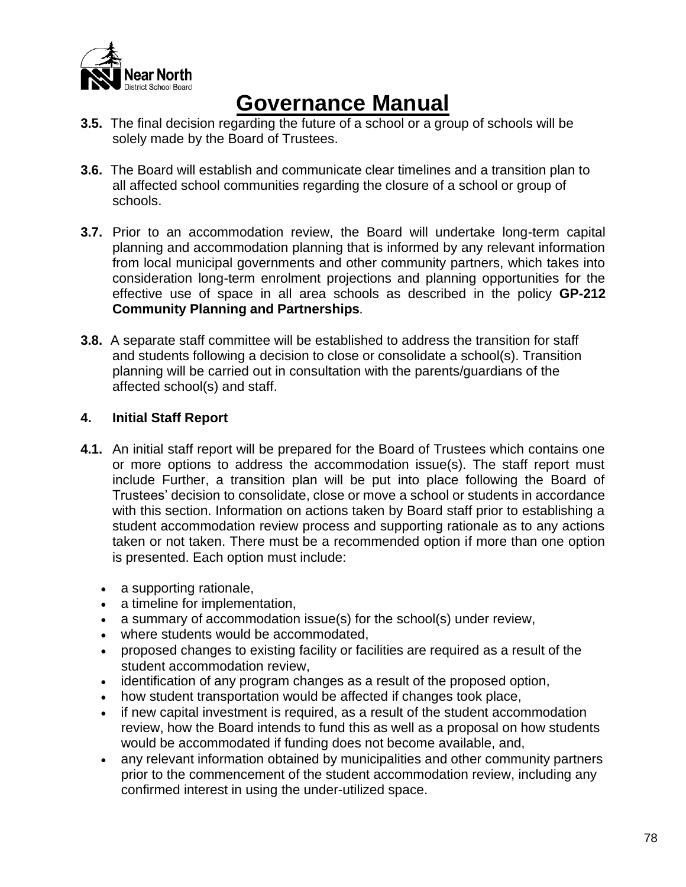**3.5.** The final decision regarding the future of a school or a group of schools will be solely made by the Board of Trustees.

**3.6.** The Board will establish and communicate clear timelines and a transition plan to all affected school communities regarding the closure of a school or group of schools.

**3.7.** Prior to an accommodation review, the Board will undertake long-term capital planning and accommodation planning that is informed by any relevant information from local municipal governments and other community partners, which takes into consideration long-term enrolment projections and planning opportunities for the effective use of space in all area schools as described in the policy **GP-212 Community Planning and Partnerships**.

**3.8.** A separate staff committee will be established to address the transition for staff and students following a decision to close or consolidate a school(s). Transition planning will be carried out in consultation with the parents/guardians of the affected school(s) and staff.

### 4. Initial Staff Report

**4.1.** An initial staff report will be prepared for the Board of Trustees which contains one or more options to address the accommodation issue(s). The staff report must include Further, a transition plan will be put into place following the Board of Trustees' decision to consolidate, close or move a school or students in accordance with this section. Information on actions taken by Board staff prior to establishing a student accommodation review process and supporting rationale as to any actions taken or not taken. There must be a recommended option if more than one option is presented. Each option must include:

- a supporting rationale,
- a timeline for implementation,
- a summary of accommodation issue(s) for the school(s) under review,
- where students would be accommodated,
- proposed changes to existing facility or facilities are required as a result of the student accommodation review,
- identification of any program changes as a result of the proposed option,
- how student transportation would be affected if changes took place,
- if new capital investment is required, as a result of the student accommodation review, how the Board intends to fund this as well as a proposal on how students would be accommodated if funding does not become available, and,
- any relevant information obtained by municipalities and other community partners prior to the commencement of the student accommodation review, including any confirmed interest in using the under-utilized space.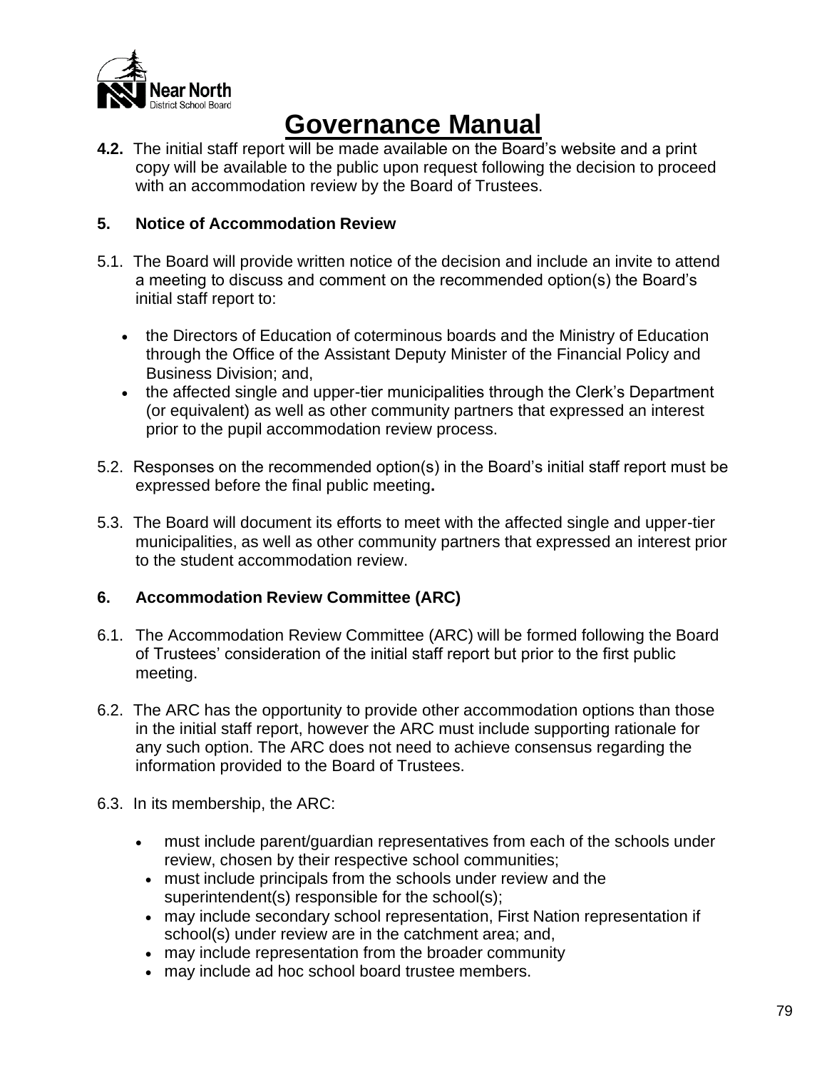**4.2.** The initial staff report will be made available on the Board's website and a print copy will be available to the public upon request following the decision to proceed with an accommodation review by the Board of Trustees.

## 5. Notice of Accommodation Review

5.1. The Board will provide written notice of the decision and include an invite to attend a meeting to discuss and comment on the recommended option(s) the Board's initial staff report to:

- the Directors of Education of coterminous boards and the Ministry of Education through the Office of the Assistant Deputy Minister of the Financial Policy and Business Division; and,
- the affected single and upper-tier municipalities through the Clerk's Department (or equivalent) as well as other community partners that expressed an interest prior to the pupil accommodation review process.

5.2. Responses on the recommended option(s) in the Board's initial staff report must be expressed before the final public meeting**.**

5.3. The Board will document its efforts to meet with the affected single and upper-tier municipalities, as well as other community partners that expressed an interest prior to the student accommodation review.

## 6. Accommodation Review Committee (ARC)

6.1. The Accommodation Review Committee (ARC) will be formed following the Board of Trustees' consideration of the initial staff report but prior to the first public meeting.

6.2. The ARC has the opportunity to provide other accommodation options than those in the initial staff report, however the ARC must include supporting rationale for any such option. The ARC does not need to achieve consensus regarding the information provided to the Board of Trustees.

6.3. In its membership, the ARC:

- must include parent/guardian representatives from each of the schools under review, chosen by their respective school communities;
- must include principals from the schools under review and the superintendent(s) responsible for the school(s);
- may include secondary school representation, First Nation representation if school(s) under review are in the catchment area; and,
- may include representation from the broader community
- may include ad hoc school board trustee members.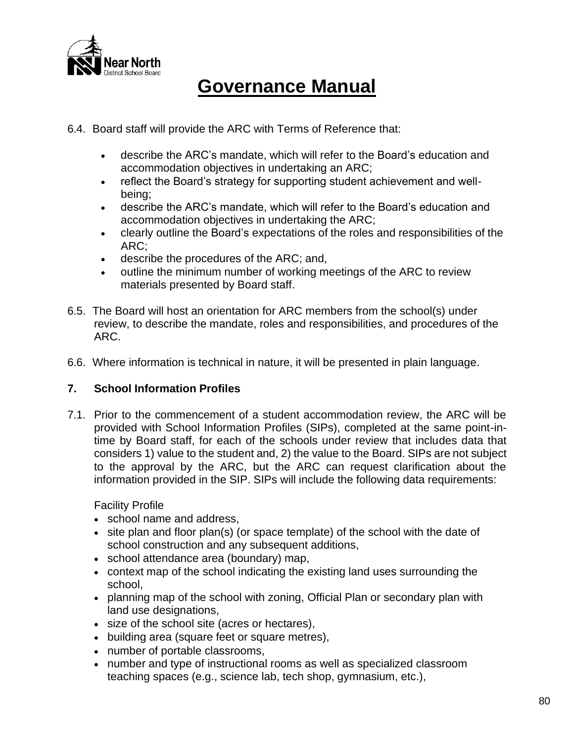# Governance Manual

6.4. Board staff will provide the ARC with Terms of Reference that:

- describe the ARC's mandate, which will refer to the Board's education and accommodation objectives in undertaking an ARC;
- reflect the Board's strategy for supporting student achievement and well-being;
- describe the ARC's mandate, which will refer to the Board's education and accommodation objectives in undertaking the ARC;
- clearly outline the Board's expectations of the roles and responsibilities of the ARC;
- describe the procedures of the ARC; and,
- outline the minimum number of working meetings of the ARC to review materials presented by Board staff.

6.5. The Board will host an orientation for ARC members from the school(s) under review, to describe the mandate, roles and responsibilities, and procedures of the ARC.

6.6. Where information is technical in nature, it will be presented in plain language.

**7. School Information Profiles**

7.1. Prior to the commencement of a student accommodation review, the ARC will be provided with School Information Profiles (SIPs), completed at the same point-in-time by Board staff, for each of the schools under review that includes data that considers 1) value to the student and, 2) the value to the Board. SIPs are not subject to the approval by the ARC, but the ARC can request clarification about the information provided in the SIP. SIPs will include the following data requirements:

Facility Profile

- school name and address,
- site plan and floor plan(s) (or space template) of the school with the date of school construction and any subsequent additions,
- school attendance area (boundary) map,
- context map of the school indicating the existing land uses surrounding the school,
- planning map of the school with zoning, Official Plan or secondary plan with land use designations,
- size of the school site (acres or hectares),
- building area (square feet or square metres),
- number of portable classrooms,
- number and type of instructional rooms as well as specialized classroom teaching spaces (e.g., science lab, tech shop, gymnasium, etc.),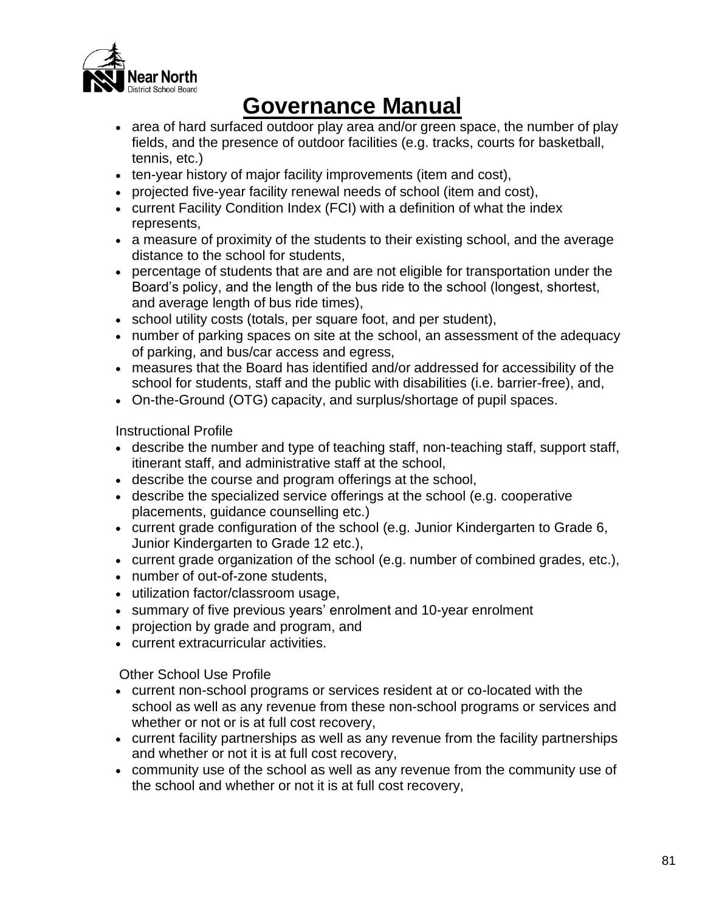- area of hard surfaced outdoor play area and/or green space, the number of play fields, and the presence of outdoor facilities (e.g. tracks, courts for basketball, tennis, etc.)
- ten-year history of major facility improvements (item and cost),
- projected five-year facility renewal needs of school (item and cost),
- current Facility Condition Index (FCI) with a definition of what the index represents,
- a measure of proximity of the students to their existing school, and the average distance to the school for students,
- percentage of students that are and are not eligible for transportation under the Board's policy, and the length of the bus ride to the school (longest, shortest, and average length of bus ride times),
- school utility costs (totals, per square foot, and per student),
- number of parking spaces on site at the school, an assessment of the adequacy of parking, and bus/car access and egress,
- measures that the Board has identified and/or addressed for accessibility of the school for students, staff and the public with disabilities (i.e. barrier-free), and,
- On-the-Ground (OTG) capacity, and surplus/shortage of pupil spaces.

Instructional Profile

- describe the number and type of teaching staff, non-teaching staff, support staff, itinerant staff, and administrative staff at the school,
- describe the course and program offerings at the school,
- describe the specialized service offerings at the school (e.g. cooperative placements, guidance counselling etc.)
- current grade configuration of the school (e.g. Junior Kindergarten to Grade 6, Junior Kindergarten to Grade 12 etc.),
- current grade organization of the school (e.g. number of combined grades, etc.),
- number of out-of-zone students,
- utilization factor/classroom usage,
- summary of five previous years' enrolment and 10-year enrolment
- projection by grade and program, and
- current extracurricular activities.

Other School Use Profile

- current non-school programs or services resident at or co-located with the school as well as any revenue from these non-school programs or services and whether or not or is at full cost recovery,
- current facility partnerships as well as any revenue from the facility partnerships and whether or not it is at full cost recovery,
- community use of the school as well as any revenue from the community use of the school and whether or not it is at full cost recovery,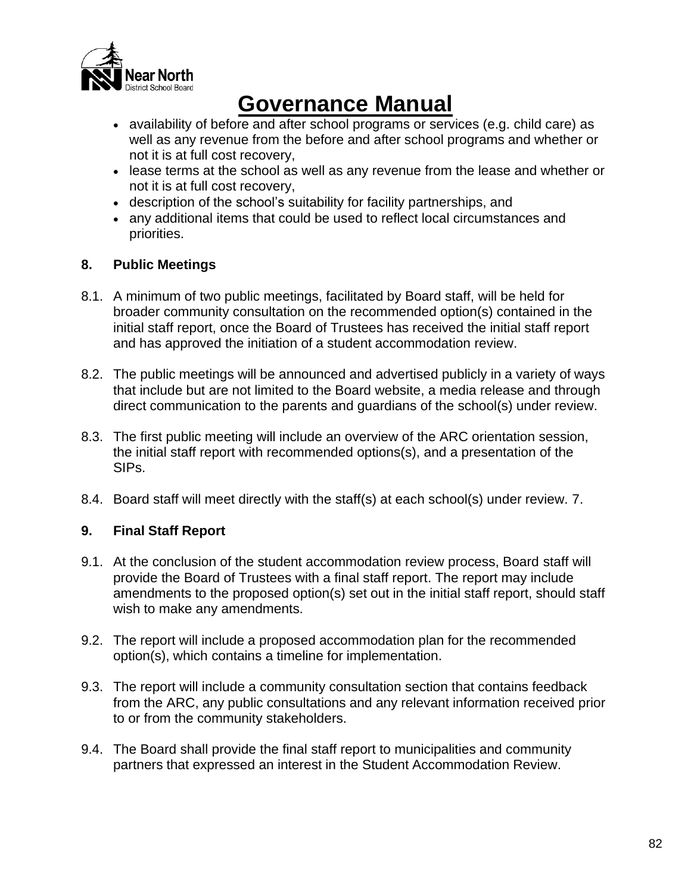- availability of before and after school programs or services (e.g. child care) as well as any revenue from the before and after school programs and whether or not it is at full cost recovery,
- lease terms at the school as well as any revenue from the lease and whether or not it is at full cost recovery,
- description of the school's suitability for facility partnerships, and
- any additional items that could be used to reflect local circumstances and priorities.

**8. Public Meetings**

8.1. A minimum of two public meetings, facilitated by Board staff, will be held for broader community consultation on the recommended option(s) contained in the initial staff report, once the Board of Trustees has received the initial staff report and has approved the initiation of a student accommodation review.

8.2. The public meetings will be announced and advertised publicly in a variety of ways that include but are not limited to the Board website, a media release and through direct communication to the parents and guardians of the school(s) under review.

8.3. The first public meeting will include an overview of the ARC orientation session, the initial staff report with recommended options(s), and a presentation of the SIPs.

8.4. Board staff will meet directly with the staff(s) at each school(s) under review. 7.

**9. Final Staff Report**

9.1. At the conclusion of the student accommodation review process, Board staff will provide the Board of Trustees with a final staff report. The report may include amendments to the proposed option(s) set out in the initial staff report, should staff wish to make any amendments.

9.2. The report will include a proposed accommodation plan for the recommended option(s), which contains a timeline for implementation.

9.3. The report will include a community consultation section that contains feedback from the ARC, any public consultations and any relevant information received prior to or from the community stakeholders.

9.4. The Board shall provide the final staff report to municipalities and community partners that expressed an interest in the Student Accommodation Review.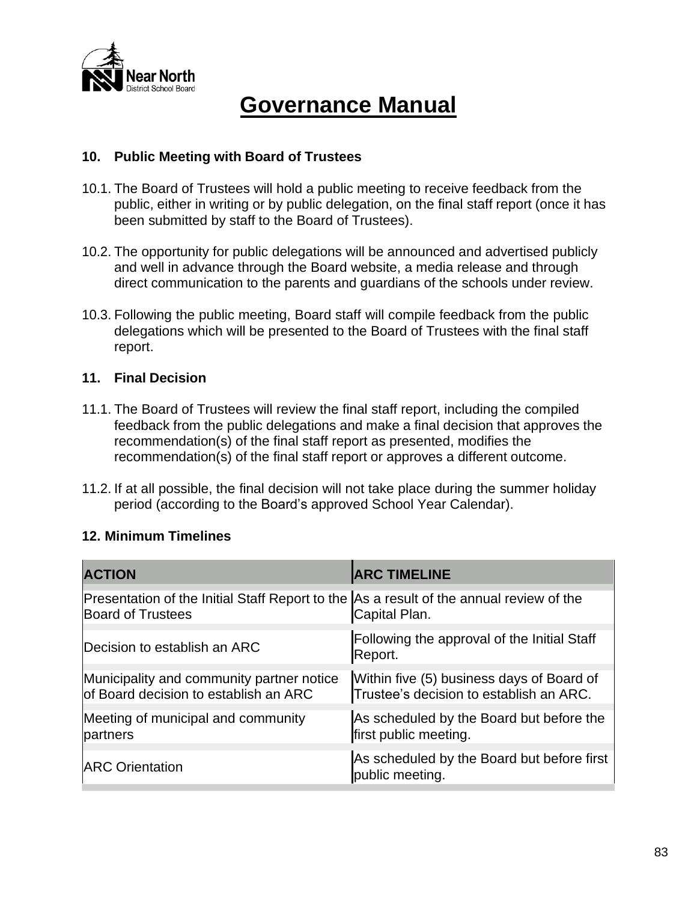# Governance Manual

### 10. Public Meeting with Board of Trustees

10.1. The Board of Trustees will hold a public meeting to receive feedback from the public, either in writing or by public delegation, on the final staff report (once it has been submitted by staff to the Board of Trustees).

10.2. The opportunity for public delegations will be announced and advertised publicly and well in advance through the Board website, a media release and through direct communication to the parents and guardians of the schools under review.

10.3. Following the public meeting, Board staff will compile feedback from the public delegations which will be presented to the Board of Trustees with the final staff report.

### 11. Final Decision

11.1. The Board of Trustees will review the final staff report, including the compiled feedback from the public delegations and make a final decision that approves the recommendation(s) of the final staff report as presented, modifies the recommendation(s) of the final staff report or approves a different outcome.

11.2. If at all possible, the final decision will not take place during the summer holiday period (according to the Board's approved School Year Calendar).

### 12. Minimum Timelines

| ACTION | ARC TIMELINE |
|---|---|
| Presentation of the Initial Staff Report to the Board of Trustees | As a result of the annual review of the Capital Plan. |
| Decision to establish an ARC | Following the approval of the Initial Staff Report. |
| Municipality and community partner notice of Board decision to establish an ARC | Within five (5) business days of Board of Trustee's decision to establish an ARC. |
| Meeting of municipal and community partners | As scheduled by the Board but before the first public meeting. |
| ARC Orientation | As scheduled by the Board but before first public meeting. |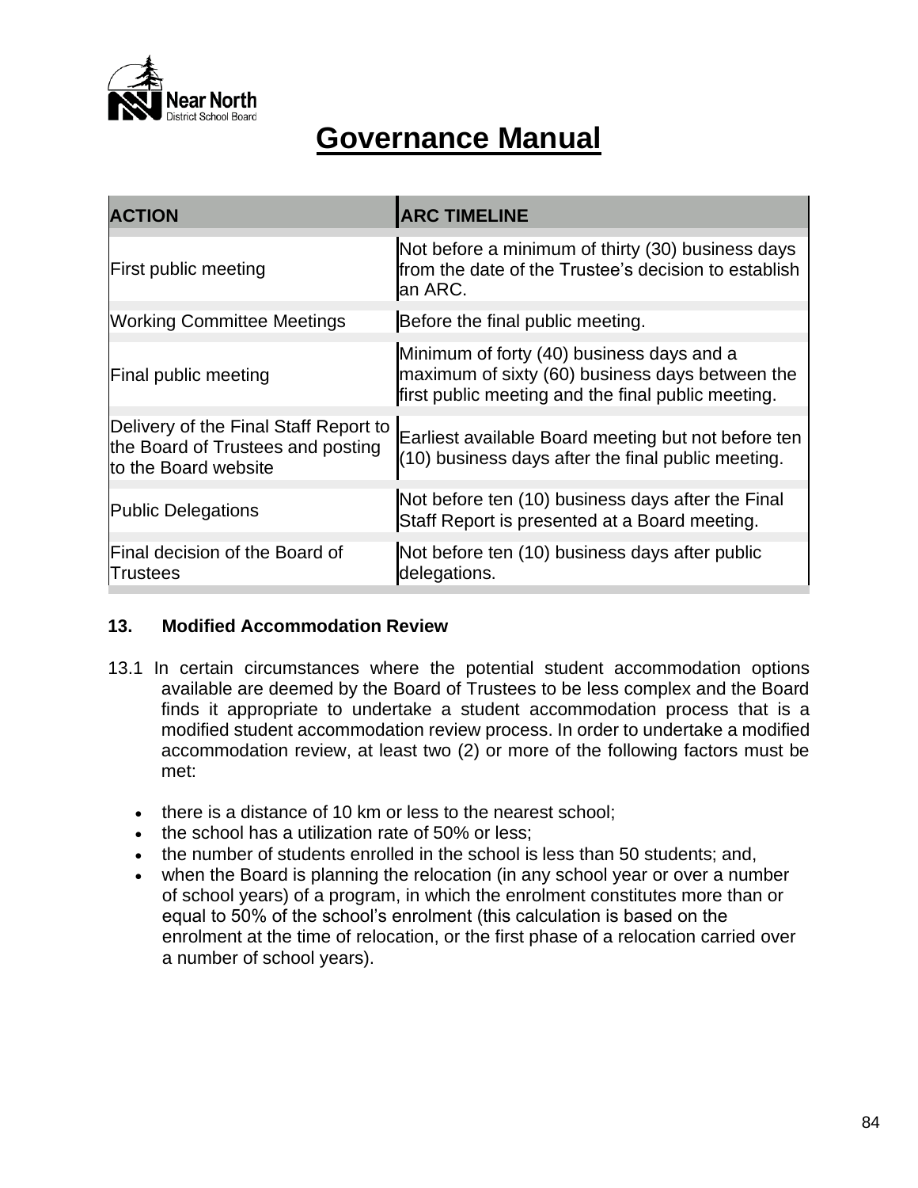# Governance Manual

| ACTION | ARC TIMELINE |
|---|---|
| First public meeting | Not before a minimum of thirty (30) business days from the date of the Trustee's decision to establish an ARC. |
| Working Committee Meetings | Before the final public meeting. |
| Final public meeting | Minimum of forty (40) business days and a maximum of sixty (60) business days between the first public meeting and the final public meeting. |
| Delivery of the Final Staff Report to the Board of Trustees and posting to the Board website | Earliest available Board meeting but not before ten (10) business days after the final public meeting. |
| Public Delegations | Not before ten (10) business days after the Final Staff Report is presented at a Board meeting. |
| Final decision of the Board of Trustees | Not before ten (10) business days after public delegations. |

**13. Modified Accommodation Review**

13.1 In certain circumstances where the potential student accommodation options available are deemed by the Board of Trustees to be less complex and the Board finds it appropriate to undertake a student accommodation process that is a modified student accommodation review process. In order to undertake a modified accommodation review, at least two (2) or more of the following factors must be met:

- there is a distance of 10 km or less to the nearest school;
- the school has a utilization rate of 50% or less;
- the number of students enrolled in the school is less than 50 students; and,
- when the Board is planning the relocation (in any school year or over a number of school years) of a program, in which the enrolment constitutes more than or equal to 50% of the school's enrolment (this calculation is based on the enrolment at the time of relocation, or the first phase of a relocation carried over a number of school years).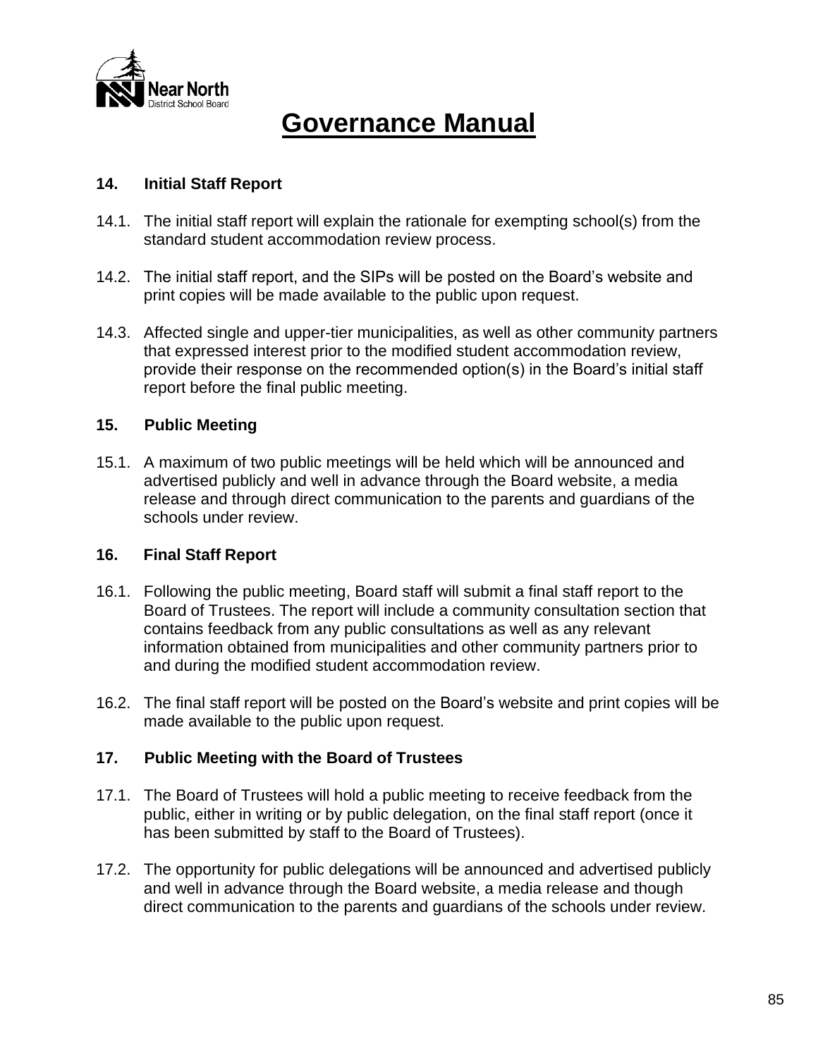# Governance Manual

## 14. Initial Staff Report

14.1. The initial staff report will explain the rationale for exempting school(s) from the standard student accommodation review process.

14.2. The initial staff report, and the SIPs will be posted on the Board's website and print copies will be made available to the public upon request.

14.3. Affected single and upper-tier municipalities, as well as other community partners that expressed interest prior to the modified student accommodation review, provide their response on the recommended option(s) in the Board's initial staff report before the final public meeting.

## 15. Public Meeting

15.1. A maximum of two public meetings will be held which will be announced and advertised publicly and well in advance through the Board website, a media release and through direct communication to the parents and guardians of the schools under review.

## 16. Final Staff Report

16.1. Following the public meeting, Board staff will submit a final staff report to the Board of Trustees. The report will include a community consultation section that contains feedback from any public consultations as well as any relevant information obtained from municipalities and other community partners prior to and during the modified student accommodation review.

16.2. The final staff report will be posted on the Board's website and print copies will be made available to the public upon request.

## 17. Public Meeting with the Board of Trustees

17.1. The Board of Trustees will hold a public meeting to receive feedback from the public, either in writing or by public delegation, on the final staff report (once it has been submitted by staff to the Board of Trustees).

17.2. The opportunity for public delegations will be announced and advertised publicly and well in advance through the Board website, a media release and though direct communication to the parents and guardians of the schools under review.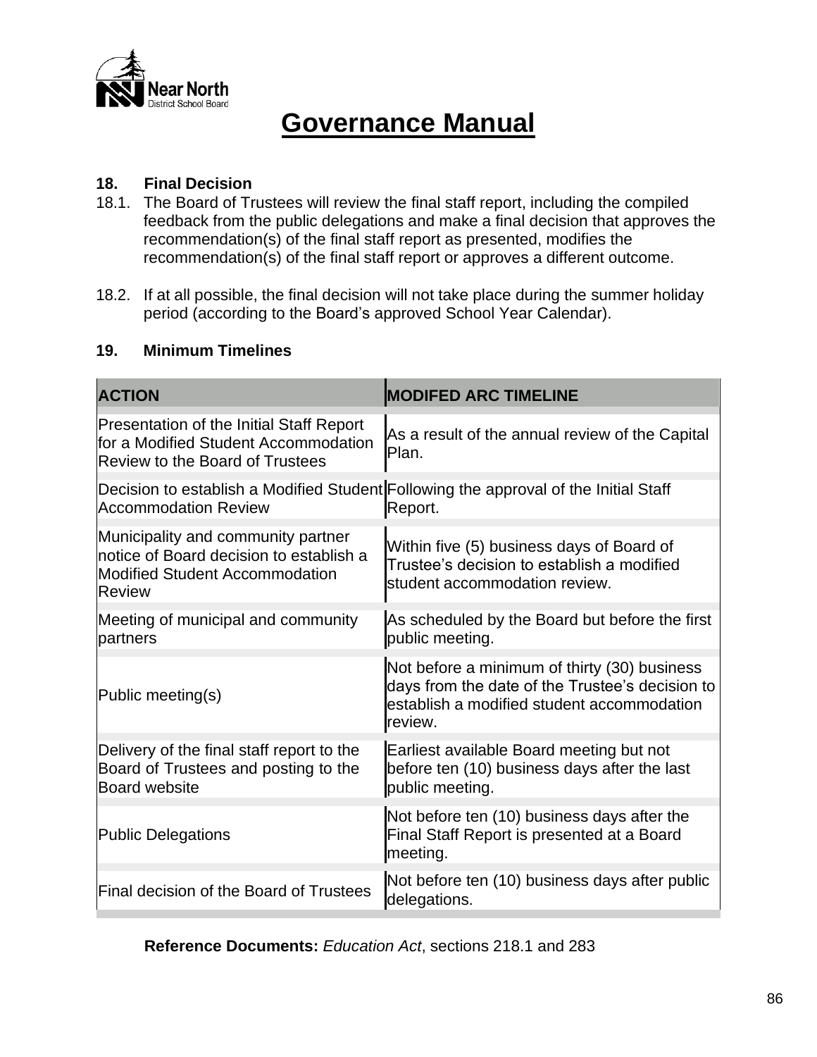# Governance Manual

**18. Final Decision**

18.1. The Board of Trustees will review the final staff report, including the compiled feedback from the public delegations and make a final decision that approves the recommendation(s) of the final staff report as presented, modifies the recommendation(s) of the final staff report or approves a different outcome.

18.2. If at all possible, the final decision will not take place during the summer holiday period (according to the Board's approved School Year Calendar).

**19. Minimum Timelines**

| ACTION | MODIFED ARC TIMELINE |
|---|---|
| Presentation of the Initial Staff Report for a Modified Student Accommodation Review to the Board of Trustees | As a result of the annual review of the Capital Plan. |
| Decision to establish a Modified Student Accommodation Review | Following the approval of the Initial Staff Report. |
| Municipality and community partner notice of Board decision to establish a Modified Student Accommodation Review | Within five (5) business days of Board of Trustee's decision to establish a modified student accommodation review. |
| Meeting of municipal and community partners | As scheduled by the Board but before the first public meeting. |
| Public meeting(s) | Not before a minimum of thirty (30) business days from the date of the Trustee's decision to establish a modified student accommodation review. |
| Delivery of the final staff report to the Board of Trustees and posting to the Board website | Earliest available Board meeting but not before ten (10) business days after the last public meeting. |
| Public Delegations | Not before ten (10) business days after the Final Staff Report is presented at a Board meeting. |
| Final decision of the Board of Trustees | Not before ten (10) business days after public delegations. |

**Reference Documents:** *Education Act*, sections 218.1 and 283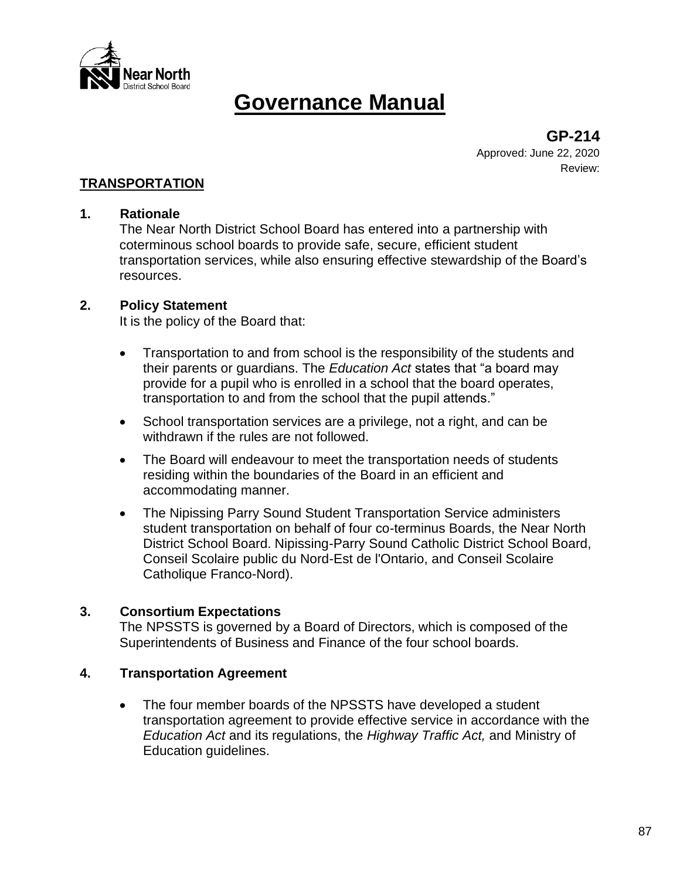# Governance Manual

**GP-214**
Approved: June 22, 2020
Review:

## TRANSPORTATION

### 1. Rationale

The Near North District School Board has entered into a partnership with coterminous school boards to provide safe, secure, efficient student transportation services, while also ensuring effective stewardship of the Board's resources.

### 2. Policy Statement

It is the policy of the Board that:

- Transportation to and from school is the responsibility of the students and their parents or guardians. The *Education Act* states that "a board may provide for a pupil who is enrolled in a school that the board operates, transportation to and from the school that the pupil attends."
- School transportation services are a privilege, not a right, and can be withdrawn if the rules are not followed.
- The Board will endeavour to meet the transportation needs of students residing within the boundaries of the Board in an efficient and accommodating manner.
- The Nipissing Parry Sound Student Transportation Service administers student transportation on behalf of four co-terminus Boards, the Near North District School Board. Nipissing-Parry Sound Catholic District School Board, Conseil Scolaire public du Nord-Est de l'Ontario, and Conseil Scolaire Catholique Franco-Nord).

### 3. Consortium Expectations

The NPSSTS is governed by a Board of Directors, which is composed of the Superintendents of Business and Finance of the four school boards.

### 4. Transportation Agreement

- The four member boards of the NPSSTS have developed a student transportation agreement to provide effective service in accordance with the *Education Act* and its regulations, the *Highway Traffic Act,* and Ministry of Education guidelines.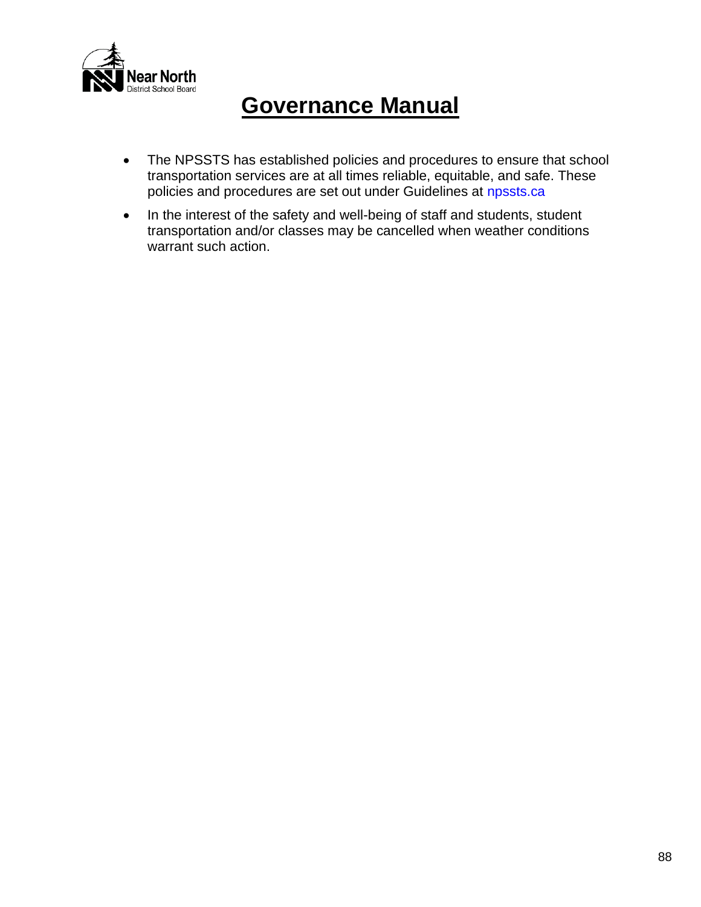# Governance Manual

- The NPSSTS has established policies and procedures to ensure that school transportation services are at all times reliable, equitable, and safe. These policies and procedures are set out under Guidelines at npssts.ca
- In the interest of the safety and well-being of staff and students, student transportation and/or classes may be cancelled when weather conditions warrant such action.